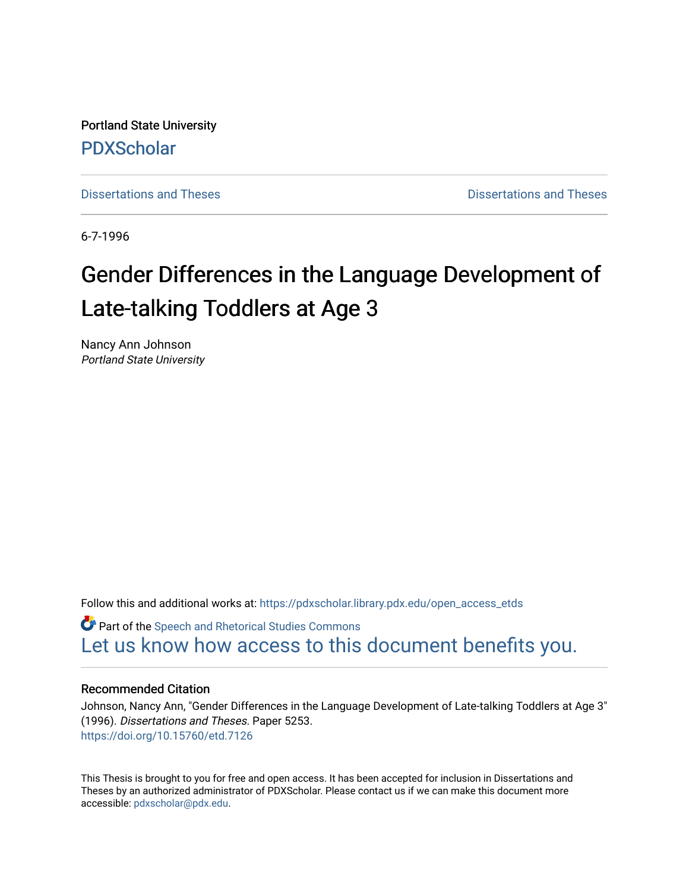Portland State University

PDXScholar

Dissertations and Theses Dissertations and Theses

6-7-1996

# Gender Differences in the Language Development of Late-talking Toddlers at Age 3

Nancy Ann Johnson
*Portland State University*

Follow this and additional works at: https://pdxscholar.library.pdx.edu/open_access_etds

Part of the Speech and Rhetorical Studies Commons

Let us know how access to this document benefits you.

## Recommended Citation

Johnson, Nancy Ann, "Gender Differences in the Language Development of Late-talking Toddlers at Age 3" (1996). *Dissertations and Theses.* Paper 5253.
https://doi.org/10.15760/etd.7126

This Thesis is brought to you for free and open access. It has been accepted for inclusion in Dissertations and Theses by an authorized administrator of PDXScholar. Please contact us if we can make this document more accessible: pdxscholar@pdx.edu.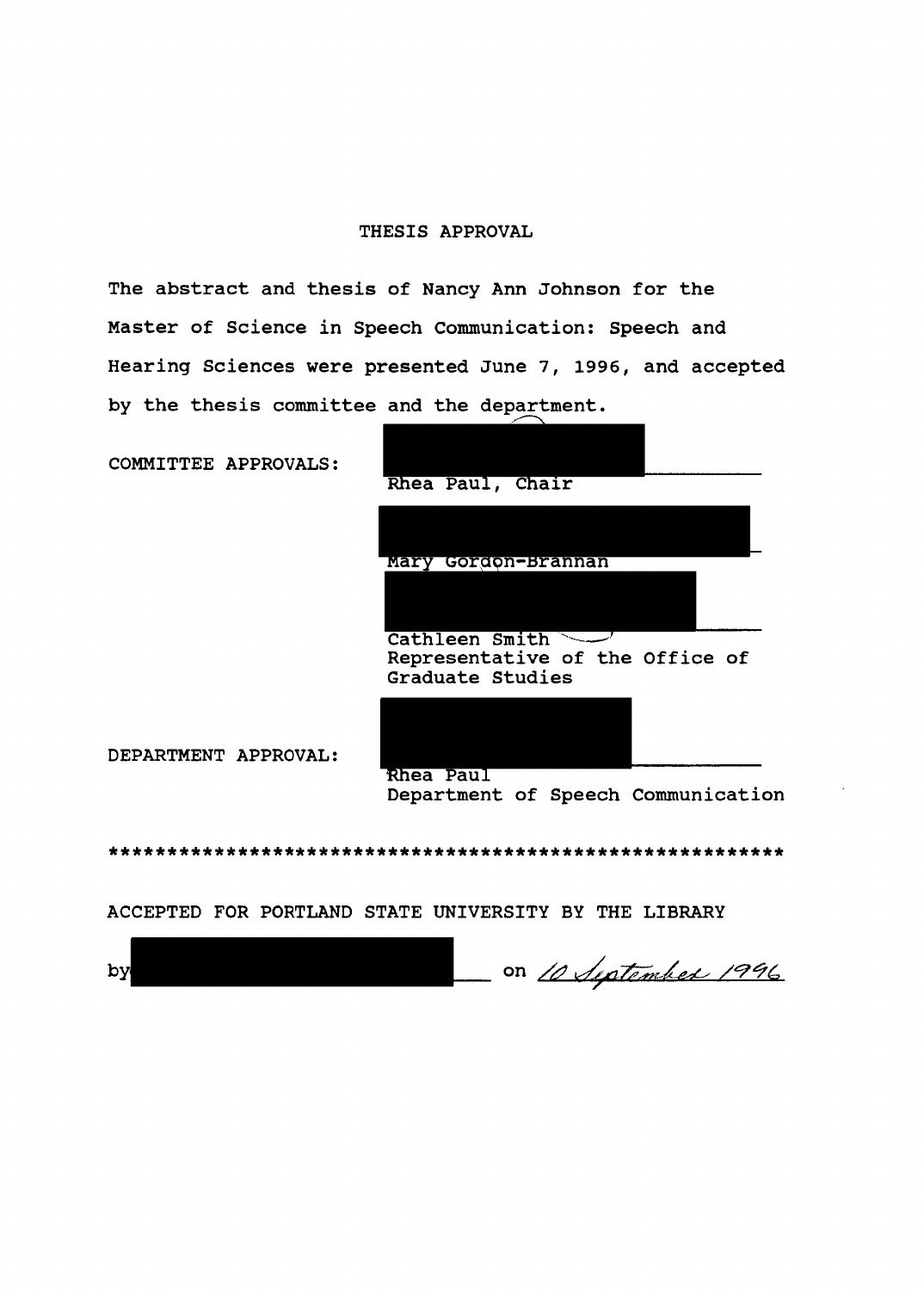# THESIS APPROVAL

The abstract and thesis of Nancy Ann Johnson for the Master of Science in Speech Communication: Speech and Hearing Sciences were presented June 7, 1996, and accepted by the thesis committee and the department.

COMMITTEE APPROVALS:

Rhea Paul, Chair

Mary Gordon-Brannan

Cathleen Smith
Representative of the Office of Graduate Studies

DEPARTMENT APPROVAL:

Rhea Paul
Department of Speech Communication

************************************************************

ACCEPTED FOR PORTLAND STATE UNIVERSITY BY THE LIBRARY

by ________________ on *10 September 1996*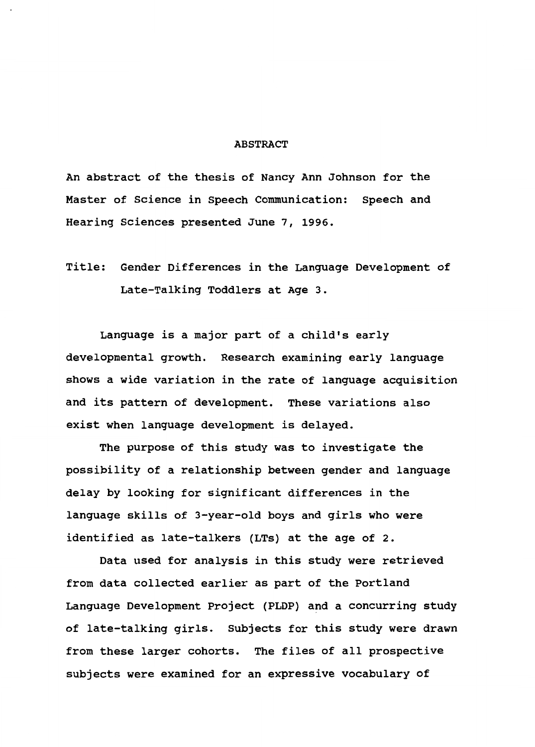# ABSTRACT

An abstract of the thesis of Nancy Ann Johnson for the Master of Science in Speech Communication: Speech and Hearing Sciences presented June 7, 1996.

Title: Gender Differences in the Language Development of Late-Talking Toddlers at Age 3.

Language is a major part of a child's early developmental growth. Research examining early language shows a wide variation in the rate of language acquisition and its pattern of development. These variations also exist when language development is delayed.

The purpose of this study was to investigate the possibility of a relationship between gender and language delay by looking for significant differences in the language skills of 3-year-old boys and girls who were identified as late-talkers (LTs) at the age of 2.

Data used for analysis in this study were retrieved from data collected earlier as part of the Portland Language Development Project (PLDP) and a concurring study of late-talking girls. Subjects for this study were drawn from these larger cohorts. The files of all prospective subjects were examined for an expressive vocabulary of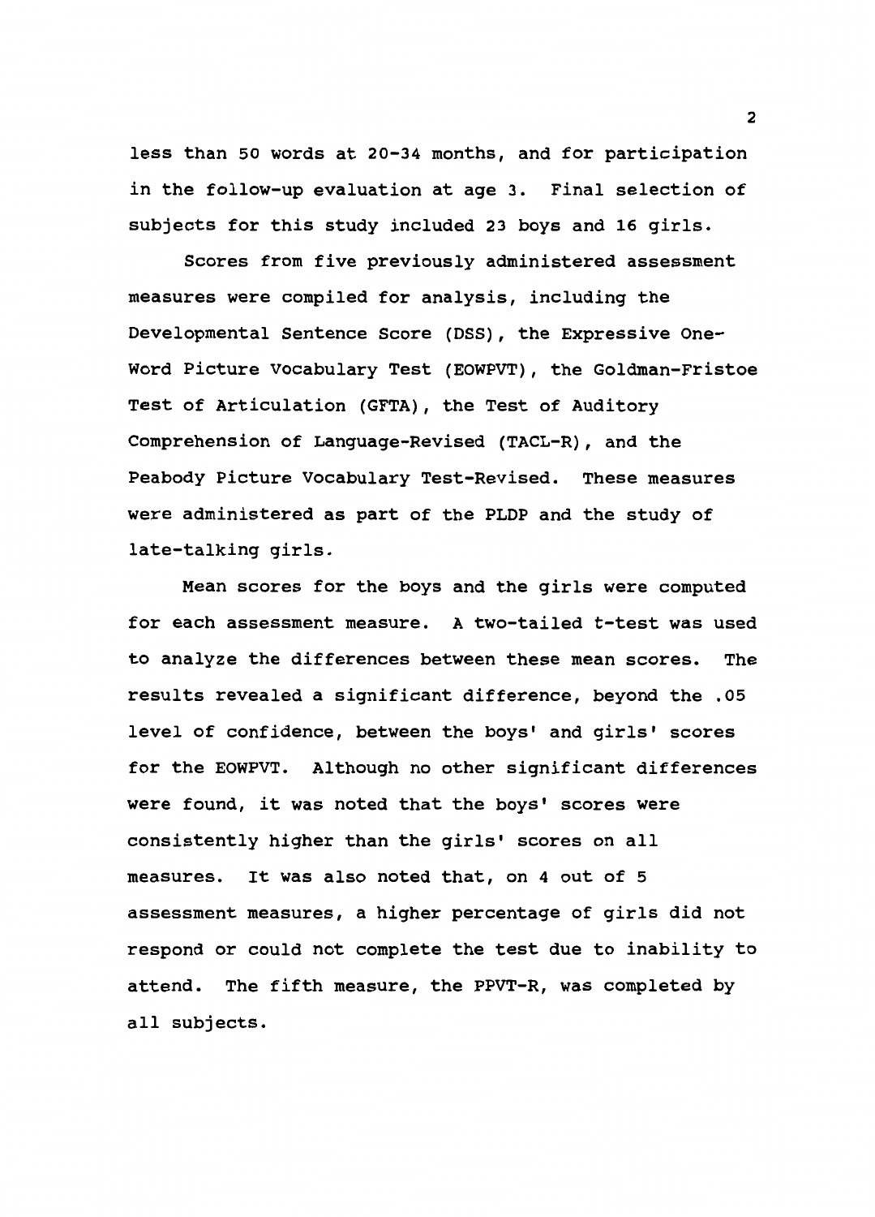less than 50 words at 20-34 months, and for participation in the follow-up evaluation at age 3. Final selection of subjects for this study included 23 boys and 16 girls.

Scores from five previously administered assessment measures were compiled for analysis, including the Developmental Sentence Score (DSS), the Expressive One-Word Picture Vocabulary Test (EOWPVT), the Goldman-Fristoe Test of Articulation (GFTA), the Test of Auditory Comprehension of Language-Revised (TACL-R), and the Peabody Picture Vocabulary Test-Revised. These measures were administered as part of the PLDP and the study of late-talking girls.

Mean scores for the boys and the girls were computed for each assessment measure. A two-tailed t-test was used to analyze the differences between these mean scores. The results revealed a significant difference, beyond the .05 level of confidence, between the boys' and girls' scores for the EOWPVT. Although no other significant differences were found, it was noted that the boys' scores were consistently higher than the girls' scores on all measures. It was also noted that, on 4 out of 5 assessment measures, a higher percentage of girls did not respond or could not complete the test due to inability to attend. The fifth measure, the PPVT-R, was completed by all subjects.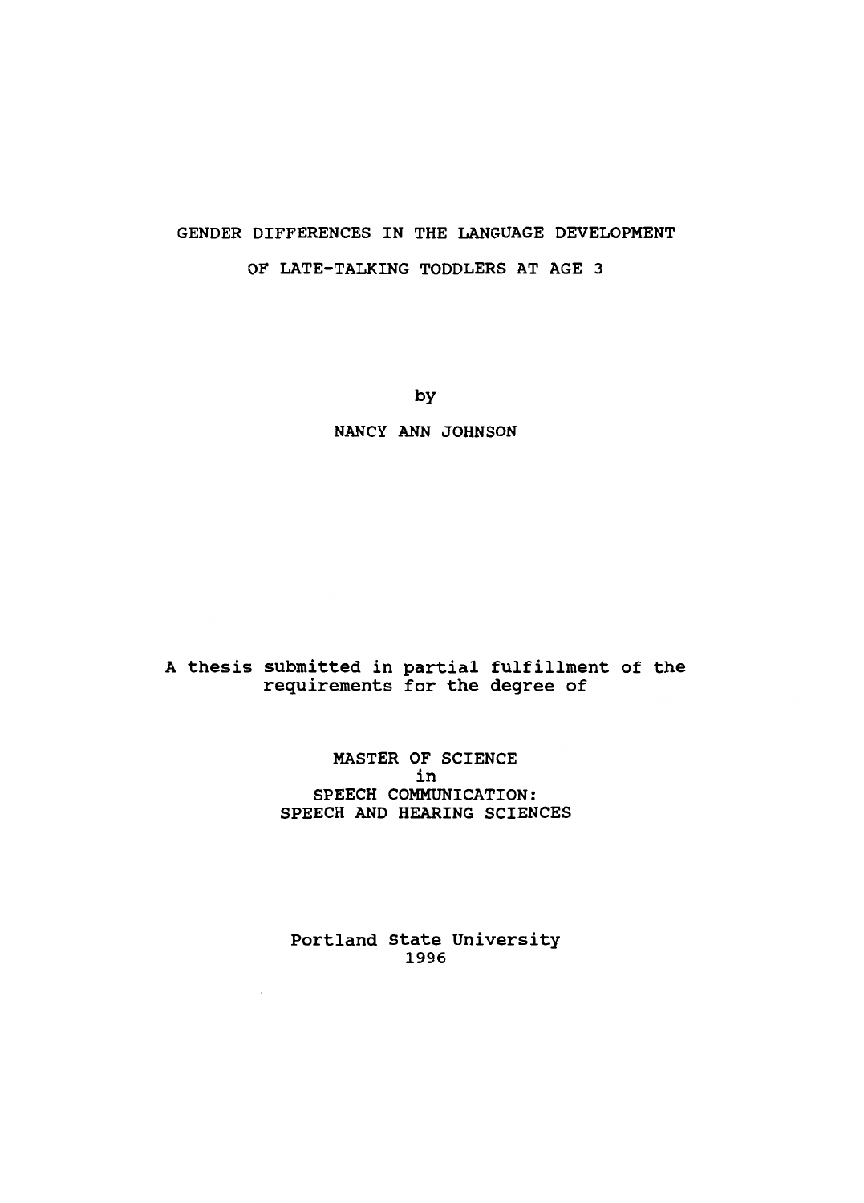# GENDER DIFFERENCES IN THE LANGUAGE DEVELOPMENT OF LATE-TALKING TODDLERS AT AGE 3

by

NANCY ANN JOHNSON

A thesis submitted in partial fulfillment of the requirements for the degree of

MASTER OF SCIENCE
in
SPEECH COMMUNICATION:
SPEECH AND HEARING SCIENCES

Portland State University
1996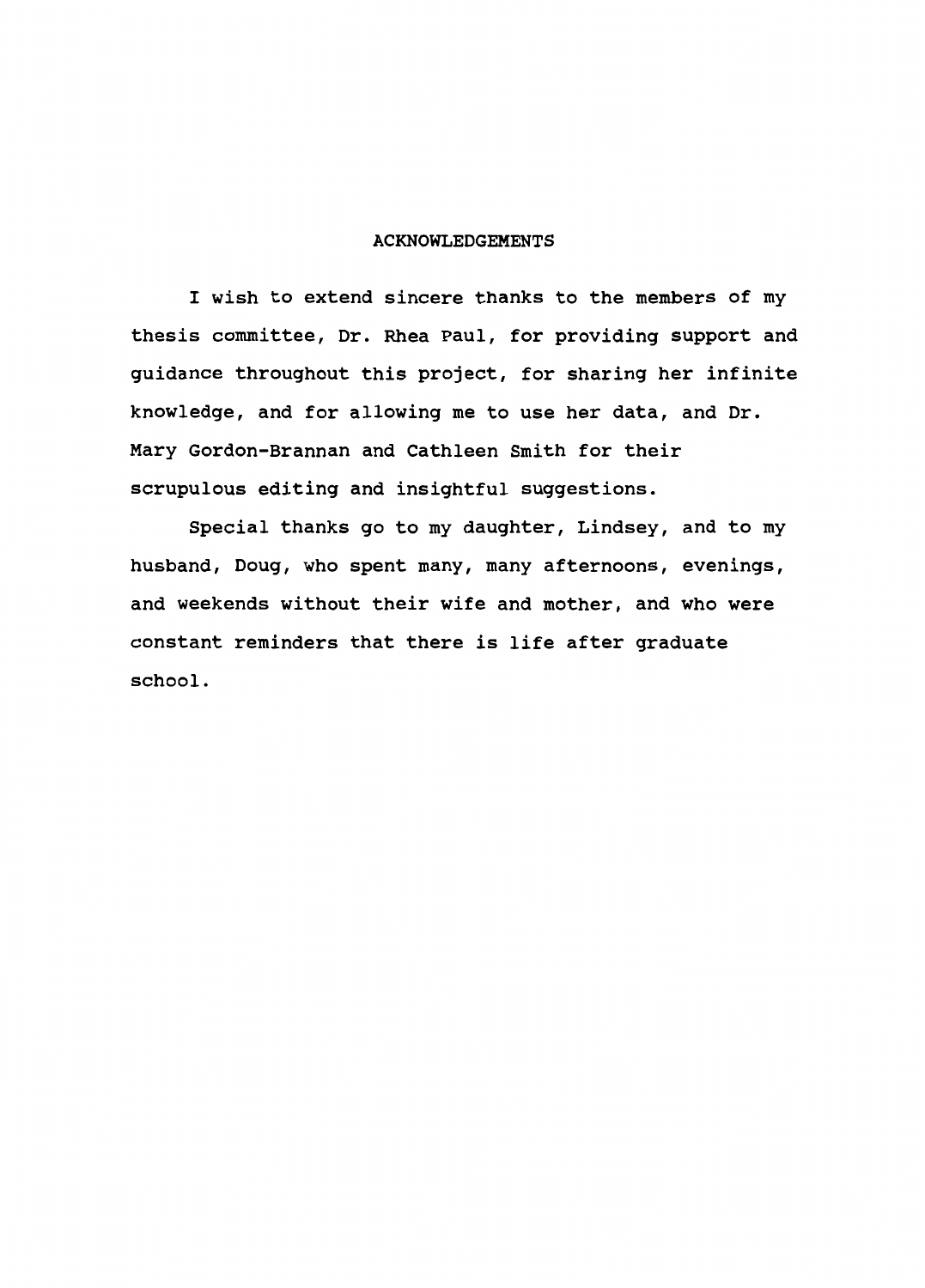## ACKNOWLEDGEMENTS

I wish to extend sincere thanks to the members of my thesis committee, Dr. Rhea Paul, for providing support and guidance throughout this project, for sharing her infinite knowledge, and for allowing me to use her data, and Dr. Mary Gordon-Brannan and Cathleen Smith for their scrupulous editing and insightful suggestions.

Special thanks go to my daughter, Lindsey, and to my husband, Doug, who spent many, many afternoons, evenings, and weekends without their wife and mother, and who were constant reminders that there is life after graduate school.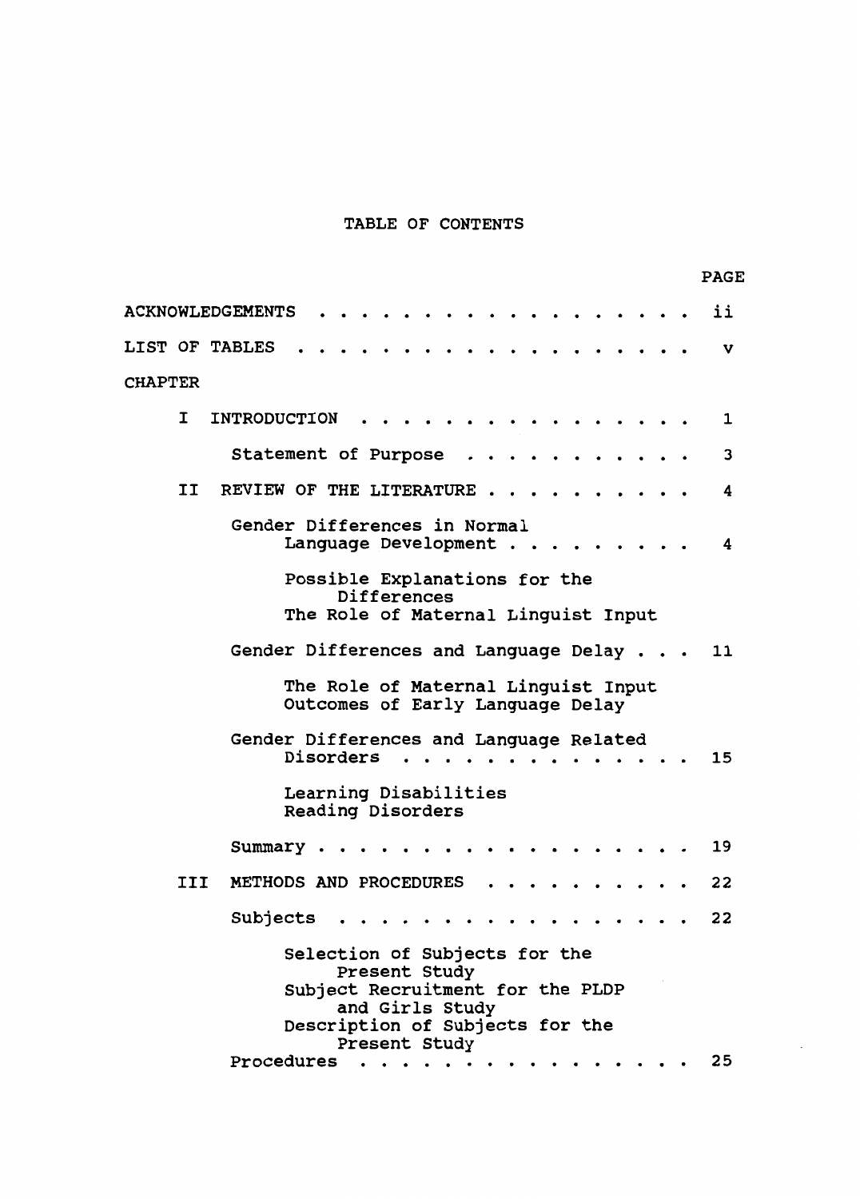# TABLE OF CONTENTS

| | PAGE |
|---|---|
| ACKNOWLEDGEMENTS | ii |
| LIST OF TABLES | v |
| CHAPTER | |
| I INTRODUCTION | 1 |
| Statement of Purpose | 3 |
| II REVIEW OF THE LITERATURE | 4 |
| Gender Differences in Normal Language Development | 4 |
| Possible Explanations for the Differences | |
| The Role of Maternal Linguist Input | |
| Gender Differences and Language Delay | 11 |
| The Role of Maternal Linguist Input | |
| Outcomes of Early Language Delay | |
| Gender Differences and Language Related Disorders | 15 |
| Learning Disabilities | |
| Reading Disorders | |
| Summary | 19 |
| III METHODS AND PROCEDURES | 22 |
| Subjects | 22 |
| Selection of Subjects for the Present Study | |
| Subject Recruitment for the PLDP and Girls Study | |
| Description of Subjects for the Present Study | |
| Procedures | 25 |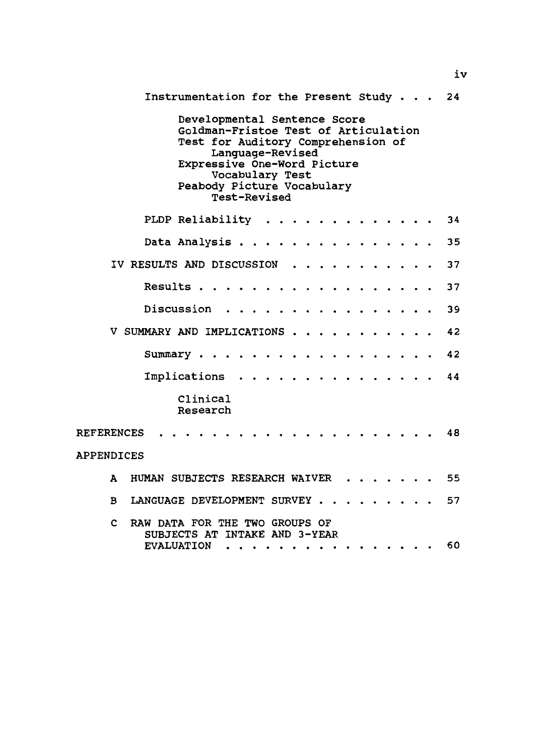Instrumentation for the Present Study . . . 24

- Developmental Sentence Score
- Goldman-Fristoe Test of Articulation
- Test for Auditory Comprehension of Language-Revised
- Expressive One-Word Picture Vocabulary Test
- Peabody Picture Vocabulary Test-Revised

PLDP Reliability . . . . . . . . . . . . . 34

Data Analysis . . . . . . . . . . . . . . 35

IV RESULTS AND DISCUSSION . . . . . . . . . . . 37

Results . . . . . . . . . . . . . . . . . 37

Discussion . . . . . . . . . . . . . . . 39

V SUMMARY AND IMPLICATIONS . . . . . . . . . . . 42

Summary . . . . . . . . . . . . . . . . . 42

Implications . . . . . . . . . . . . . . . 44

- Clinical
- Research

REFERENCES . . . . . . . . . . . . . . . . . . . . . 48

APPENDICES

A HUMAN SUBJECTS RESEARCH WAIVER . . . . . . . . 55

B LANGUAGE DEVELOPMENT SURVEY . . . . . . . . . 57

C RAW DATA FOR THE TWO GROUPS OF SUBJECTS AT INTAKE AND 3-YEAR EVALUATION . . . . . . . . . . . . . . . 60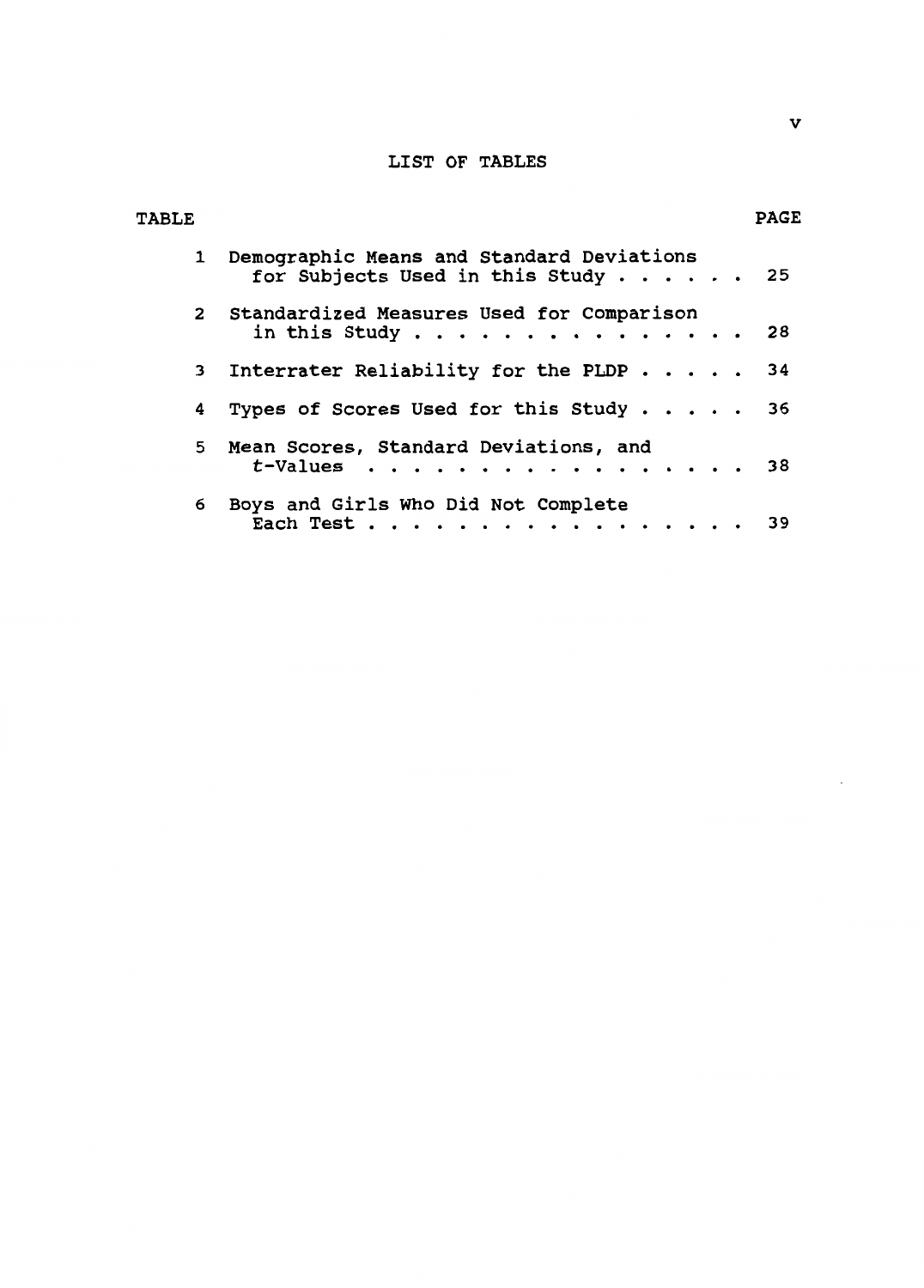# LIST OF TABLES

| TABLE | | PAGE |
|---|---|---|
| 1 | Demographic Means and Standard Deviations for Subjects Used in this Study | 25 |
| 2 | Standardized Measures Used for Comparison in this Study | 28 |
| 3 | Interrater Reliability for the PLDP | 34 |
| 4 | Types of Scores Used for this Study | 36 |
| 5 | Mean Scores, Standard Deviations, and *t*-Values | 38 |
| 6 | Boys and Girls Who Did Not Complete Each Test | 39 |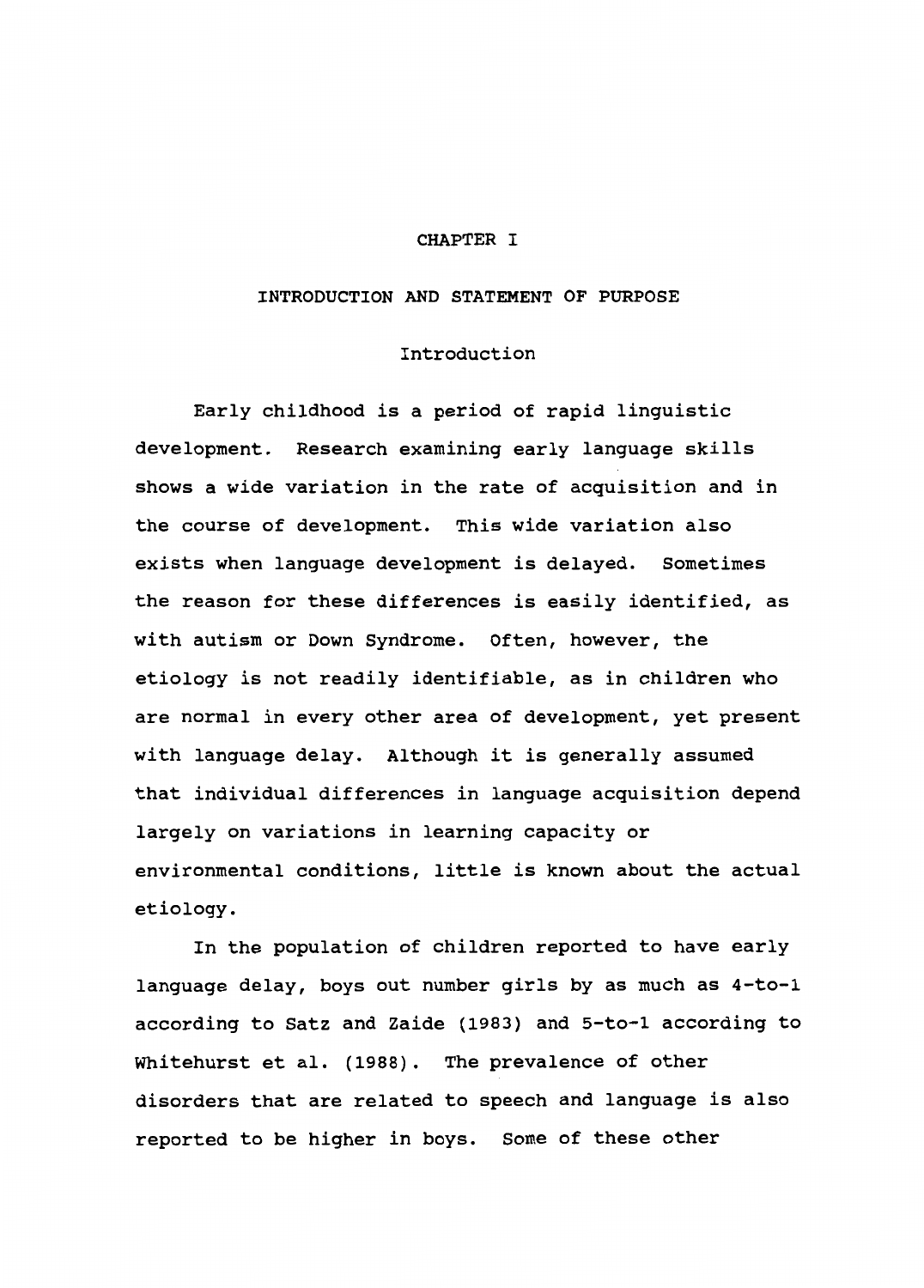# CHAPTER I

## INTRODUCTION AND STATEMENT OF PURPOSE

### Introduction

Early childhood is a period of rapid linguistic development. Research examining early language skills shows a wide variation in the rate of acquisition and in the course of development. This wide variation also exists when language development is delayed. Sometimes the reason for these differences is easily identified, as with autism or Down Syndrome. Often, however, the etiology is not readily identifiable, as in children who are normal in every other area of development, yet present with language delay. Although it is generally assumed that individual differences in language acquisition depend largely on variations in learning capacity or environmental conditions, little is known about the actual etiology.

In the population of children reported to have early language delay, boys out number girls by as much as 4-to-1 according to Satz and Zaide (1983) and 5-to-1 according to Whitehurst et al. (1988). The prevalence of other disorders that are related to speech and language is also reported to be higher in boys. Some of these other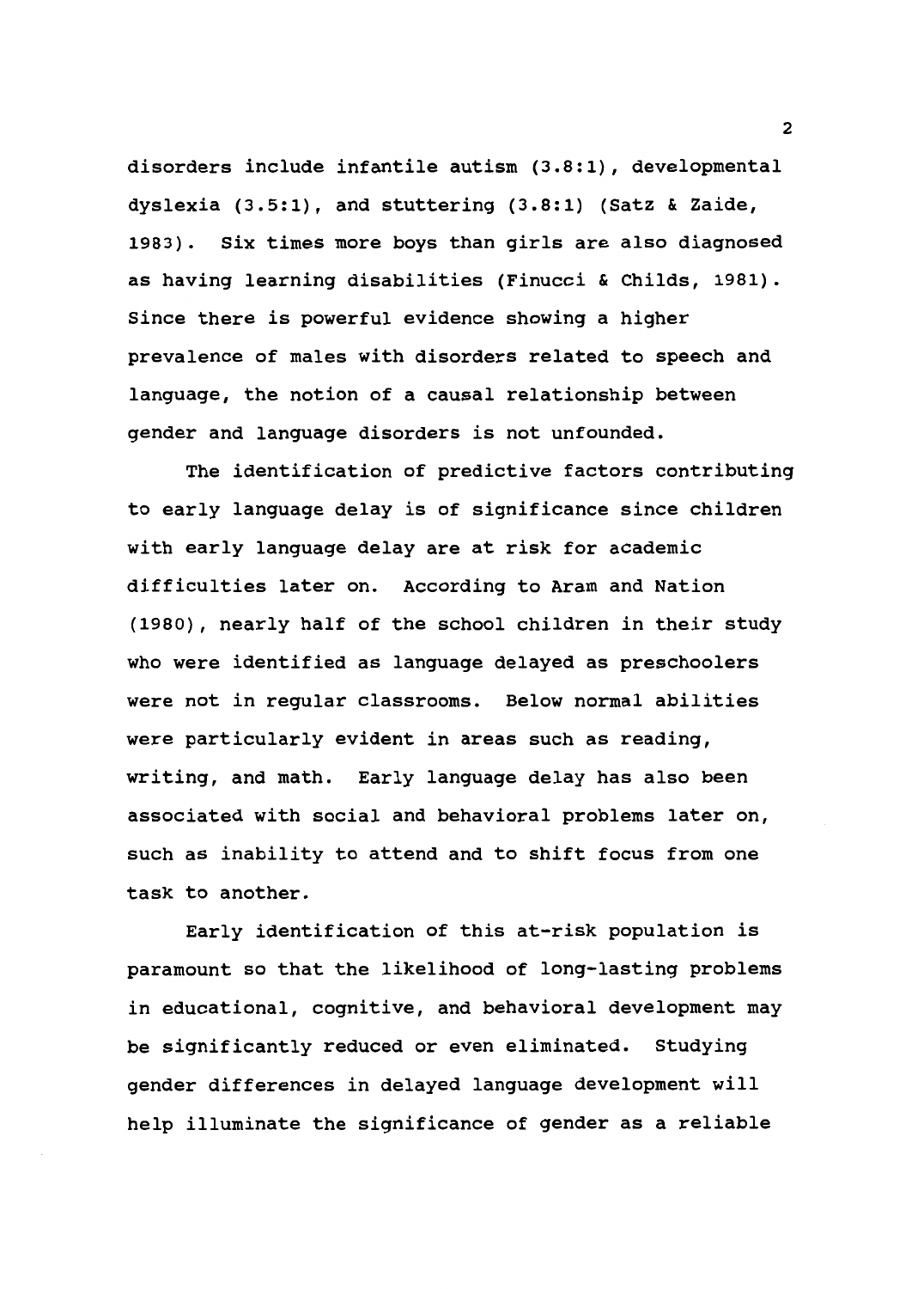disorders include infantile autism (3.8:1), developmental dyslexia (3.5:1), and stuttering (3.8:1) (Satz & Zaide, 1983). Six times more boys than girls are also diagnosed as having learning disabilities (Finucci & Childs, 1981). Since there is powerful evidence showing a higher prevalence of males with disorders related to speech and language, the notion of a causal relationship between gender and language disorders is not unfounded.

The identification of predictive factors contributing to early language delay is of significance since children with early language delay are at risk for academic difficulties later on. According to Aram and Nation (1980), nearly half of the school children in their study who were identified as language delayed as preschoolers were not in regular classrooms. Below normal abilities were particularly evident in areas such as reading, writing, and math. Early language delay has also been associated with social and behavioral problems later on, such as inability to attend and to shift focus from one task to another.

Early identification of this at-risk population is paramount so that the likelihood of long-lasting problems in educational, cognitive, and behavioral development may be significantly reduced or even eliminated. Studying gender differences in delayed language development will help illuminate the significance of gender as a reliable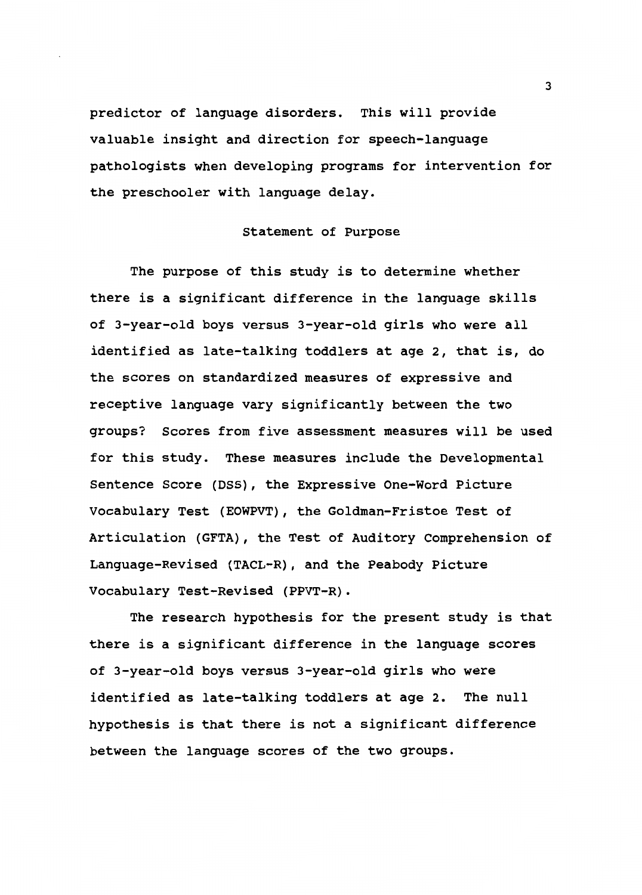predictor of language disorders. This will provide valuable insight and direction for speech-language pathologists when developing programs for intervention for the preschooler with language delay.

## Statement of Purpose

The purpose of this study is to determine whether there is a significant difference in the language skills of 3-year-old boys versus 3-year-old girls who were all identified as late-talking toddlers at age 2, that is, do the scores on standardized measures of expressive and receptive language vary significantly between the two groups? Scores from five assessment measures will be used for this study. These measures include the Developmental Sentence Score (DSS), the Expressive One-Word Picture Vocabulary Test (EOWPVT), the Goldman-Fristoe Test of Articulation (GFTA), the Test of Auditory Comprehension of Language-Revised (TACL-R), and the Peabody Picture Vocabulary Test-Revised (PPVT-R).

The research hypothesis for the present study is that there is a significant difference in the language scores of 3-year-old boys versus 3-year-old girls who were identified as late-talking toddlers at age 2. The null hypothesis is that there is not a significant difference between the language scores of the two groups.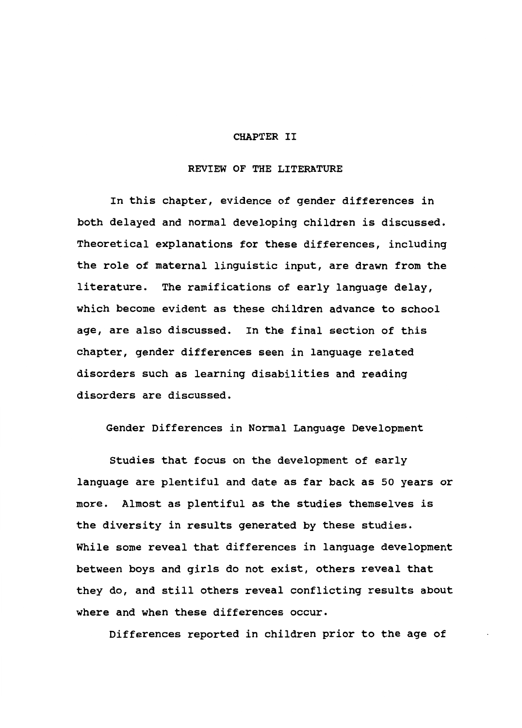# CHAPTER II

# REVIEW OF THE LITERATURE

In this chapter, evidence of gender differences in both delayed and normal developing children is discussed. Theoretical explanations for these differences, including the role of maternal linguistic input, are drawn from the literature. The ramifications of early language delay, which become evident as these children advance to school age, are also discussed. In the final section of this chapter, gender differences seen in language related disorders such as learning disabilities and reading disorders are discussed.

## Gender Differences in Normal Language Development

Studies that focus on the development of early language are plentiful and date as far back as 50 years or more. Almost as plentiful as the studies themselves is the diversity in results generated by these studies. While some reveal that differences in language development between boys and girls do not exist, others reveal that they do, and still others reveal conflicting results about where and when these differences occur.

Differences reported in children prior to the age of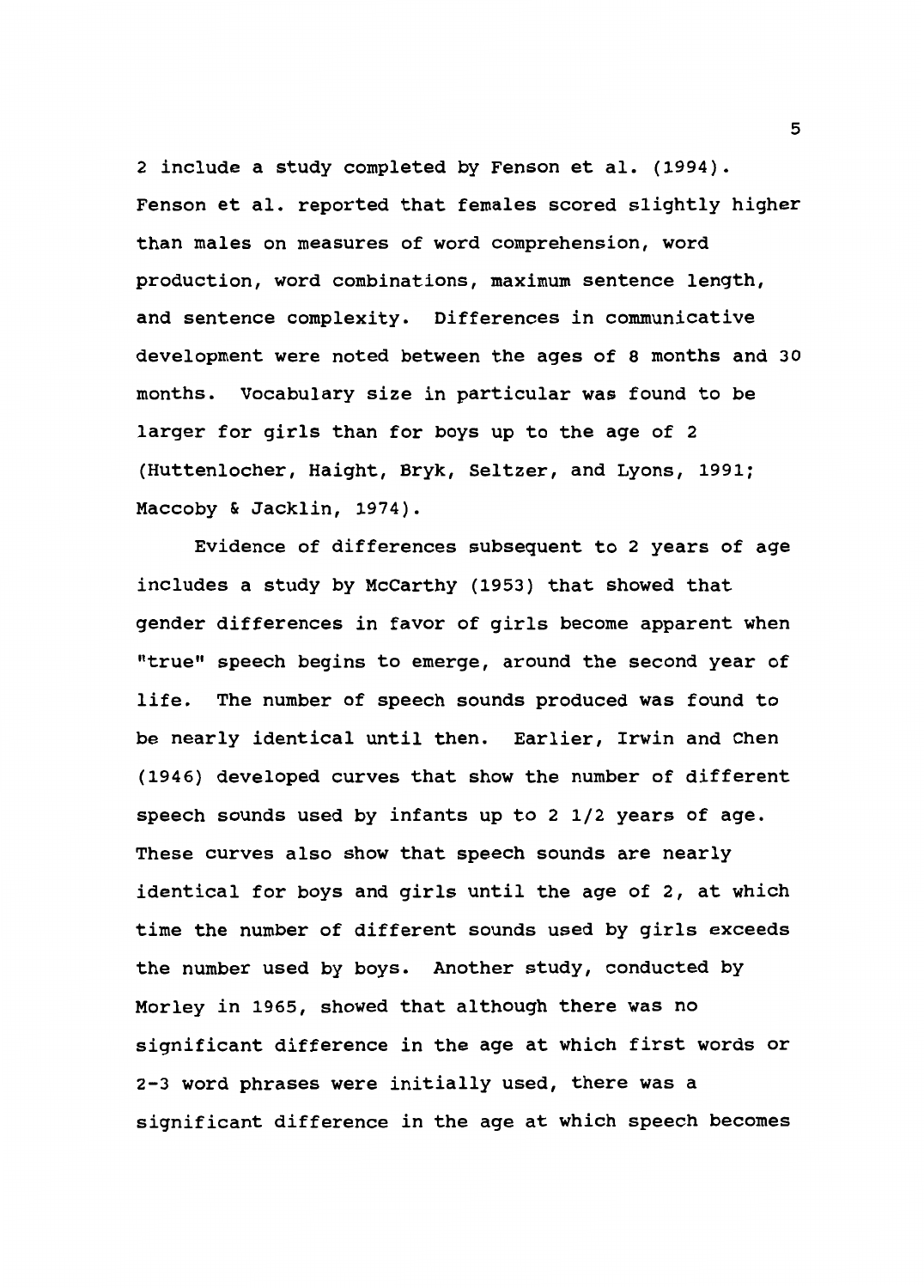2 include a study completed by Fenson et al. (1994). Fenson et al. reported that females scored slightly higher than males on measures of word comprehension, word production, word combinations, maximum sentence length, and sentence complexity. Differences in communicative development were noted between the ages of 8 months and 30 months. Vocabulary size in particular was found to be larger for girls than for boys up to the age of 2 (Huttenlocher, Haight, Bryk, Seltzer, and Lyons, 1991; Maccoby & Jacklin, 1974).

Evidence of differences subsequent to 2 years of age includes a study by McCarthy (1953) that showed that gender differences in favor of girls become apparent when "true" speech begins to emerge, around the second year of life. The number of speech sounds produced was found to be nearly identical until then. Earlier, Irwin and Chen (1946) developed curves that show the number of different speech sounds used by infants up to 2 1/2 years of age. These curves also show that speech sounds are nearly identical for boys and girls until the age of 2, at which time the number of different sounds used by girls exceeds the number used by boys. Another study, conducted by Morley in 1965, showed that although there was no significant difference in the age at which first words or 2-3 word phrases were initially used, there was a significant difference in the age at which speech becomes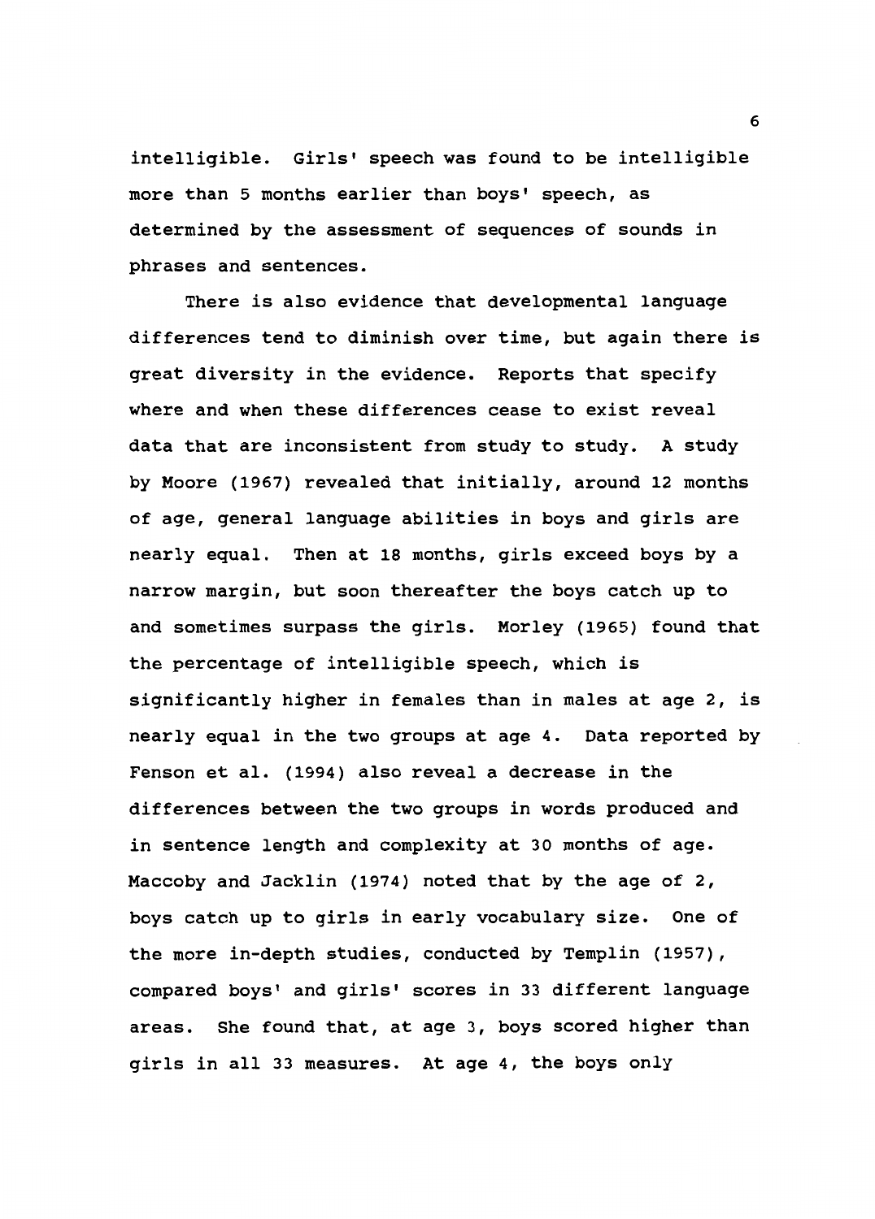intelligible. Girls' speech was found to be intelligible more than 5 months earlier than boys' speech, as determined by the assessment of sequences of sounds in phrases and sentences.

There is also evidence that developmental language differences tend to diminish over time, but again there is great diversity in the evidence. Reports that specify where and when these differences cease to exist reveal data that are inconsistent from study to study. A study by Moore (1967) revealed that initially, around 12 months of age, general language abilities in boys and girls are nearly equal. Then at 18 months, girls exceed boys by a narrow margin, but soon thereafter the boys catch up to and sometimes surpass the girls. Morley (1965) found that the percentage of intelligible speech, which is significantly higher in females than in males at age 2, is nearly equal in the two groups at age 4. Data reported by Fenson et al. (1994) also reveal a decrease in the differences between the two groups in words produced and in sentence length and complexity at 30 months of age. Maccoby and Jacklin (1974) noted that by the age of 2, boys catch up to girls in early vocabulary size. One of the more in-depth studies, conducted by Templin (1957), compared boys' and girls' scores in 33 different language areas. She found that, at age 3, boys scored higher than girls in all 33 measures. At age 4, the boys only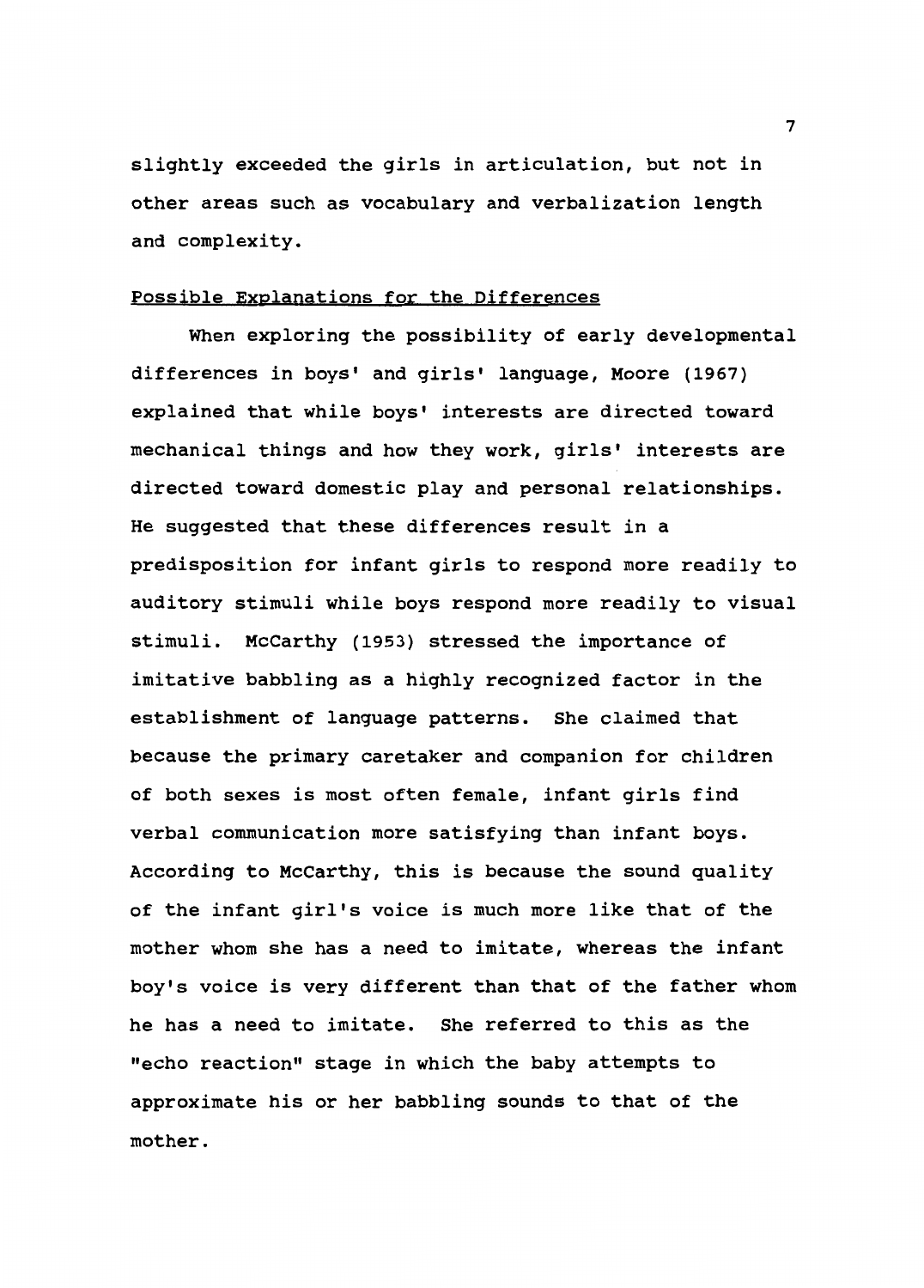slightly exceeded the girls in articulation, but not in other areas such as vocabulary and verbalization length and complexity.

## Possible Explanations for the Differences

When exploring the possibility of early developmental differences in boys' and girls' language, Moore (1967) explained that while boys' interests are directed toward mechanical things and how they work, girls' interests are directed toward domestic play and personal relationships. He suggested that these differences result in a predisposition for infant girls to respond more readily to auditory stimuli while boys respond more readily to visual stimuli. McCarthy (1953) stressed the importance of imitative babbling as a highly recognized factor in the establishment of language patterns. She claimed that because the primary caretaker and companion for children of both sexes is most often female, infant girls find verbal communication more satisfying than infant boys. According to McCarthy, this is because the sound quality of the infant girl's voice is much more like that of the mother whom she has a need to imitate, whereas the infant boy's voice is very different than that of the father whom he has a need to imitate. She referred to this as the "echo reaction" stage in which the baby attempts to approximate his or her babbling sounds to that of the mother.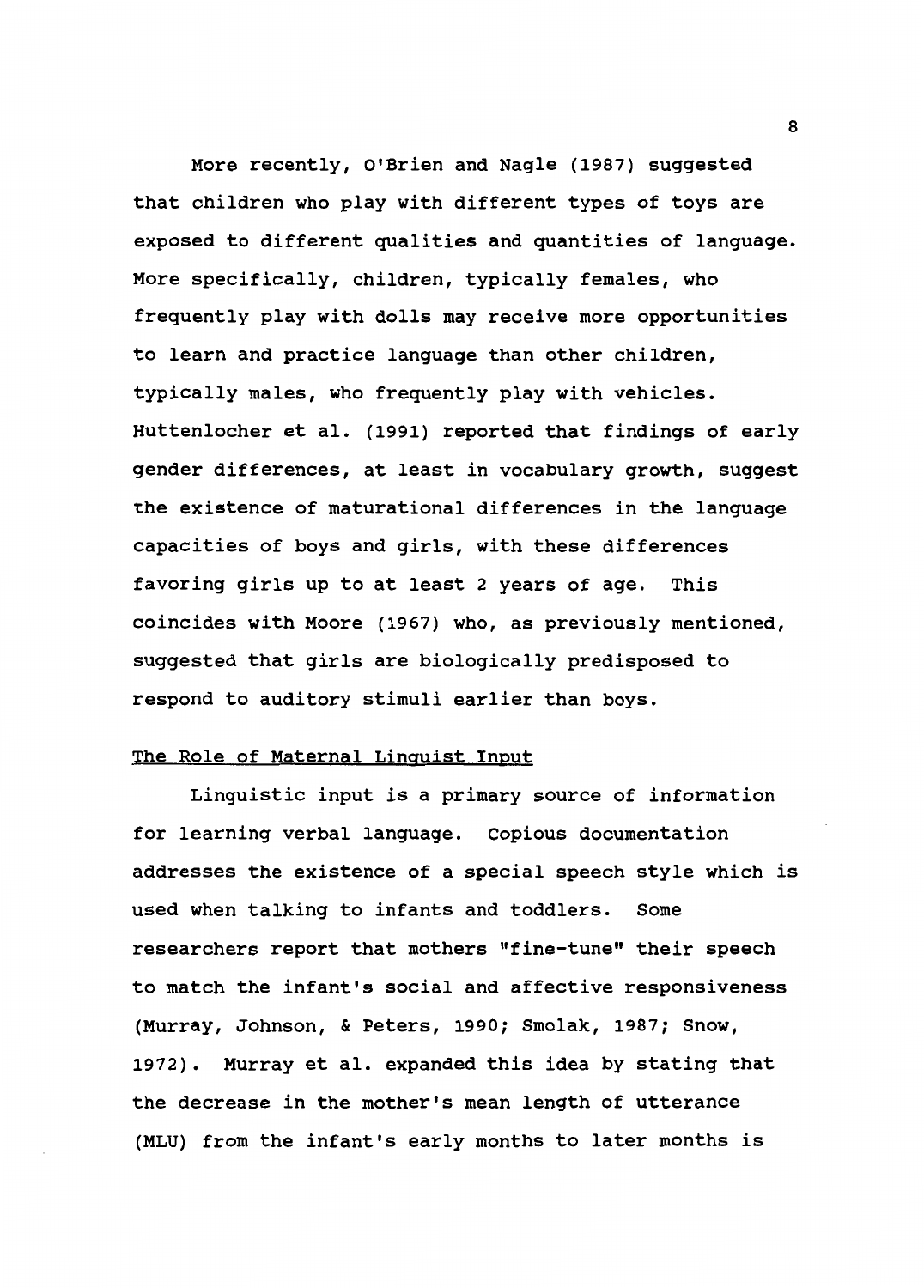More recently, O'Brien and Nagle (1987) suggested that children who play with different types of toys are exposed to different qualities and quantities of language. More specifically, children, typically females, who frequently play with dolls may receive more opportunities to learn and practice language than other children, typically males, who frequently play with vehicles. Huttenlocher et al. (1991) reported that findings of early gender differences, at least in vocabulary growth, suggest the existence of maturational differences in the language capacities of boys and girls, with these differences favoring girls up to at least 2 years of age. This coincides with Moore (1967) who, as previously mentioned, suggested that girls are biologically predisposed to respond to auditory stimuli earlier than boys.

## The Role of Maternal Linguist Input

Linguistic input is a primary source of information for learning verbal language. Copious documentation addresses the existence of a special speech style which is used when talking to infants and toddlers. Some researchers report that mothers "fine-tune" their speech to match the infant's social and affective responsiveness (Murray, Johnson, & Peters, 1990; Smolak, 1987; Snow, 1972). Murray et al. expanded this idea by stating that the decrease in the mother's mean length of utterance (MLU) from the infant's early months to later months is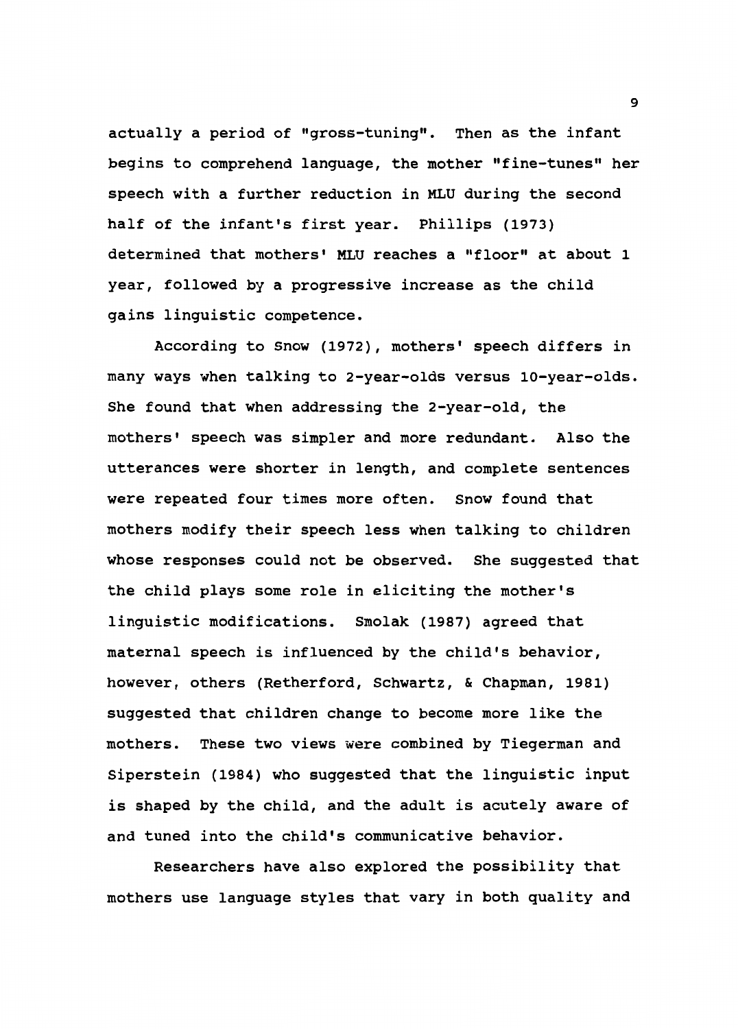actually a period of "gross-tuning". Then as the infant begins to comprehend language, the mother "fine-tunes" her speech with a further reduction in MLU during the second half of the infant's first year. Phillips (1973) determined that mothers' MLU reaches a "floor" at about 1 year, followed by a progressive increase as the child gains linguistic competence.

According to Snow (1972), mothers' speech differs in many ways when talking to 2-year-olds versus 10-year-olds. She found that when addressing the 2-year-old, the mothers' speech was simpler and more redundant. Also the utterances were shorter in length, and complete sentences were repeated four times more often. Snow found that mothers modify their speech less when talking to children whose responses could not be observed. She suggested that the child plays some role in eliciting the mother's linguistic modifications. Smolak (1987) agreed that maternal speech is influenced by the child's behavior, however, others (Retherford, Schwartz, & Chapman, 1981) suggested that children change to become more like the mothers. These two views were combined by Tiegerman and Siperstein (1984) who suggested that the linguistic input is shaped by the child, and the adult is acutely aware of and tuned into the child's communicative behavior.

Researchers have also explored the possibility that mothers use language styles that vary in both quality and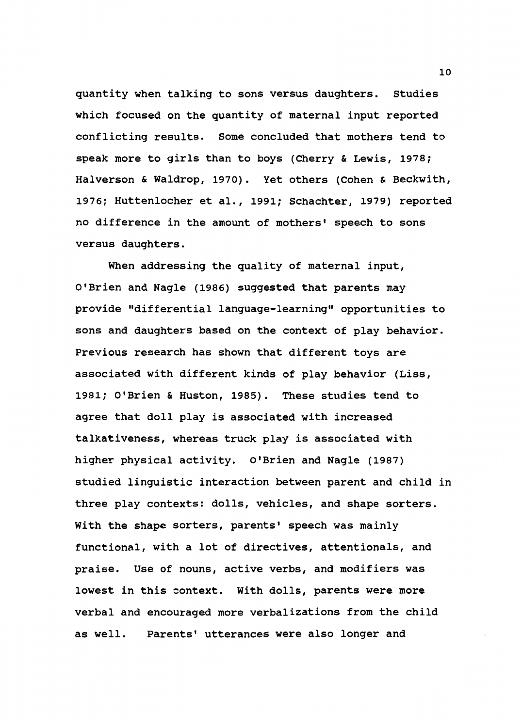quantity when talking to sons versus daughters. Studies which focused on the quantity of maternal input reported conflicting results. Some concluded that mothers tend to speak more to girls than to boys (Cherry & Lewis, 1978; Halverson & Waldrop, 1970). Yet others (Cohen & Beckwith, 1976; Huttenlocher et al., 1991; Schachter, 1979) reported no difference in the amount of mothers' speech to sons versus daughters.

When addressing the quality of maternal input, O'Brien and Nagle (1986) suggested that parents may provide "differential language-learning" opportunities to sons and daughters based on the context of play behavior. Previous research has shown that different toys are associated with different kinds of play behavior (Liss, 1981; O'Brien & Huston, 1985). These studies tend to agree that doll play is associated with increased talkativeness, whereas truck play is associated with higher physical activity. O'Brien and Nagle (1987) studied linguistic interaction between parent and child in three play contexts: dolls, vehicles, and shape sorters. With the shape sorters, parents' speech was mainly functional, with a lot of directives, attentionals, and praise. Use of nouns, active verbs, and modifiers was lowest in this context. With dolls, parents were more verbal and encouraged more verbalizations from the child as well. Parents' utterances were also longer and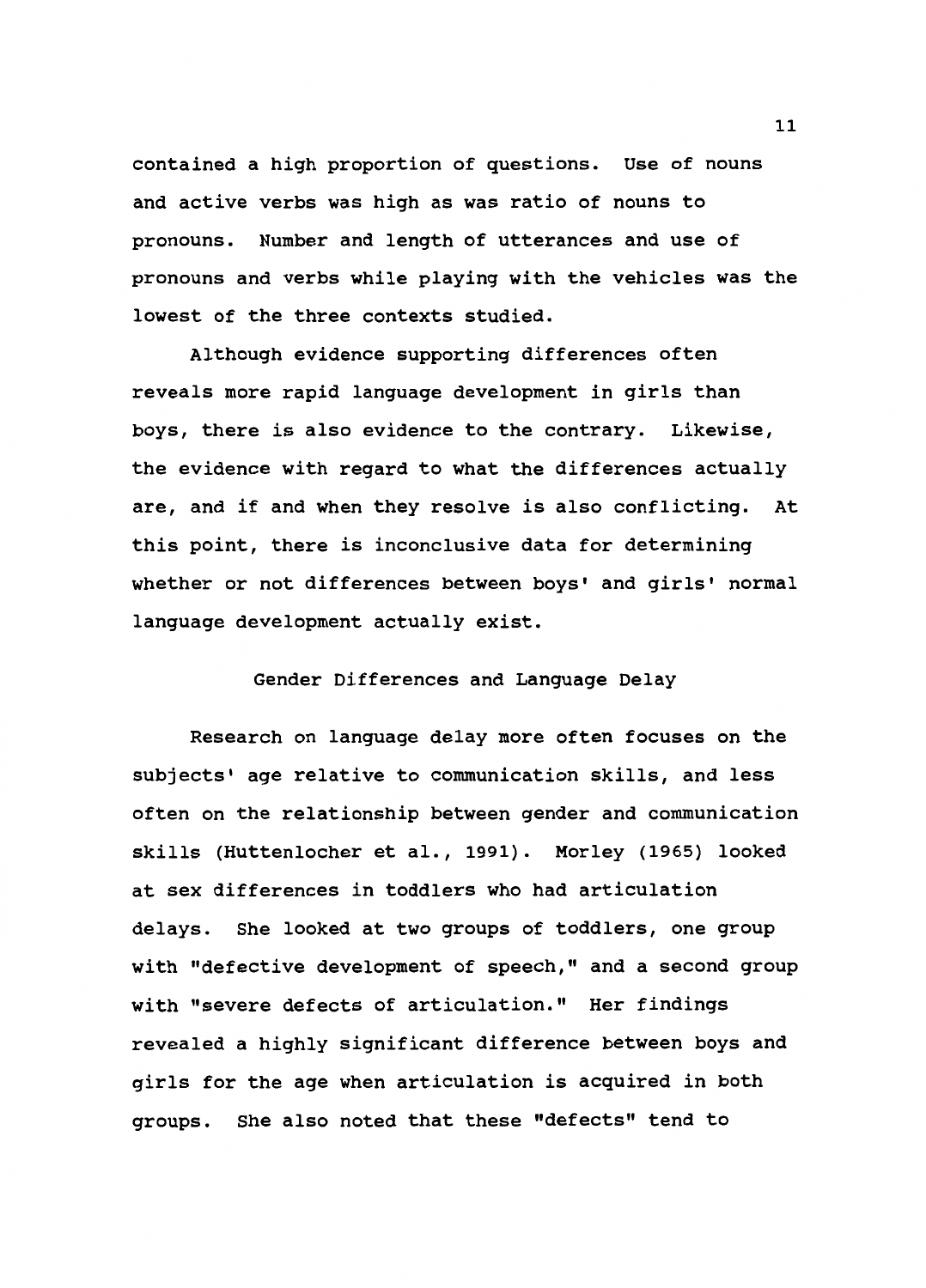contained a high proportion of questions. Use of nouns and active verbs was high as was ratio of nouns to pronouns. Number and length of utterances and use of pronouns and verbs while playing with the vehicles was the lowest of the three contexts studied.

Although evidence supporting differences often reveals more rapid language development in girls than boys, there is also evidence to the contrary. Likewise, the evidence with regard to what the differences actually are, and if and when they resolve is also conflicting. At this point, there is inconclusive data for determining whether or not differences between boys' and girls' normal language development actually exist.

## Gender Differences and Language Delay

Research on language delay more often focuses on the subjects' age relative to communication skills, and less often on the relationship between gender and communication skills (Huttenlocher et al., 1991). Morley (1965) looked at sex differences in toddlers who had articulation delays. She looked at two groups of toddlers, one group with "defective development of speech," and a second group with "severe defects of articulation." Her findings revealed a highly significant difference between boys and girls for the age when articulation is acquired in both groups. She also noted that these "defects" tend to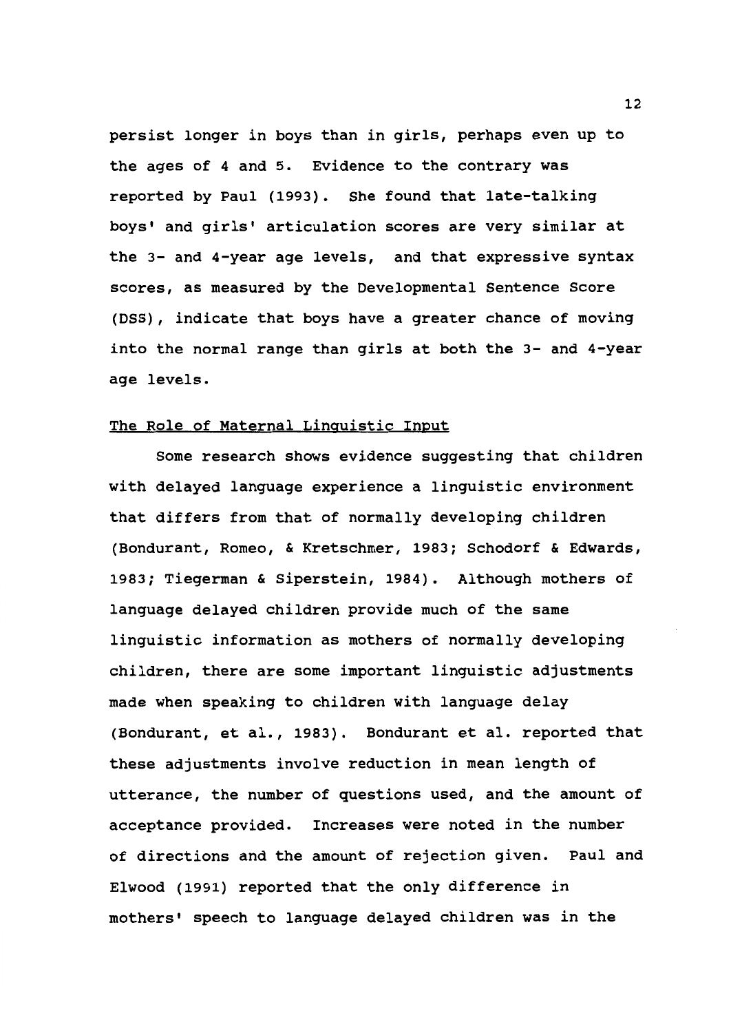persist longer in boys than in girls, perhaps even up to the ages of 4 and 5. Evidence to the contrary was reported by Paul (1993). She found that late-talking boys' and girls' articulation scores are very similar at the 3- and 4-year age levels, and that expressive syntax scores, as measured by the Developmental Sentence Score (DSS), indicate that boys have a greater chance of moving into the normal range than girls at both the 3- and 4-year age levels.

## The Role of Maternal Linguistic Input

Some research shows evidence suggesting that children with delayed language experience a linguistic environment that differs from that of normally developing children (Bondurant, Romeo, & Kretschmer, 1983; Schodorf & Edwards, 1983; Tiegerman & Siperstein, 1984). Although mothers of language delayed children provide much of the same linguistic information as mothers of normally developing children, there are some important linguistic adjustments made when speaking to children with language delay (Bondurant, et al., 1983). Bondurant et al. reported that these adjustments involve reduction in mean length of utterance, the number of questions used, and the amount of acceptance provided. Increases were noted in the number of directions and the amount of rejection given. Paul and Elwood (1991) reported that the only difference in mothers' speech to language delayed children was in the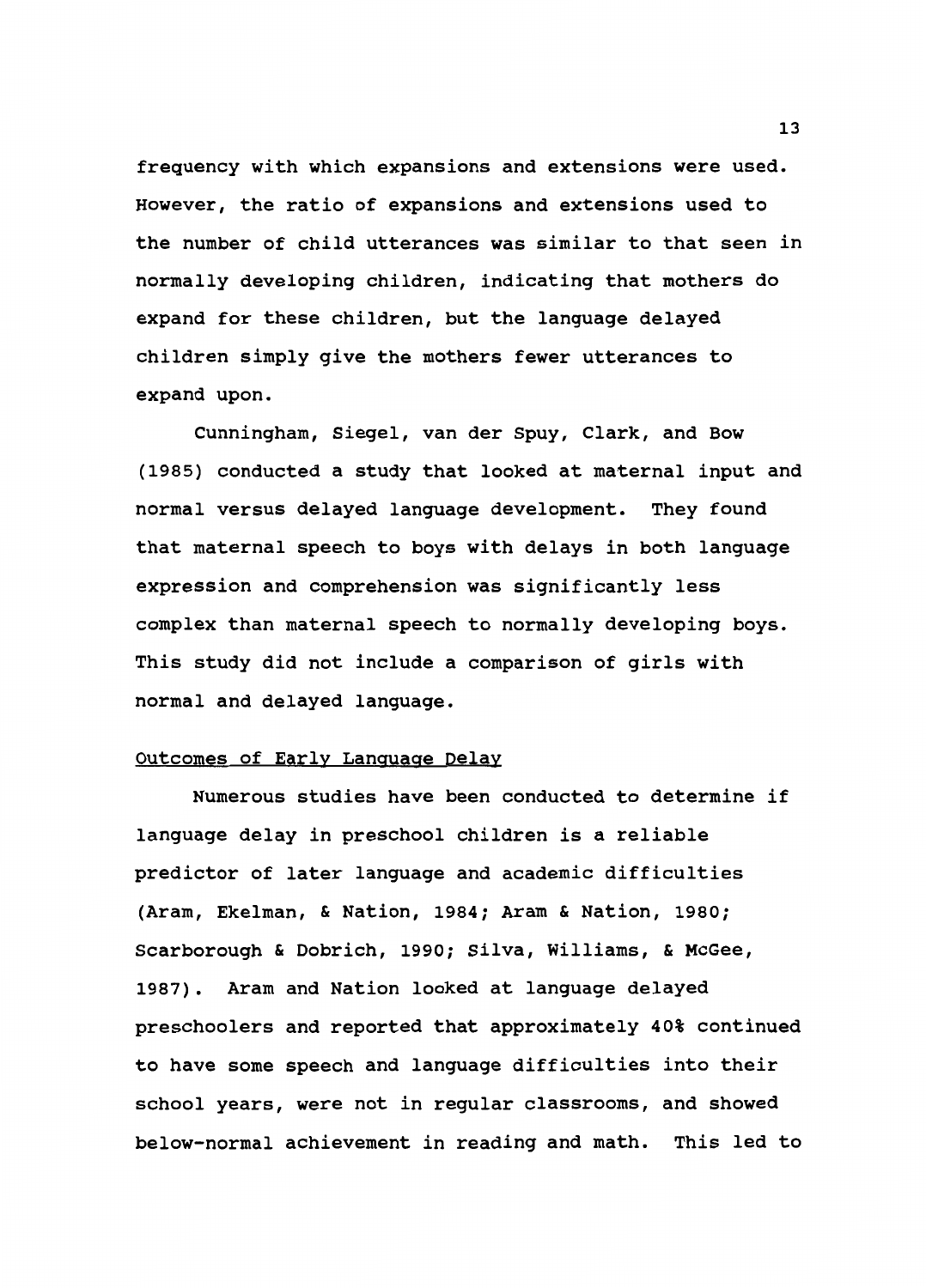frequency with which expansions and extensions were used. However, the ratio of expansions and extensions used to the number of child utterances was similar to that seen in normally developing children, indicating that mothers do expand for these children, but the language delayed children simply give the mothers fewer utterances to expand upon.

Cunningham, Siegel, van der Spuy, Clark, and Bow (1985) conducted a study that looked at maternal input and normal versus delayed language development. They found that maternal speech to boys with delays in both language expression and comprehension was significantly less complex than maternal speech to normally developing boys. This study did not include a comparison of girls with normal and delayed language.

## Outcomes of Early Language Delay

Numerous studies have been conducted to determine if language delay in preschool children is a reliable predictor of later language and academic difficulties (Aram, Ekelman, & Nation, 1984; Aram & Nation, 1980; Scarborough & Dobrich, 1990; Silva, Williams, & McGee, 1987). Aram and Nation looked at language delayed preschoolers and reported that approximately 40% continued to have some speech and language difficulties into their school years, were not in regular classrooms, and showed below-normal achievement in reading and math. This led to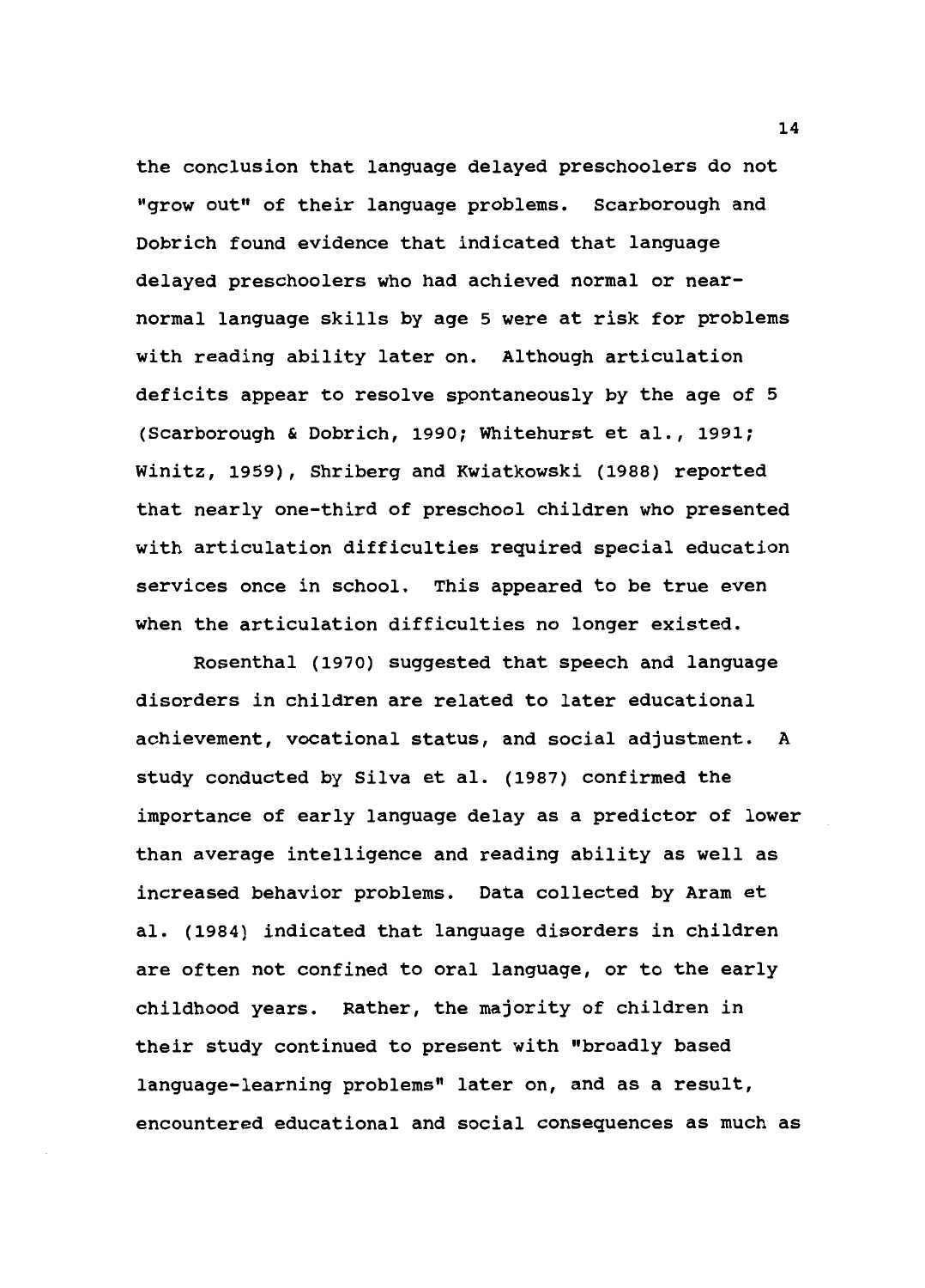the conclusion that language delayed preschoolers do not "grow out" of their language problems. Scarborough and Dobrich found evidence that indicated that language delayed preschoolers who had achieved normal or near-normal language skills by age 5 were at risk for problems with reading ability later on. Although articulation deficits appear to resolve spontaneously by the age of 5 (Scarborough & Dobrich, 1990; Whitehurst et al., 1991; Winitz, 1959), Shriberg and Kwiatkowski (1988) reported that nearly one-third of preschool children who presented with articulation difficulties required special education services once in school. This appeared to be true even when the articulation difficulties no longer existed.

Rosenthal (1970) suggested that speech and language disorders in children are related to later educational achievement, vocational status, and social adjustment. A study conducted by Silva et al. (1987) confirmed the importance of early language delay as a predictor of lower than average intelligence and reading ability as well as increased behavior problems. Data collected by Aram et al. (1984) indicated that language disorders in children are often not confined to oral language, or to the early childhood years. Rather, the majority of children in their study continued to present with "broadly based language-learning problems" later on, and as a result, encountered educational and social consequences as much as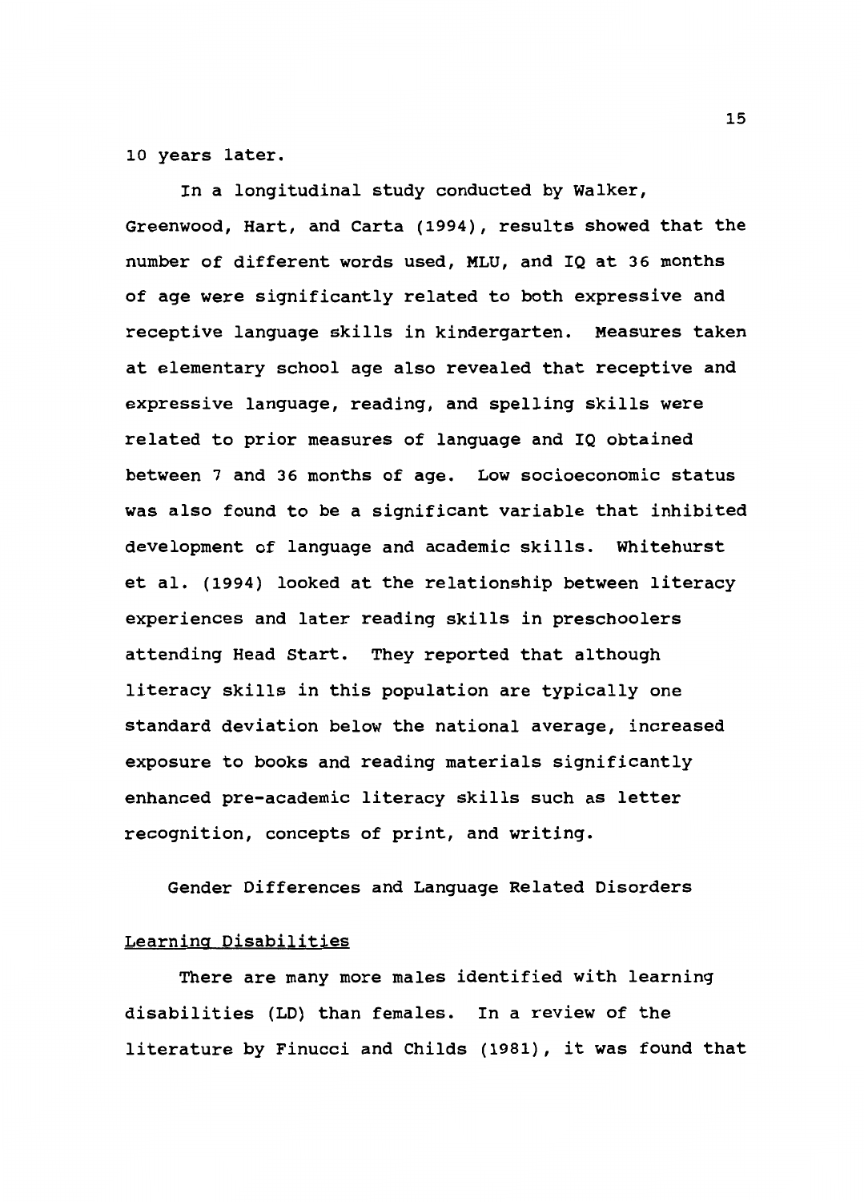10 years later.

In a longitudinal study conducted by Walker, Greenwood, Hart, and Carta (1994), results showed that the number of different words used, MLU, and IQ at 36 months of age were significantly related to both expressive and receptive language skills in kindergarten. Measures taken at elementary school age also revealed that receptive and expressive language, reading, and spelling skills were related to prior measures of language and IQ obtained between 7 and 36 months of age. Low socioeconomic status was also found to be a significant variable that inhibited development of language and academic skills. Whitehurst et al. (1994) looked at the relationship between literacy experiences and later reading skills in preschoolers attending Head Start. They reported that although literacy skills in this population are typically one standard deviation below the national average, increased exposure to books and reading materials significantly enhanced pre-academic literacy skills such as letter recognition, concepts of print, and writing.

## Gender Differences and Language Related Disorders

### Learning Disabilities

There are many more males identified with learning disabilities (LD) than females. In a review of the literature by Finucci and Childs (1981), it was found that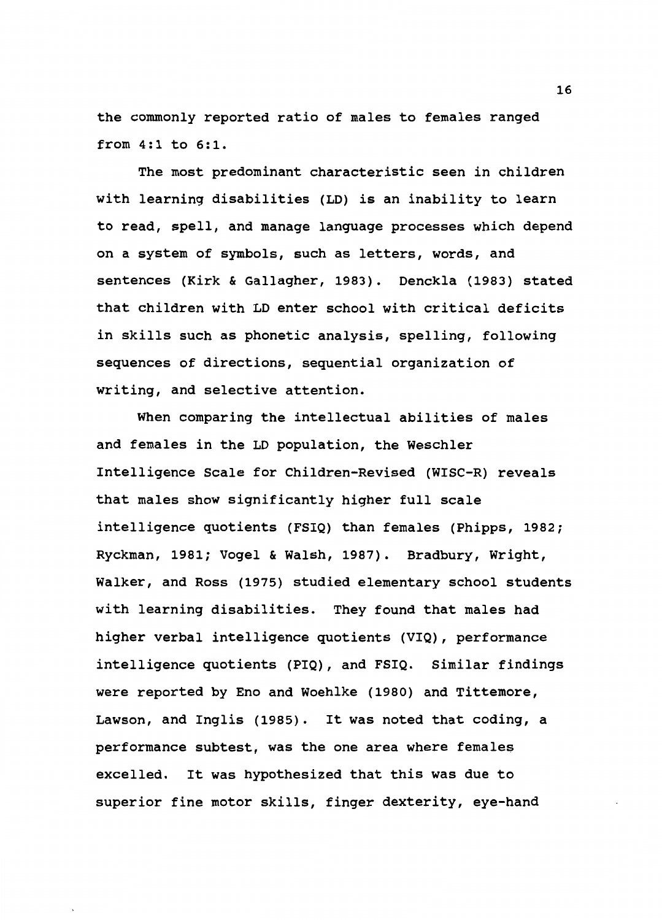the commonly reported ratio of males to females ranged from 4:1 to 6:1.

The most predominant characteristic seen in children with learning disabilities (LD) is an inability to learn to read, spell, and manage language processes which depend on a system of symbols, such as letters, words, and sentences (Kirk & Gallagher, 1983). Denckla (1983) stated that children with LD enter school with critical deficits in skills such as phonetic analysis, spelling, following sequences of directions, sequential organization of writing, and selective attention.

When comparing the intellectual abilities of males and females in the LD population, the Weschler Intelligence Scale for Children-Revised (WISC-R) reveals that males show significantly higher full scale intelligence quotients (FSIQ) than females (Phipps, 1982; Ryckman, 1981; Vogel & Walsh, 1987). Bradbury, Wright, Walker, and Ross (1975) studied elementary school students with learning disabilities. They found that males had higher verbal intelligence quotients (VIQ), performance intelligence quotients (PIQ), and FSIQ. Similar findings were reported by Eno and Woehlke (1980) and Tittemore, Lawson, and Inglis (1985). It was noted that coding, a performance subtest, was the one area where females excelled. It was hypothesized that this was due to superior fine motor skills, finger dexterity, eye-hand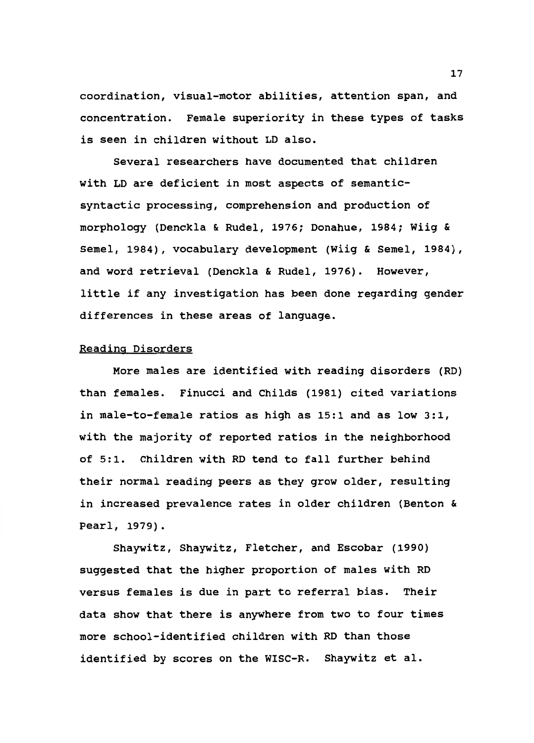coordination, visual-motor abilities, attention span, and concentration. Female superiority in these types of tasks is seen in children without LD also.

Several researchers have documented that children with LD are deficient in most aspects of semantic-syntactic processing, comprehension and production of morphology (Denckla & Rudel, 1976; Donahue, 1984; Wiig & Semel, 1984), vocabulary development (Wiig & Semel, 1984), and word retrieval (Denckla & Rudel, 1976). However, little if any investigation has been done regarding gender differences in these areas of language.

### Reading Disorders

More males are identified with reading disorders (RD) than females. Finucci and Childs (1981) cited variations in male-to-female ratios as high as 15:1 and as low 3:1, with the majority of reported ratios in the neighborhood of 5:1. Children with RD tend to fall further behind their normal reading peers as they grow older, resulting in increased prevalence rates in older children (Benton & Pearl, 1979).

Shaywitz, Shaywitz, Fletcher, and Escobar (1990) suggested that the higher proportion of males with RD versus females is due in part to referral bias. Their data show that there is anywhere from two to four times more school-identified children with RD than those identified by scores on the WISC-R. Shaywitz et al.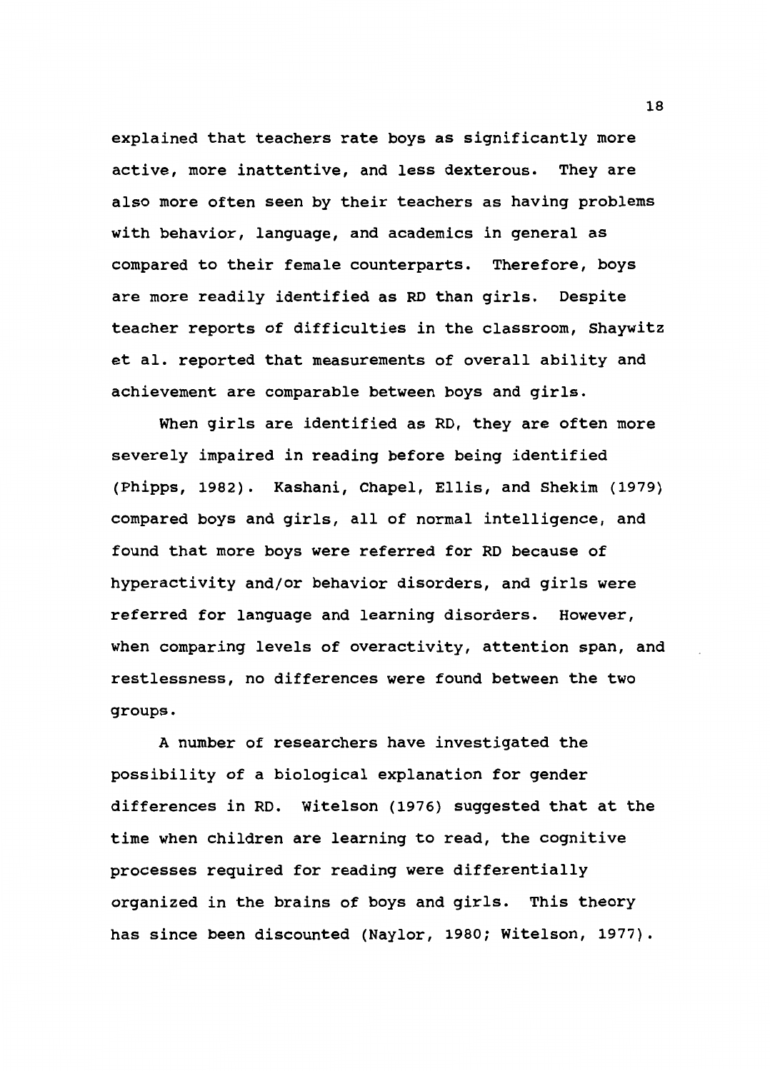explained that teachers rate boys as significantly more active, more inattentive, and less dexterous. They are also more often seen by their teachers as having problems with behavior, language, and academics in general as compared to their female counterparts. Therefore, boys are more readily identified as RD than girls. Despite teacher reports of difficulties in the classroom, Shaywitz et al. reported that measurements of overall ability and achievement are comparable between boys and girls.

When girls are identified as RD, they are often more severely impaired in reading before being identified (Phipps, 1982). Kashani, Chapel, Ellis, and Shekim (1979) compared boys and girls, all of normal intelligence, and found that more boys were referred for RD because of hyperactivity and/or behavior disorders, and girls were referred for language and learning disorders. However, when comparing levels of overactivity, attention span, and restlessness, no differences were found between the two groups.

A number of researchers have investigated the possibility of a biological explanation for gender differences in RD. Witelson (1976) suggested that at the time when children are learning to read, the cognitive processes required for reading were differentially organized in the brains of boys and girls. This theory has since been discounted (Naylor, 1980; Witelson, 1977).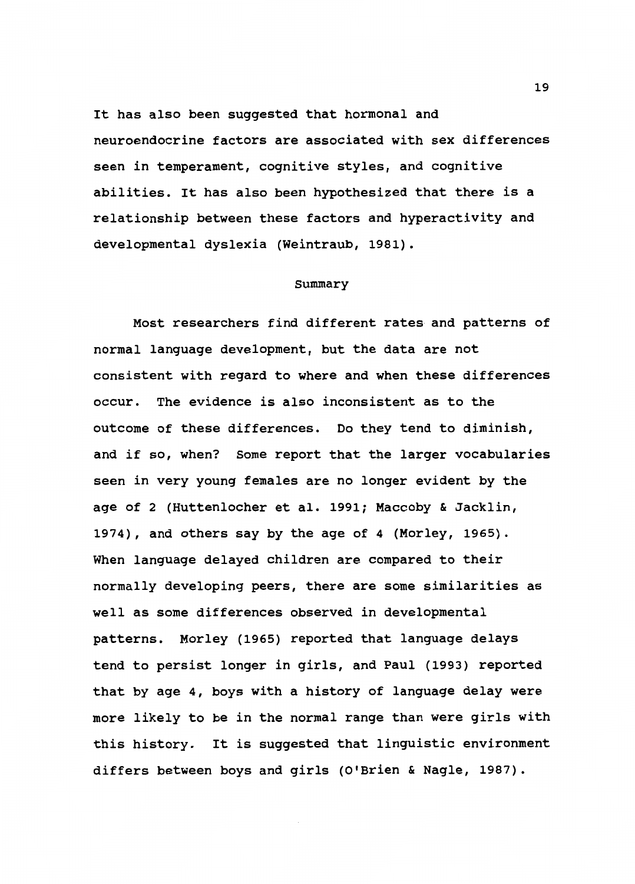It has also been suggested that hormonal and neuroendocrine factors are associated with sex differences seen in temperament, cognitive styles, and cognitive abilities. It has also been hypothesized that there is a relationship between these factors and hyperactivity and developmental dyslexia (Weintraub, 1981).

## Summary

Most researchers find different rates and patterns of normal language development, but the data are not consistent with regard to where and when these differences occur. The evidence is also inconsistent as to the outcome of these differences. Do they tend to diminish, and if so, when? Some report that the larger vocabularies seen in very young females are no longer evident by the age of 2 (Huttenlocher et al. 1991; Maccoby & Jacklin, 1974), and others say by the age of 4 (Morley, 1965). When language delayed children are compared to their normally developing peers, there are some similarities as well as some differences observed in developmental patterns. Morley (1965) reported that language delays tend to persist longer in girls, and Paul (1993) reported that by age 4, boys with a history of language delay were more likely to be in the normal range than were girls with this history. It is suggested that linguistic environment differs between boys and girls (O'Brien & Nagle, 1987).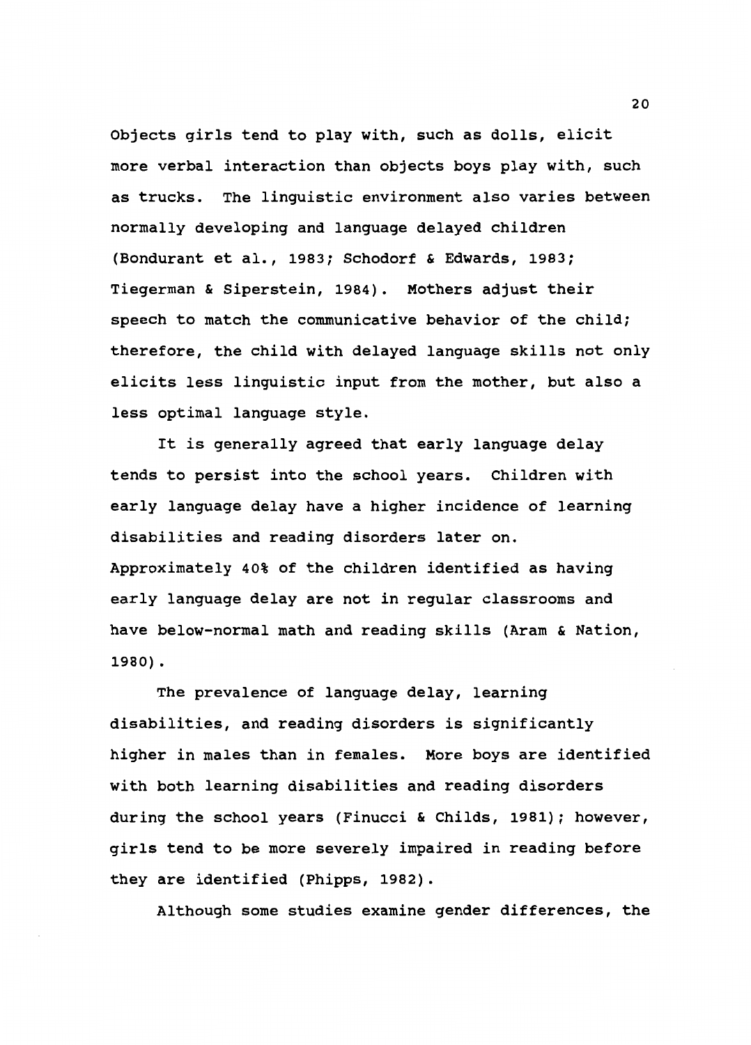Objects girls tend to play with, such as dolls, elicit more verbal interaction than objects boys play with, such as trucks. The linguistic environment also varies between normally developing and language delayed children (Bondurant et al., 1983; Schodorf & Edwards, 1983; Tiegerman & Siperstein, 1984). Mothers adjust their speech to match the communicative behavior of the child; therefore, the child with delayed language skills not only elicits less linguistic input from the mother, but also a less optimal language style.

It is generally agreed that early language delay tends to persist into the school years. Children with early language delay have a higher incidence of learning disabilities and reading disorders later on. Approximately 40% of the children identified as having early language delay are not in regular classrooms and have below-normal math and reading skills (Aram & Nation, 1980).

The prevalence of language delay, learning disabilities, and reading disorders is significantly higher in males than in females. More boys are identified with both learning disabilities and reading disorders during the school years (Finucci & Childs, 1981); however, girls tend to be more severely impaired in reading before they are identified (Phipps, 1982).

Although some studies examine gender differences, the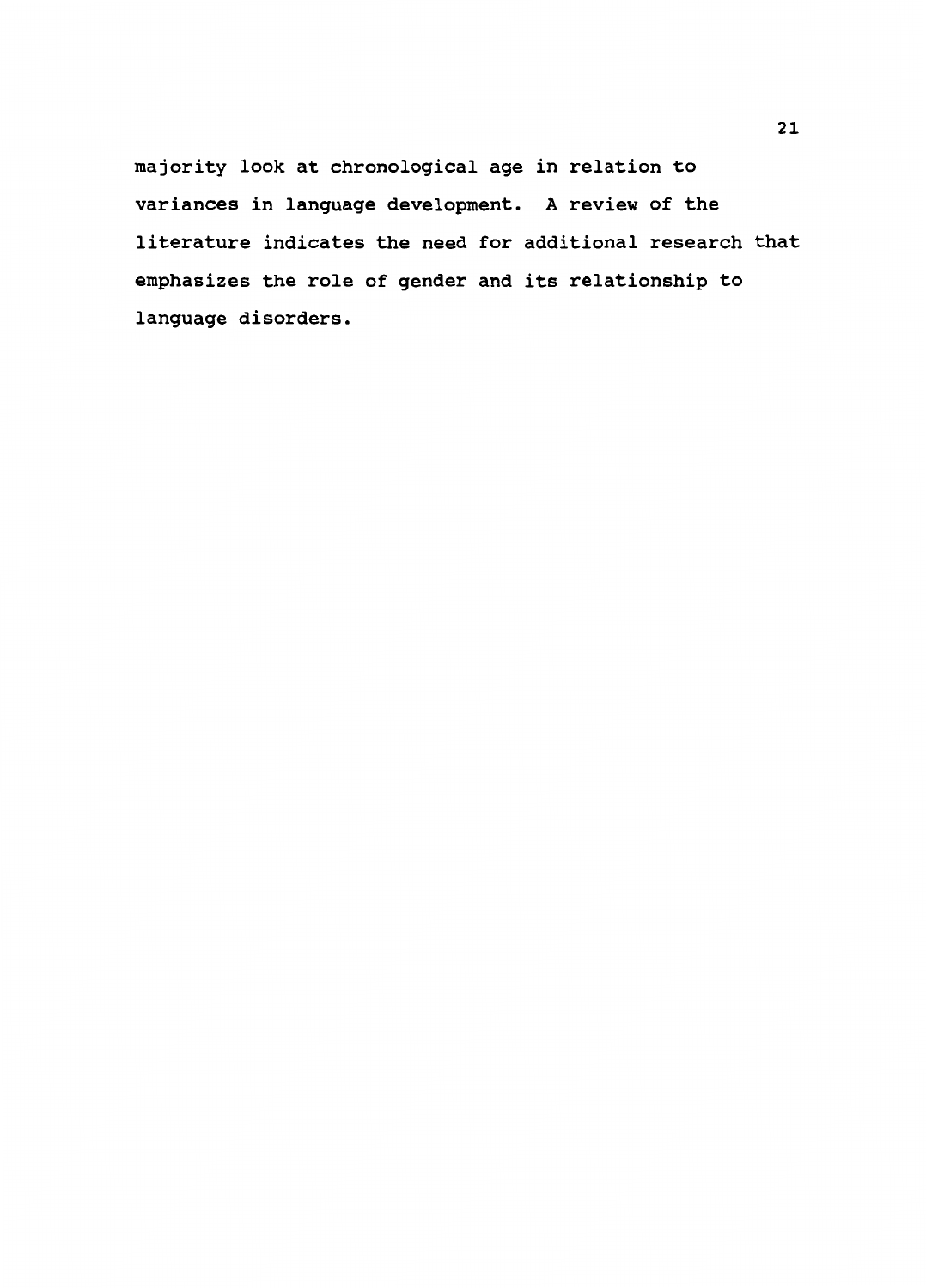majority look at chronological age in relation to variances in language development. A review of the literature indicates the need for additional research that emphasizes the role of gender and its relationship to language disorders.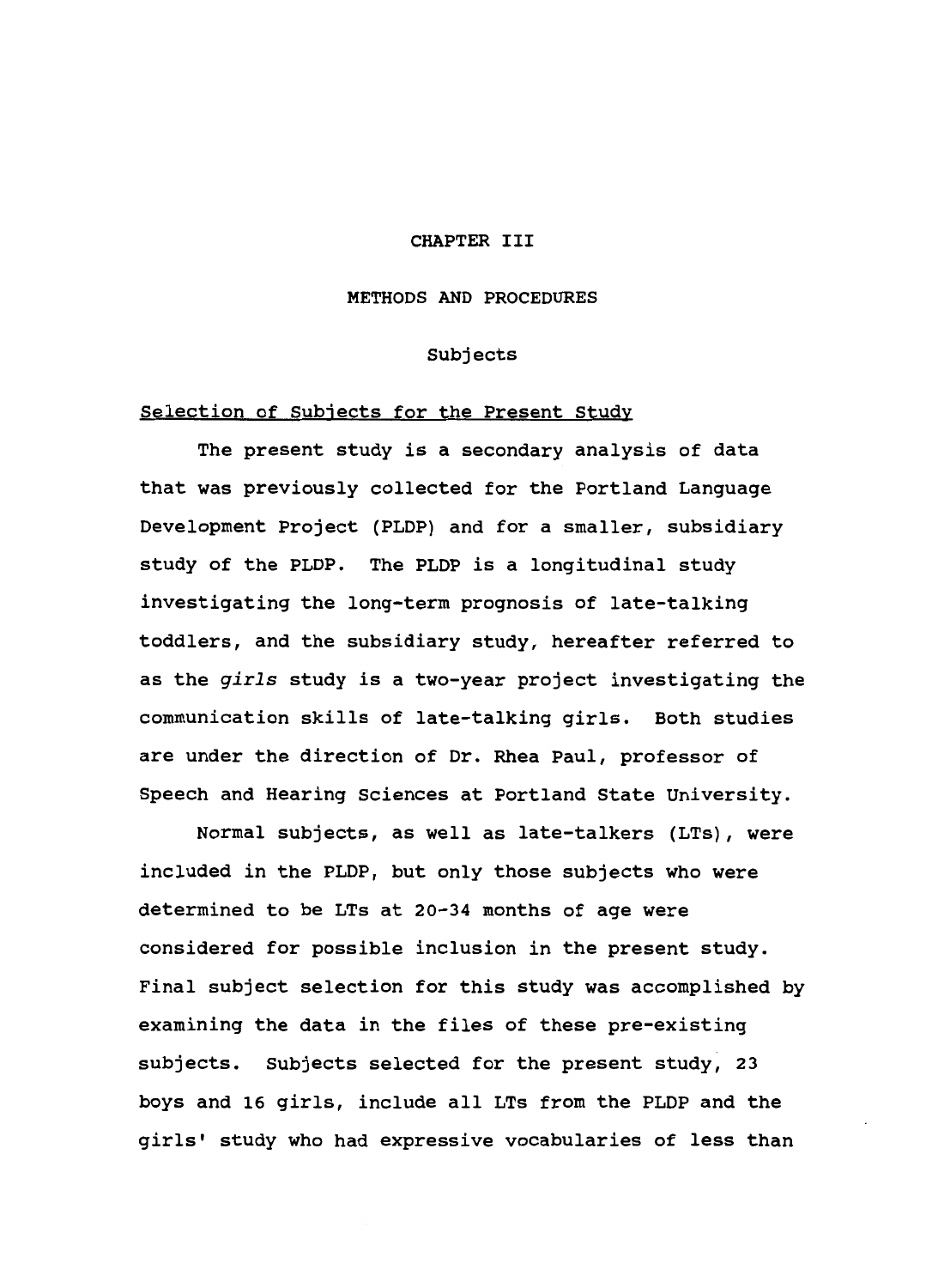# CHAPTER III

# METHODS AND PROCEDURES

## Subjects

### Selection of Subjects for the Present Study

The present study is a secondary analysis of data that was previously collected for the Portland Language Development Project (PLDP) and for a smaller, subsidiary study of the PLDP. The PLDP is a longitudinal study investigating the long-term prognosis of late-talking toddlers, and the subsidiary study, hereafter referred to as the *girls* study is a two-year project investigating the communication skills of late-talking girls. Both studies are under the direction of Dr. Rhea Paul, professor of Speech and Hearing Sciences at Portland State University.

Normal subjects, as well as late-talkers (LTs), were included in the PLDP, but only those subjects who were determined to be LTs at 20-34 months of age were considered for possible inclusion in the present study. Final subject selection for this study was accomplished by examining the data in the files of these pre-existing subjects. Subjects selected for the present study, 23 boys and 16 girls, include all LTs from the PLDP and the girls' study who had expressive vocabularies of less than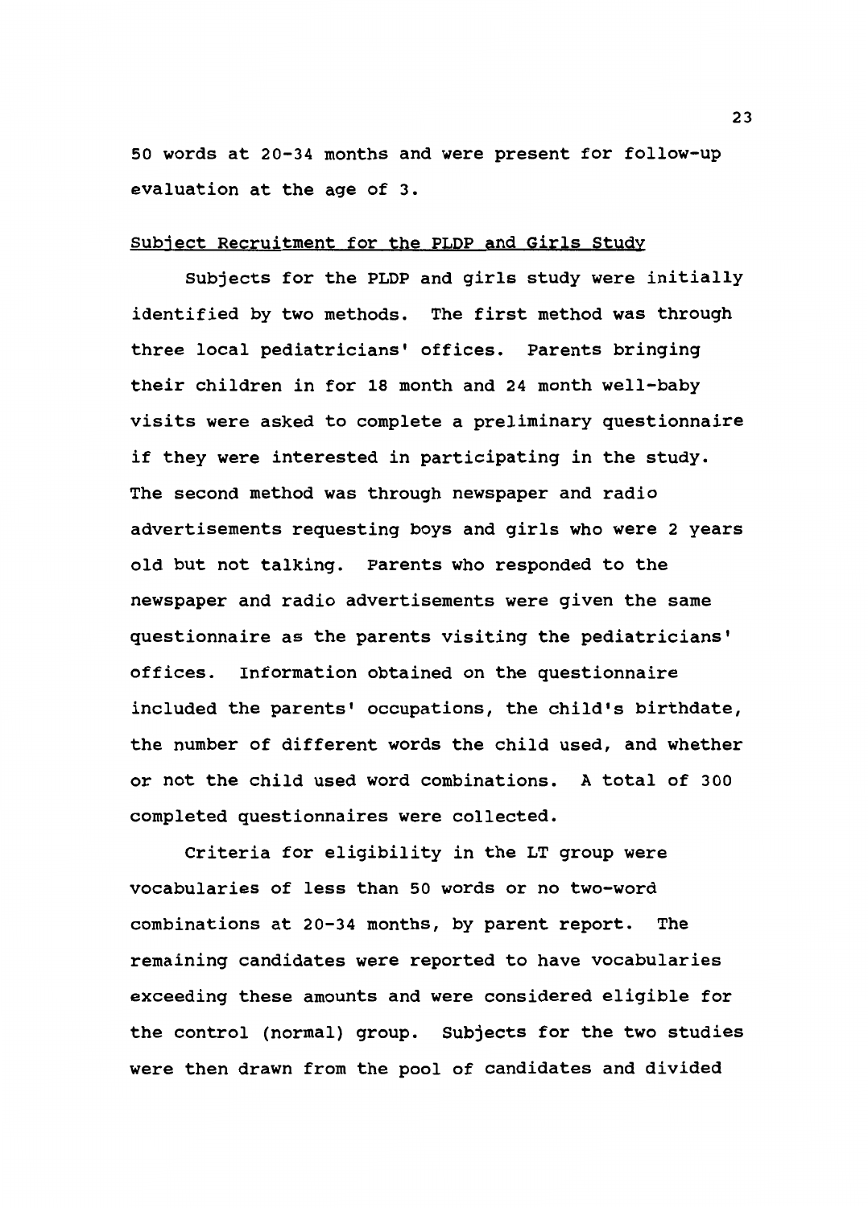50 words at 20-34 months and were present for follow-up evaluation at the age of 3.

## Subject Recruitment for the PLDP and Girls Study

Subjects for the PLDP and girls study were initially identified by two methods. The first method was through three local pediatricians' offices. Parents bringing their children in for 18 month and 24 month well-baby visits were asked to complete a preliminary questionnaire if they were interested in participating in the study. The second method was through newspaper and radio advertisements requesting boys and girls who were 2 years old but not talking. Parents who responded to the newspaper and radio advertisements were given the same questionnaire as the parents visiting the pediatricians' offices. Information obtained on the questionnaire included the parents' occupations, the child's birthdate, the number of different words the child used, and whether or not the child used word combinations. A total of 300 completed questionnaires were collected.

Criteria for eligibility in the LT group were vocabularies of less than 50 words or no two-word combinations at 20-34 months, by parent report. The remaining candidates were reported to have vocabularies exceeding these amounts and were considered eligible for the control (normal) group. Subjects for the two studies were then drawn from the pool of candidates and divided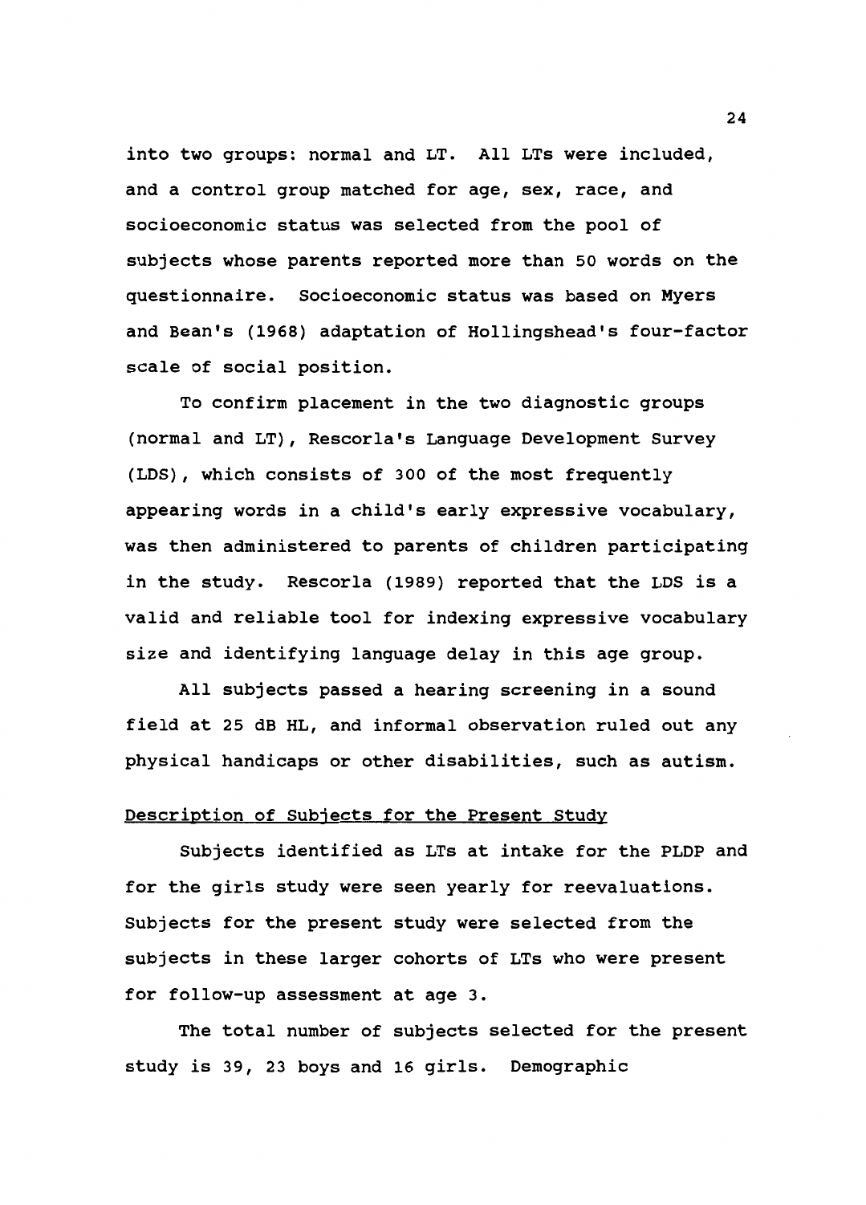into two groups: normal and LT. All LTs were included, and a control group matched for age, sex, race, and socioeconomic status was selected from the pool of subjects whose parents reported more than 50 words on the questionnaire. Socioeconomic status was based on Myers and Bean's (1968) adaptation of Hollingshead's four-factor scale of social position.

To confirm placement in the two diagnostic groups (normal and LT), Rescorla's Language Development Survey (LDS), which consists of 300 of the most frequently appearing words in a child's early expressive vocabulary, was then administered to parents of children participating in the study. Rescorla (1989) reported that the LDS is a valid and reliable tool for indexing expressive vocabulary size and identifying language delay in this age group.

All subjects passed a hearing screening in a sound field at 25 dB HL, and informal observation ruled out any physical handicaps or other disabilities, such as autism.

## Description of Subjects for the Present Study

Subjects identified as LTs at intake for the PLDP and for the girls study were seen yearly for reevaluations. Subjects for the present study were selected from the subjects in these larger cohorts of LTs who were present for follow-up assessment at age 3.

The total number of subjects selected for the present study is 39, 23 boys and 16 girls. Demographic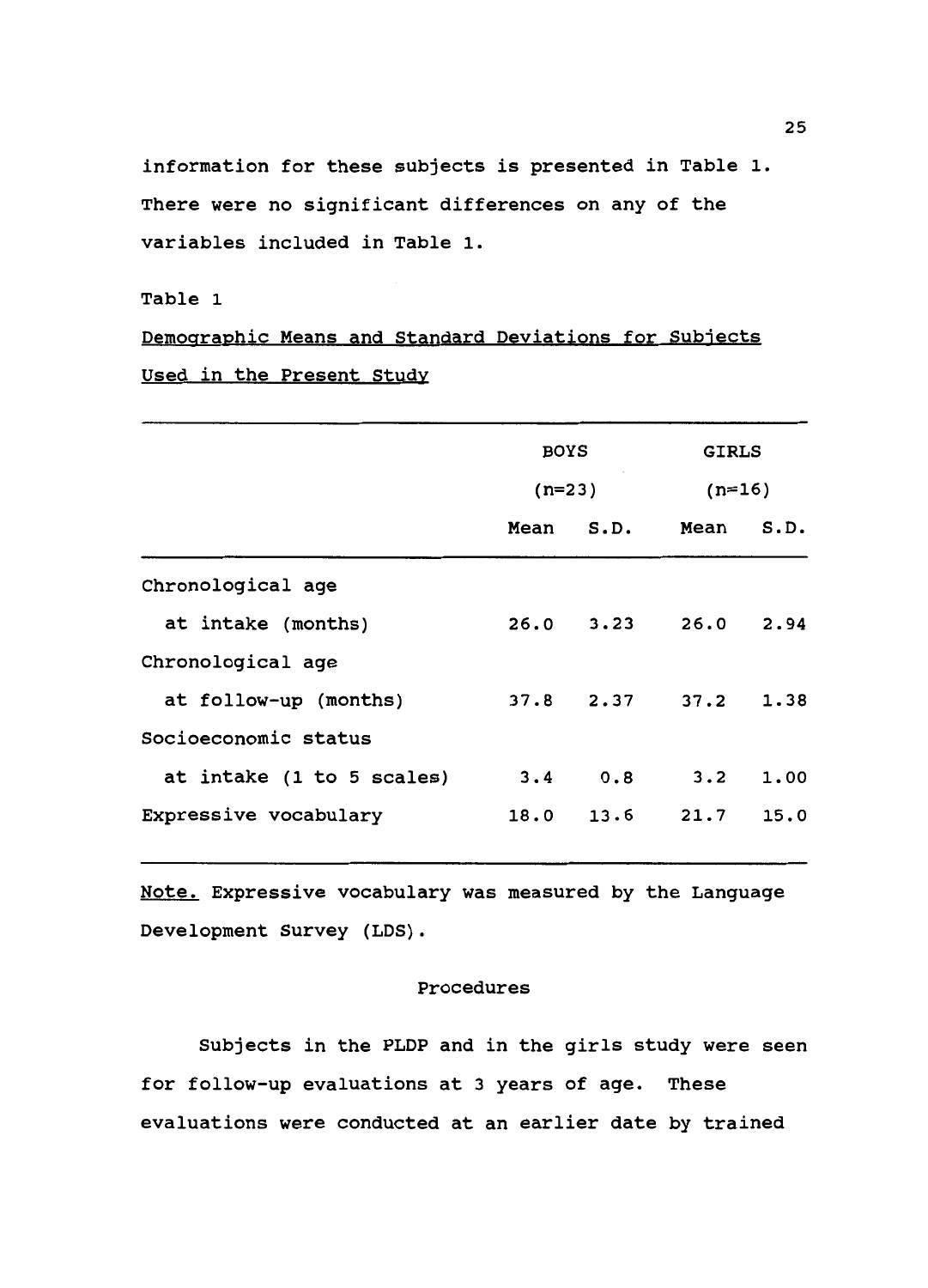information for these subjects is presented in Table 1. There were no significant differences on any of the variables included in Table 1.

Table 1

Demographic Means and Standard Deviations for Subjects Used in the Present Study

| | BOYS (n=23) | | GIRLS (n=16) | |
|---|---|---|---|---|
| | Mean | S.D. | Mean | S.D. |
| Chronological age at intake (months) | 26.0 | 3.23 | 26.0 | 2.94 |
| Chronological age at follow-up (months) | 37.8 | 2.37 | 37.2 | 1.38 |
| Socioeconomic status at intake (1 to 5 scales) | 3.4 | 0.8 | 3.2 | 1.00 |
| Expressive vocabulary | 18.0 | 13.6 | 21.7 | 15.0 |

Note. Expressive vocabulary was measured by the Language Development Survey (LDS).

## Procedures

Subjects in the PLDP and in the girls study were seen for follow-up evaluations at 3 years of age. These evaluations were conducted at an earlier date by trained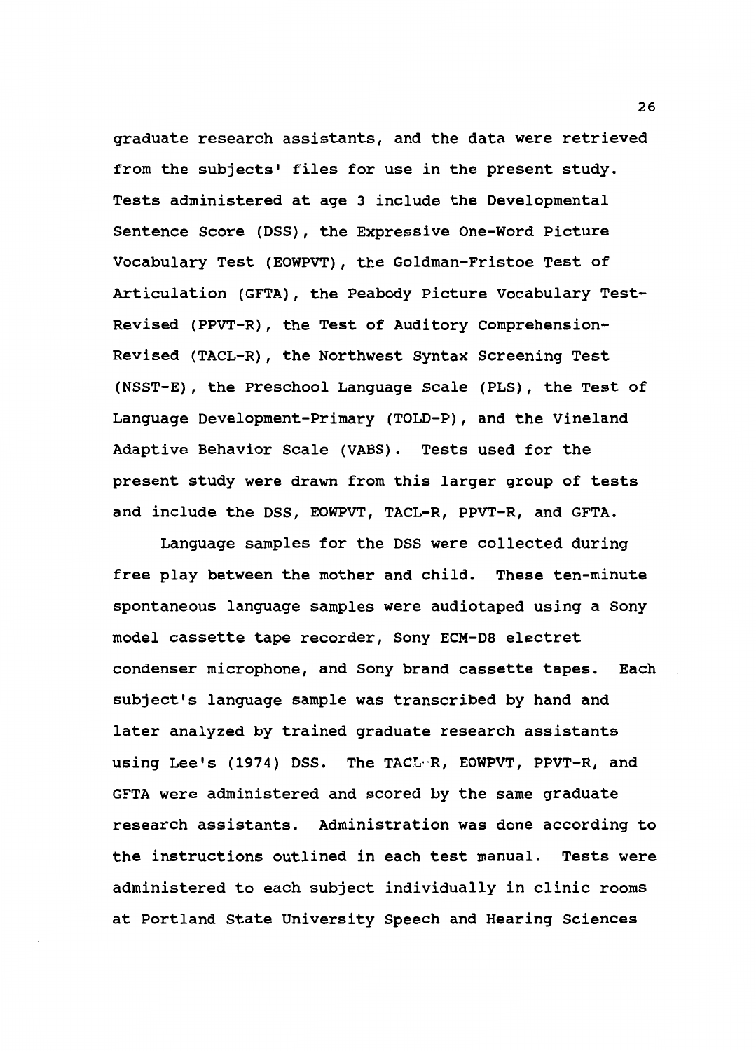graduate research assistants, and the data were retrieved from the subjects' files for use in the present study. Tests administered at age 3 include the Developmental Sentence Score (DSS), the Expressive One-Word Picture Vocabulary Test (EOWPVT), the Goldman-Fristoe Test of Articulation (GFTA), the Peabody Picture Vocabulary Test-Revised (PPVT-R), the Test of Auditory Comprehension-Revised (TACL-R), the Northwest Syntax Screening Test (NSST-E), the Preschool Language Scale (PLS), the Test of Language Development-Primary (TOLD-P), and the Vineland Adaptive Behavior Scale (VABS). Tests used for the present study were drawn from this larger group of tests and include the DSS, EOWPVT, TACL-R, PPVT-R, and GFTA.

Language samples for the DSS were collected during free play between the mother and child. These ten-minute spontaneous language samples were audiotaped using a Sony model cassette tape recorder, Sony ECM-D8 electret condenser microphone, and Sony brand cassette tapes. Each subject's language sample was transcribed by hand and later analyzed by trained graduate research assistants using Lee's (1974) DSS. The TACL-R, EOWPVT, PPVT-R, and GFTA were administered and scored by the same graduate research assistants. Administration was done according to the instructions outlined in each test manual. Tests were administered to each subject individually in clinic rooms at Portland State University Speech and Hearing Sciences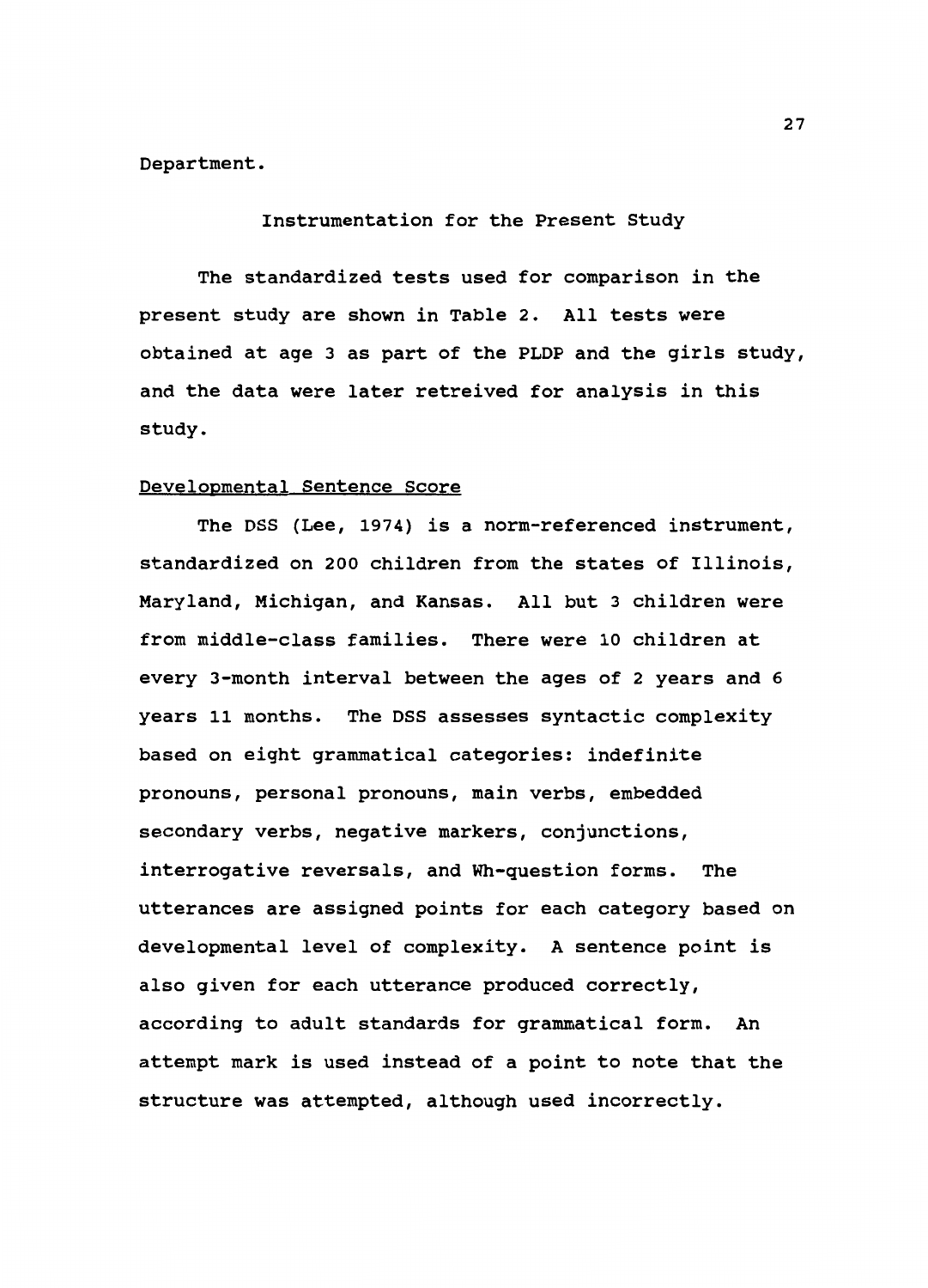Department.

## Instrumentation for the Present Study

The standardized tests used for comparison in the present study are shown in Table 2. All tests were obtained at age 3 as part of the PLDP and the girls study, and the data were later retreived for analysis in this study.

### Developmental Sentence Score

The DSS (Lee, 1974) is a norm-referenced instrument, standardized on 200 children from the states of Illinois, Maryland, Michigan, and Kansas. All but 3 children were from middle-class families. There were 10 children at every 3-month interval between the ages of 2 years and 6 years 11 months. The DSS assesses syntactic complexity based on eight grammatical categories: indefinite pronouns, personal pronouns, main verbs, embedded secondary verbs, negative markers, conjunctions, interrogative reversals, and Wh-question forms. The utterances are assigned points for each category based on developmental level of complexity. A sentence point is also given for each utterance produced correctly, according to adult standards for grammatical form. An attempt mark is used instead of a point to note that the structure was attempted, although used incorrectly.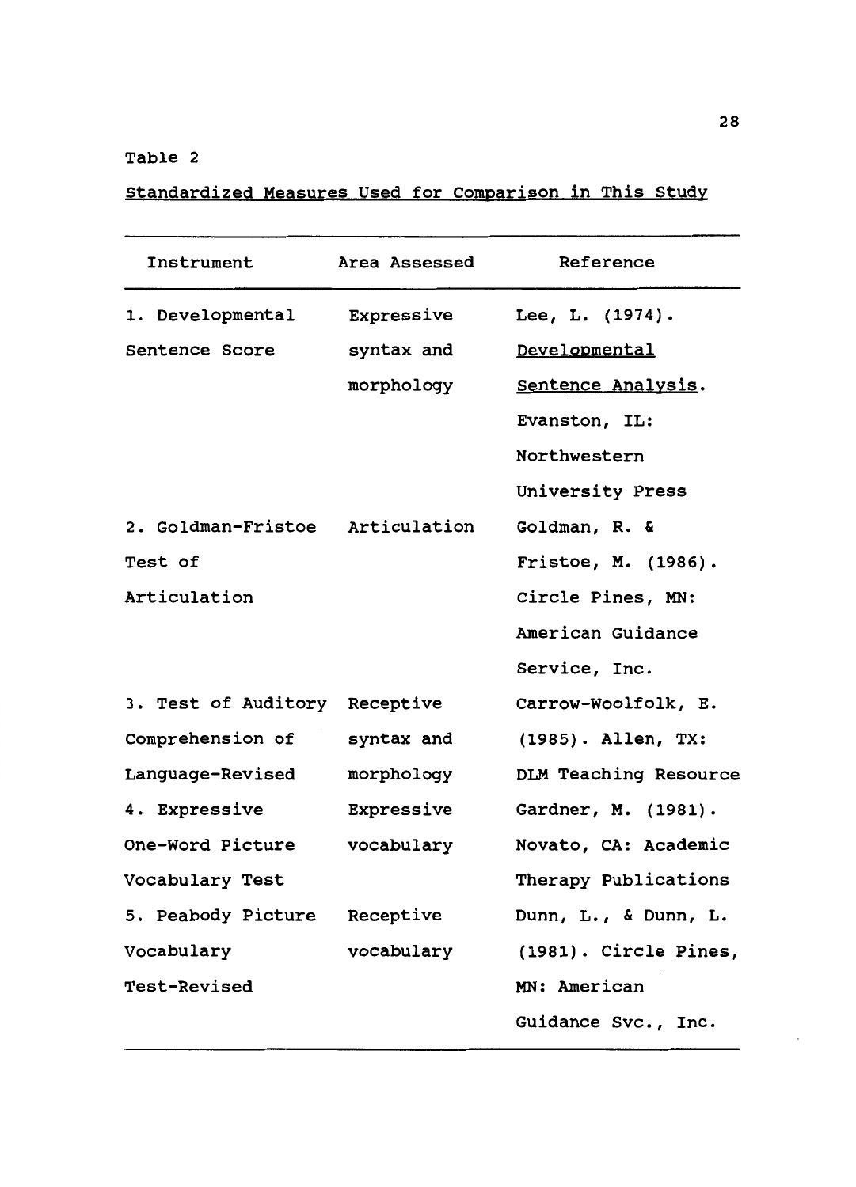Table 2

Standardized Measures Used for Comparison in This Study

| Instrument | Area Assessed | Reference |
|---|---|---|
| 1. Developmental Sentence Score | Expressive syntax and morphology | Lee, L. (1974). Developmental Sentence Analysis. Evanston, IL: Northwestern University Press |
| 2. Goldman-Fristoe Test of Articulation | Articulation | Goldman, R. & Fristoe, M. (1986). Circle Pines, MN: American Guidance Service, Inc. |
| 3. Test of Auditory Comprehension of Language-Revised | Receptive syntax and morphology | Carrow-Woolfolk, E. (1985). Allen, TX: DLM Teaching Resource |
| 4. Expressive One-Word Picture Vocabulary Test | Expressive vocabulary | Gardner, M. (1981). Novato, CA: Academic Therapy Publications |
| 5. Peabody Picture Vocabulary Test-Revised | Receptive vocabulary | Dunn, L., & Dunn, L. (1981). Circle Pines, MN: American Guidance Svc., Inc. |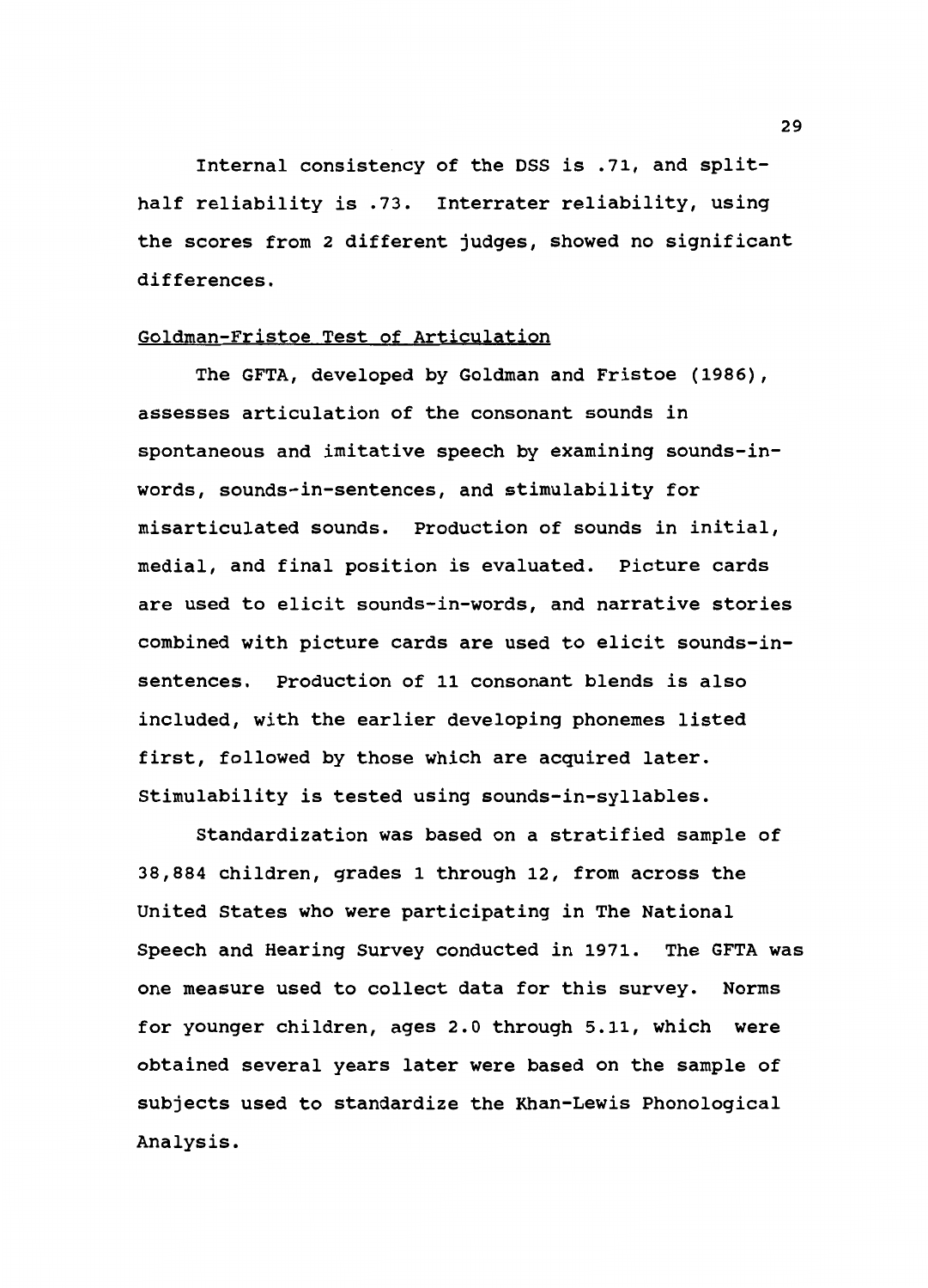Internal consistency of the DSS is .71, and split-half reliability is .73. Interrater reliability, using the scores from 2 different judges, showed no significant differences.

<u>Goldman-Fristoe Test of Articulation</u>

The GFTA, developed by Goldman and Fristoe (1986), assesses articulation of the consonant sounds in spontaneous and imitative speech by examining sounds-in-words, sounds-in-sentences, and stimulability for misarticulated sounds. Production of sounds in initial, medial, and final position is evaluated. Picture cards are used to elicit sounds-in-words, and narrative stories combined with picture cards are used to elicit sounds-in-sentences. Production of 11 consonant blends is also included, with the earlier developing phonemes listed first, followed by those which are acquired later. Stimulability is tested using sounds-in-syllables.

Standardization was based on a stratified sample of 38,884 children, grades 1 through 12, from across the United States who were participating in The National Speech and Hearing Survey conducted in 1971. The GFTA was one measure used to collect data for this survey. Norms for younger children, ages 2.0 through 5.11, which were obtained several years later were based on the sample of subjects used to standardize the Khan-Lewis Phonological Analysis.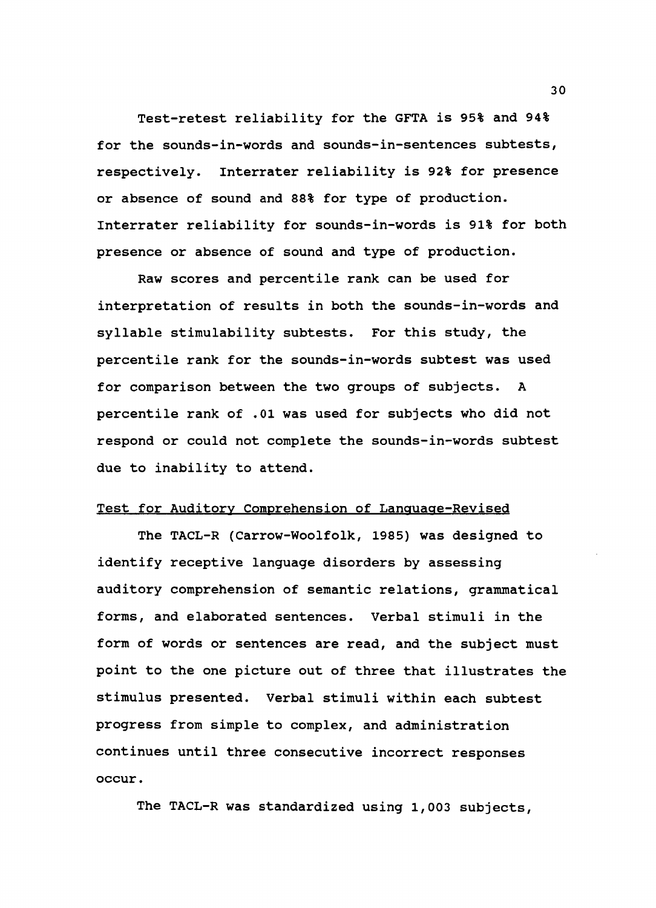Test-retest reliability for the GFTA is 95% and 94% for the sounds-in-words and sounds-in-sentences subtests, respectively. Interrater reliability is 92% for presence or absence of sound and 88% for type of production. Interrater reliability for sounds-in-words is 91% for both presence or absence of sound and type of production.

Raw scores and percentile rank can be used for interpretation of results in both the sounds-in-words and syllable stimulability subtests. For this study, the percentile rank for the sounds-in-words subtest was used for comparison between the two groups of subjects. A percentile rank of .01 was used for subjects who did not respond or could not complete the sounds-in-words subtest due to inability to attend.

Test for Auditory Comprehension of Language-Revised

The TACL-R (Carrow-Woolfolk, 1985) was designed to identify receptive language disorders by assessing auditory comprehension of semantic relations, grammatical forms, and elaborated sentences. Verbal stimuli in the form of words or sentences are read, and the subject must point to the one picture out of three that illustrates the stimulus presented. Verbal stimuli within each subtest progress from simple to complex, and administration continues until three consecutive incorrect responses occur.

The TACL-R was standardized using 1,003 subjects,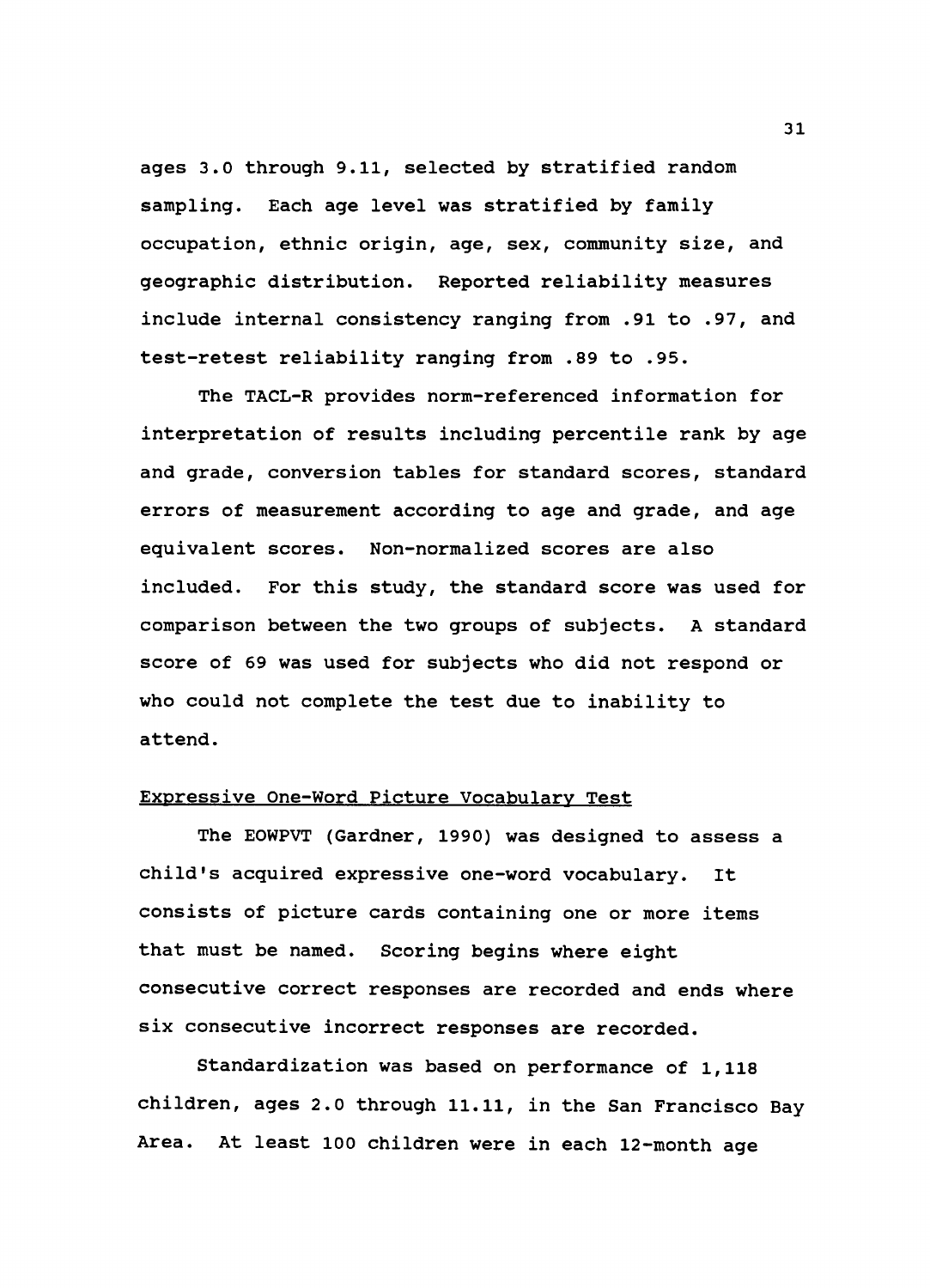ages 3.0 through 9.11, selected by stratified random sampling. Each age level was stratified by family occupation, ethnic origin, age, sex, community size, and geographic distribution. Reported reliability measures include internal consistency ranging from .91 to .97, and test-retest reliability ranging from .89 to .95.

The TACL-R provides norm-referenced information for interpretation of results including percentile rank by age and grade, conversion tables for standard scores, standard errors of measurement according to age and grade, and age equivalent scores. Non-normalized scores are also included. For this study, the standard score was used for comparison between the two groups of subjects. A standard score of 69 was used for subjects who did not respond or who could not complete the test due to inability to attend.

Expressive One-Word Picture Vocabulary Test

The EOWPVT (Gardner, 1990) was designed to assess a child's acquired expressive one-word vocabulary. It consists of picture cards containing one or more items that must be named. Scoring begins where eight consecutive correct responses are recorded and ends where six consecutive incorrect responses are recorded.

Standardization was based on performance of 1,118 children, ages 2.0 through 11.11, in the San Francisco Bay Area. At least 100 children were in each 12-month age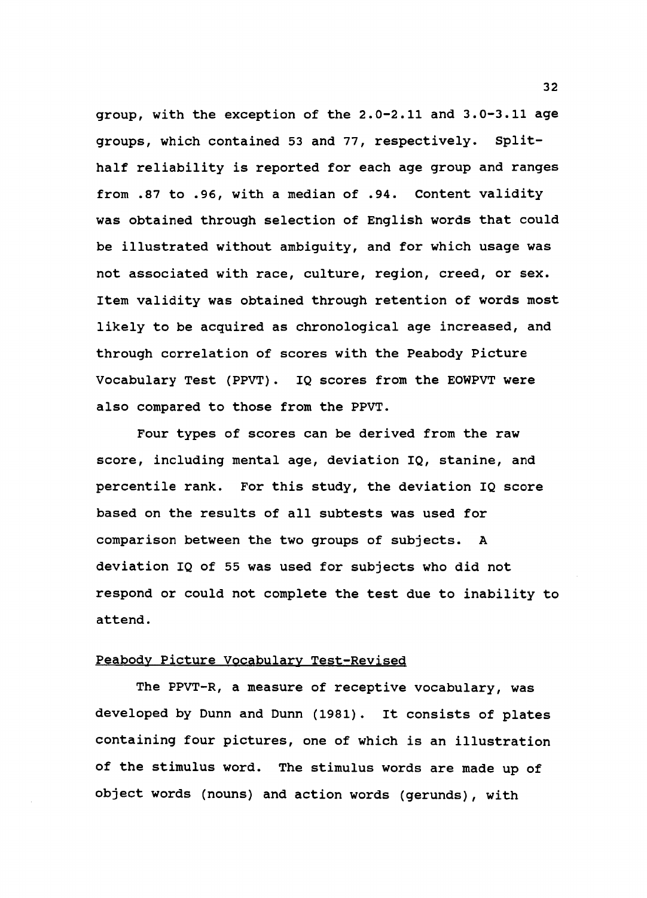group, with the exception of the 2.0-2.11 and 3.0-3.11 age groups, which contained 53 and 77, respectively. Split-half reliability is reported for each age group and ranges from .87 to .96, with a median of .94. Content validity was obtained through selection of English words that could be illustrated without ambiguity, and for which usage was not associated with race, culture, region, creed, or sex. Item validity was obtained through retention of words most likely to be acquired as chronological age increased, and through correlation of scores with the Peabody Picture Vocabulary Test (PPVT). IQ scores from the EOWPVT were also compared to those from the PPVT.

Four types of scores can be derived from the raw score, including mental age, deviation IQ, stanine, and percentile rank. For this study, the deviation IQ score based on the results of all subtests was used for comparison between the two groups of subjects. A deviation IQ of 55 was used for subjects who did not respond or could not complete the test due to inability to attend.

## Peabody Picture Vocabulary Test-Revised

The PPVT-R, a measure of receptive vocabulary, was developed by Dunn and Dunn (1981). It consists of plates containing four pictures, one of which is an illustration of the stimulus word. The stimulus words are made up of object words (nouns) and action words (gerunds), with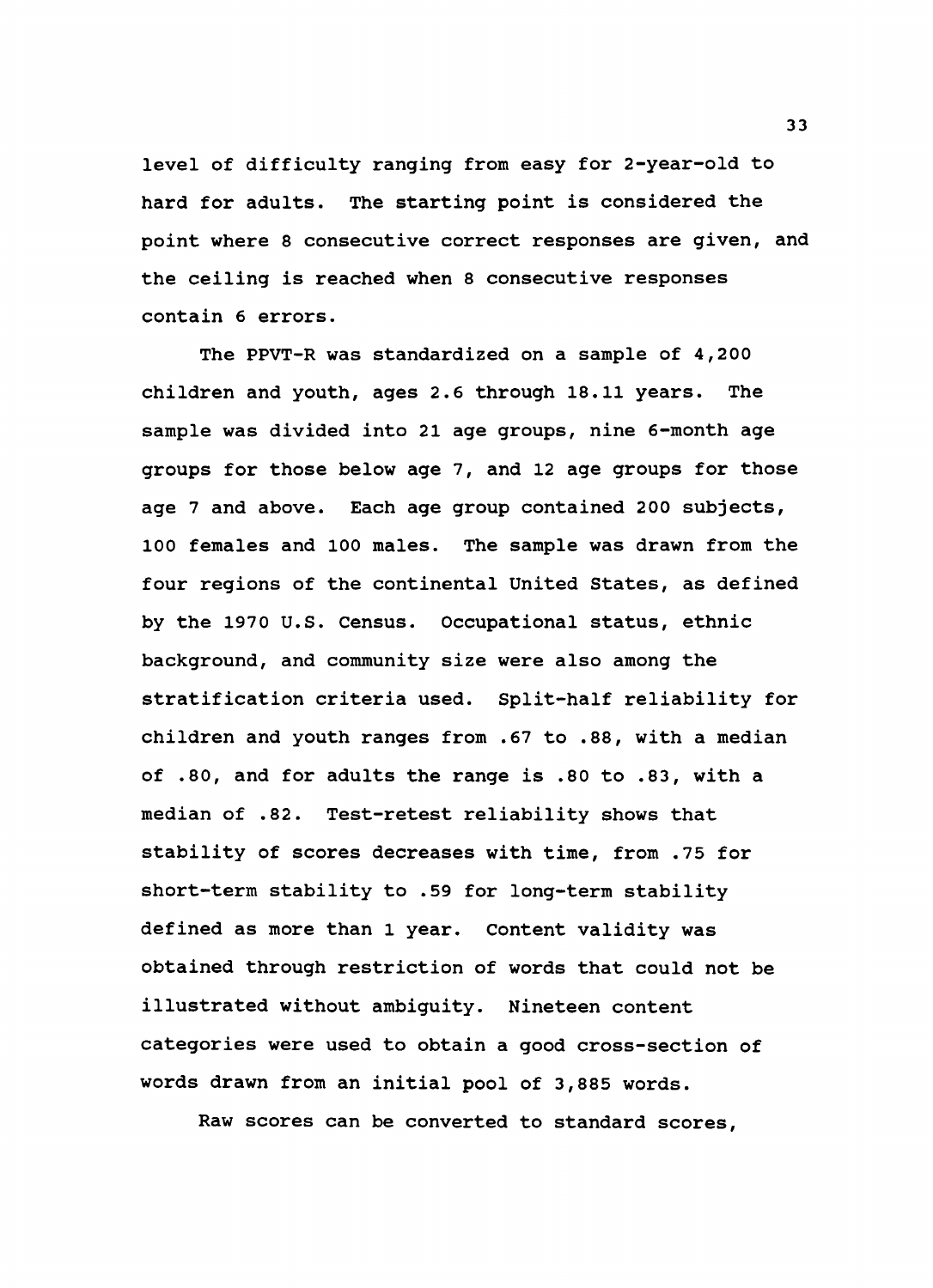level of difficulty ranging from easy for 2-year-old to hard for adults. The starting point is considered the point where 8 consecutive correct responses are given, and the ceiling is reached when 8 consecutive responses contain 6 errors.

The PPVT-R was standardized on a sample of 4,200 children and youth, ages 2.6 through 18.11 years. The sample was divided into 21 age groups, nine 6-month age groups for those below age 7, and 12 age groups for those age 7 and above. Each age group contained 200 subjects, 100 females and 100 males. The sample was drawn from the four regions of the continental United States, as defined by the 1970 U.S. Census. Occupational status, ethnic background, and community size were also among the stratification criteria used. Split-half reliability for children and youth ranges from .67 to .88, with a median of .80, and for adults the range is .80 to .83, with a median of .82. Test-retest reliability shows that stability of scores decreases with time, from .75 for short-term stability to .59 for long-term stability defined as more than 1 year. Content validity was obtained through restriction of words that could not be illustrated without ambiguity. Nineteen content categories were used to obtain a good cross-section of words drawn from an initial pool of 3,885 words.

Raw scores can be converted to standard scores,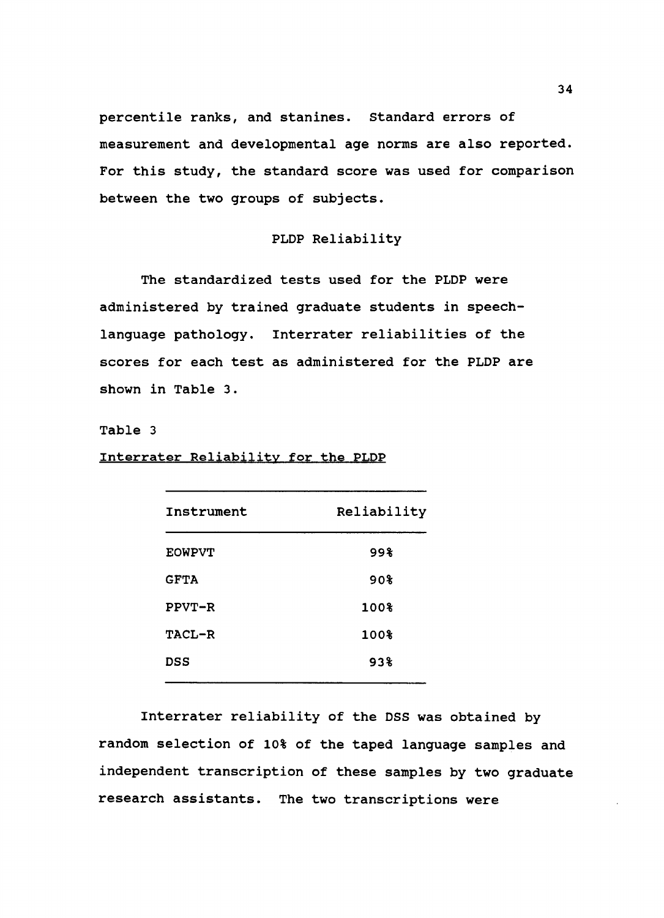percentile ranks, and stanines. Standard errors of measurement and developmental age norms are also reported. For this study, the standard score was used for comparison between the two groups of subjects.

## PLDP Reliability

The standardized tests used for the PLDP were administered by trained graduate students in speech-language pathology. Interrater reliabilities of the scores for each test as administered for the PLDP are shown in Table 3.

Table 3

Interrater Reliability for the PLDP

| Instrument | Reliability |
|---|---|
| EOWPVT | 99% |
| GFTA | 90% |
| PPVT-R | 100% |
| TACL-R | 100% |
| DSS | 93% |

Interrater reliability of the DSS was obtained by random selection of 10% of the taped language samples and independent transcription of these samples by two graduate research assistants. The two transcriptions were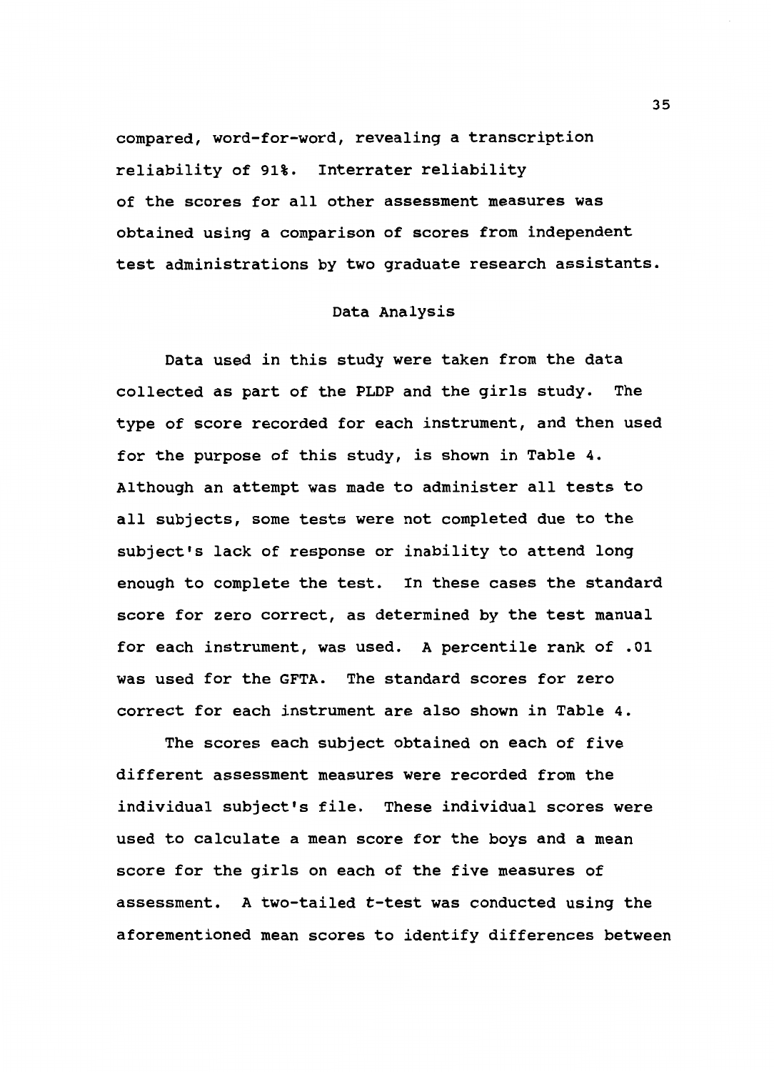compared, word-for-word, revealing a transcription reliability of 91%. Interrater reliability of the scores for all other assessment measures was obtained using a comparison of scores from independent test administrations by two graduate research assistants.

## Data Analysis

Data used in this study were taken from the data collected as part of the PLDP and the girls study. The type of score recorded for each instrument, and then used for the purpose of this study, is shown in Table 4. Although an attempt was made to administer all tests to all subjects, some tests were not completed due to the subject's lack of response or inability to attend long enough to complete the test. In these cases the standard score for zero correct, as determined by the test manual for each instrument, was used. A percentile rank of .01 was used for the GFTA. The standard scores for zero correct for each instrument are also shown in Table 4.

The scores each subject obtained on each of five different assessment measures were recorded from the individual subject's file. These individual scores were used to calculate a mean score for the boys and a mean score for the girls on each of the five measures of assessment. A two-tailed *t*-test was conducted using the aforementioned mean scores to identify differences between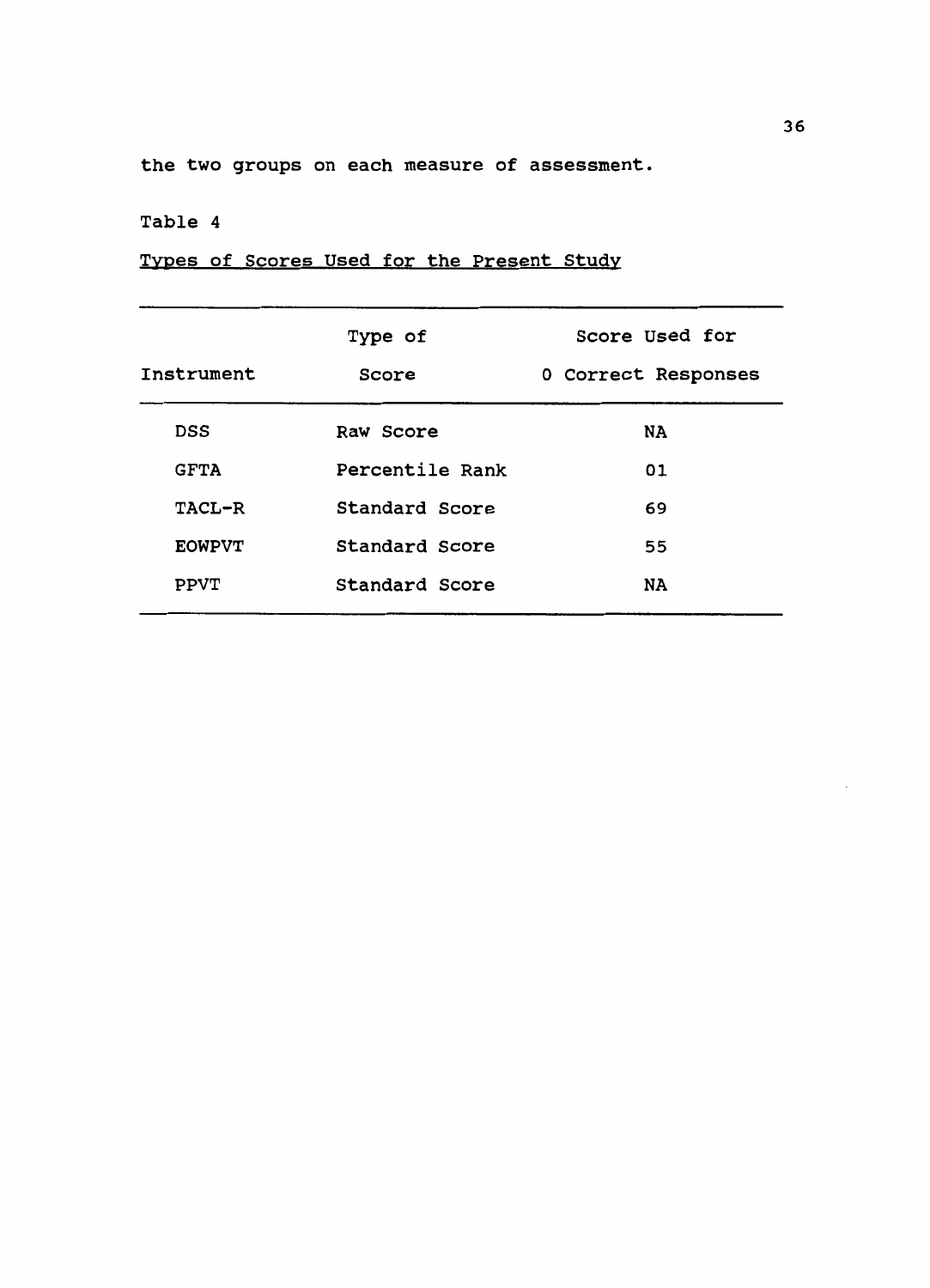the two groups on each measure of assessment.

Table 4

Types of Scores Used for the Present Study

| Instrument | Type of Score | Score Used for 0 Correct Responses |
|---|---|---|
| DSS | Raw Score | NA |
| GFTA | Percentile Rank | 01 |
| TACL-R | Standard Score | 69 |
| EOWPVT | Standard Score | 55 |
| PPVT | Standard Score | NA |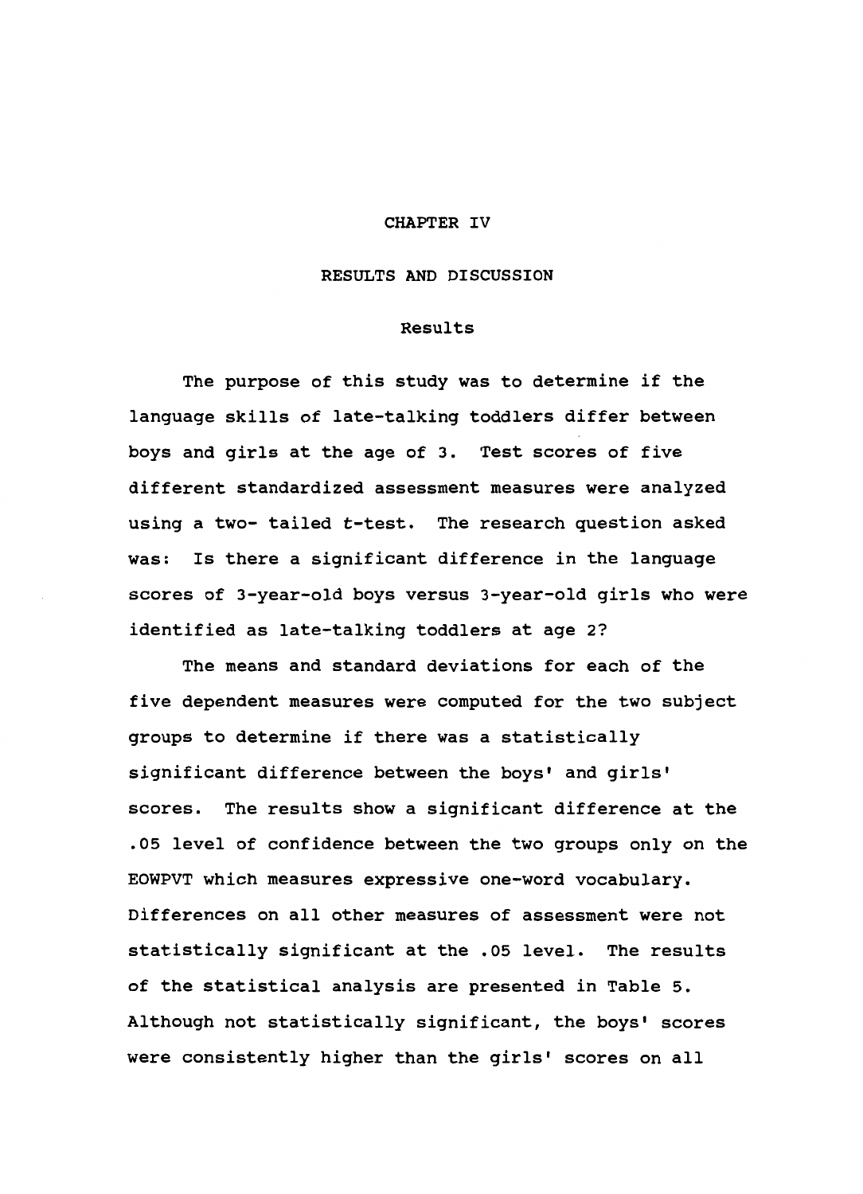# CHAPTER IV

## RESULTS AND DISCUSSION

### Results

The purpose of this study was to determine if the language skills of late-talking toddlers differ between boys and girls at the age of 3. Test scores of five different standardized assessment measures were analyzed using a two- tailed *t*-test. The research question asked was: Is there a significant difference in the language scores of 3-year-old boys versus 3-year-old girls who were identified as late-talking toddlers at age 2?

The means and standard deviations for each of the five dependent measures were computed for the two subject groups to determine if there was a statistically significant difference between the boys' and girls' scores. The results show a significant difference at the .05 level of confidence between the two groups only on the EOWPVT which measures expressive one-word vocabulary. Differences on all other measures of assessment were not statistically significant at the .05 level. The results of the statistical analysis are presented in Table 5. Although not statistically significant, the boys' scores were consistently higher than the girls' scores on all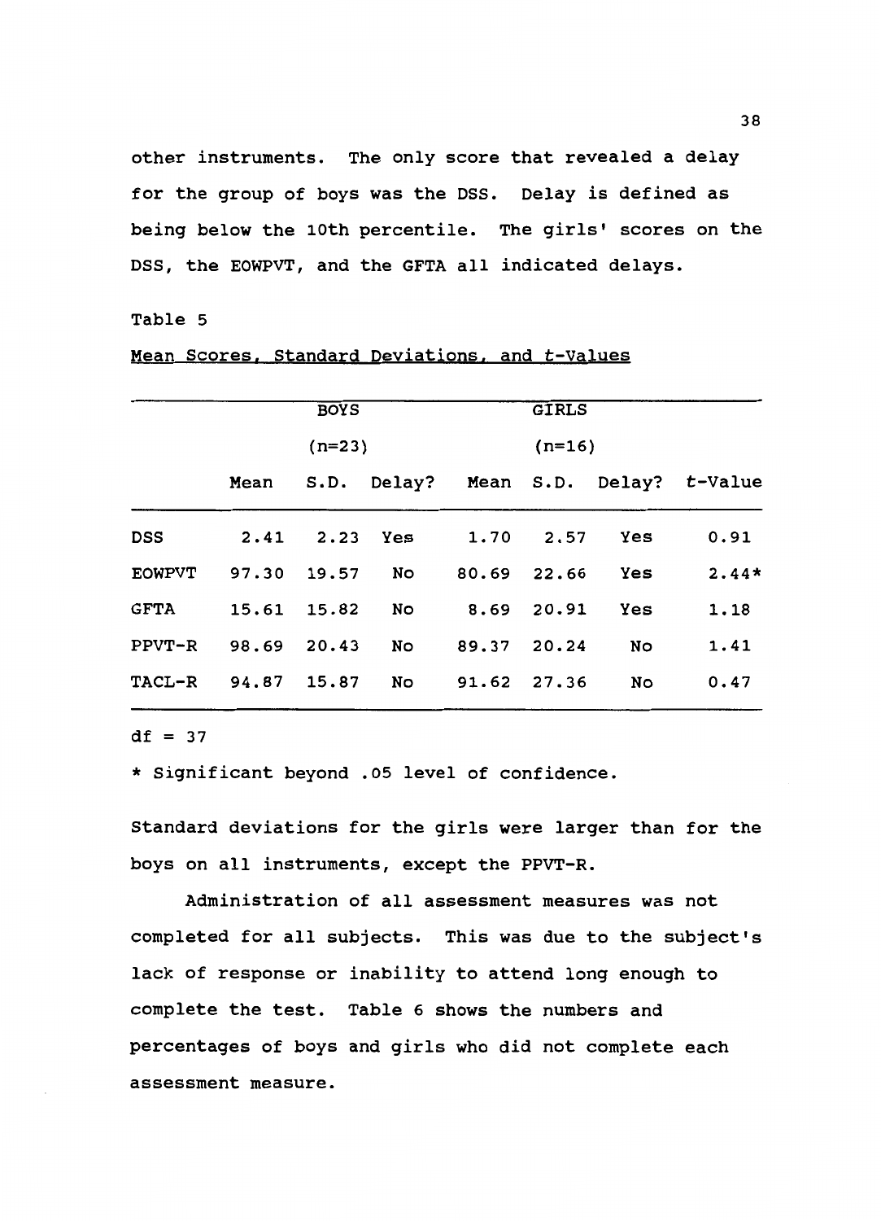other instruments. The only score that revealed a delay for the group of boys was the DSS. Delay is defined as being below the 10th percentile. The girls' scores on the DSS, the EOWPVT, and the GFTA all indicated delays.

Table 5

Mean Scores, Standard Deviations, and *t*-Values

| | BOYS (n=23) | | | GIRLS (n=16) | | | |
|---|---|---|---|---|---|---|---|
| | Mean | S.D. | Delay? | Mean | S.D. | Delay? | *t*-Value |
| DSS | 2.41 | 2.23 | Yes | 1.70 | 2.57 | Yes | 0.91 |
| EOWPVT | 97.30 | 19.57 | No | 80.69 | 22.66 | Yes | 2.44* |
| GFTA | 15.61 | 15.82 | No | 8.69 | 20.91 | Yes | 1.18 |
| PPVT-R | 98.69 | 20.43 | No | 89.37 | 20.24 | No | 1.41 |
| TACL-R | 94.87 | 15.87 | No | 91.62 | 27.36 | No | 0.47 |

df = 37

* Significant beyond .05 level of confidence.

Standard deviations for the girls were larger than for the boys on all instruments, except the PPVT-R.

Administration of all assessment measures was not completed for all subjects. This was due to the subject's lack of response or inability to attend long enough to complete the test. Table 6 shows the numbers and percentages of boys and girls who did not complete each assessment measure.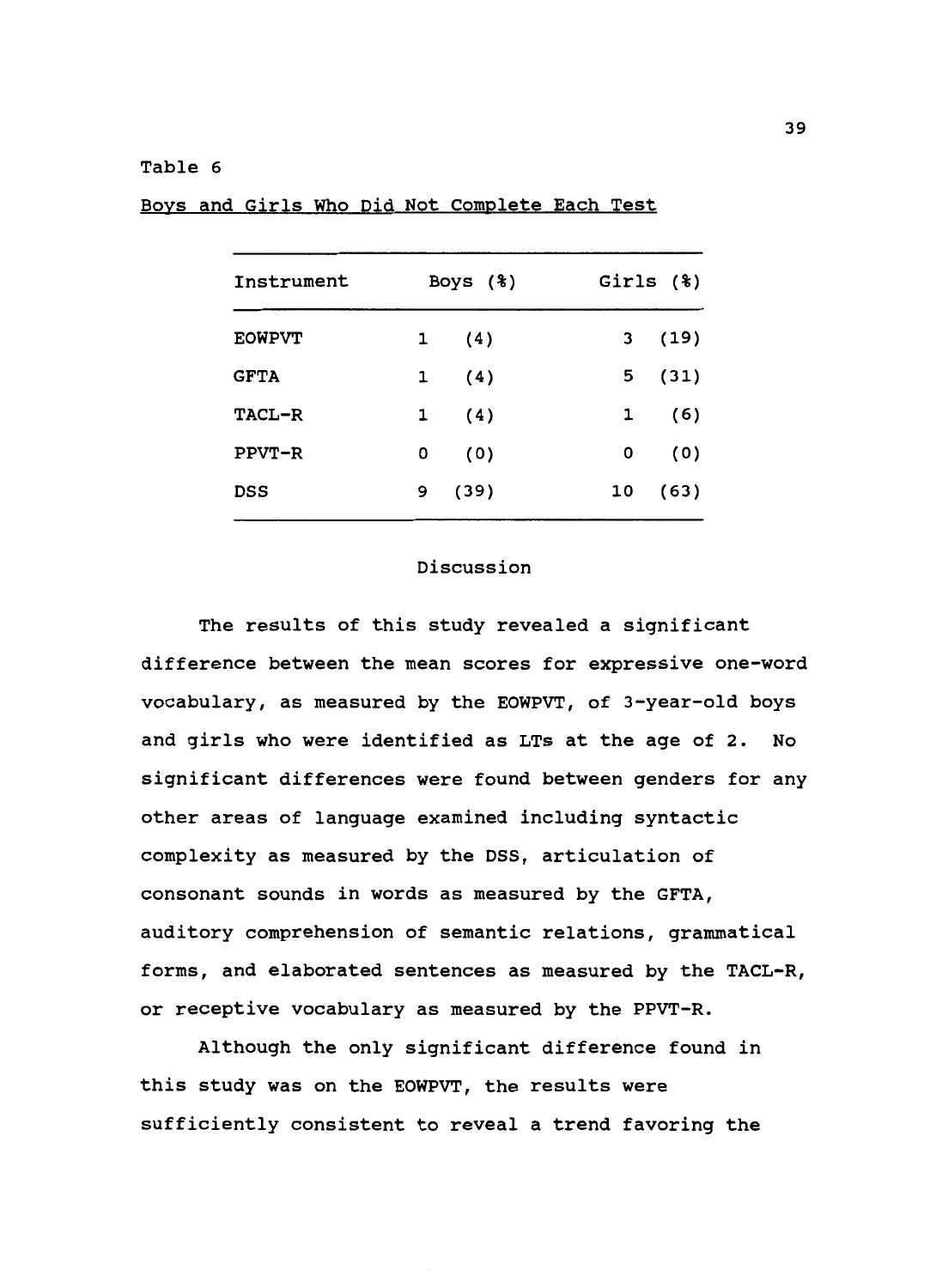Table 6

Boys and Girls Who Did Not Complete Each Test

| Instrument | Boys (%) | | Girls (%) | |
|---|---|---|---|---|
| EOWPVT | 1 | (4) | 3 | (19) |
| GFTA | 1 | (4) | 5 | (31) |
| TACL-R | 1 | (4) | 1 | (6) |
| PPVT-R | 0 | (0) | 0 | (0) |
| DSS | 9 | (39) | 10 | (63) |

## Discussion

The results of this study revealed a significant difference between the mean scores for expressive one-word vocabulary, as measured by the EOWPVT, of 3-year-old boys and girls who were identified as LTs at the age of 2. No significant differences were found between genders for any other areas of language examined including syntactic complexity as measured by the DSS, articulation of consonant sounds in words as measured by the GFTA, auditory comprehension of semantic relations, grammatical forms, and elaborated sentences as measured by the TACL-R, or receptive vocabulary as measured by the PPVT-R.

Although the only significant difference found in this study was on the EOWPVT, the results were sufficiently consistent to reveal a trend favoring the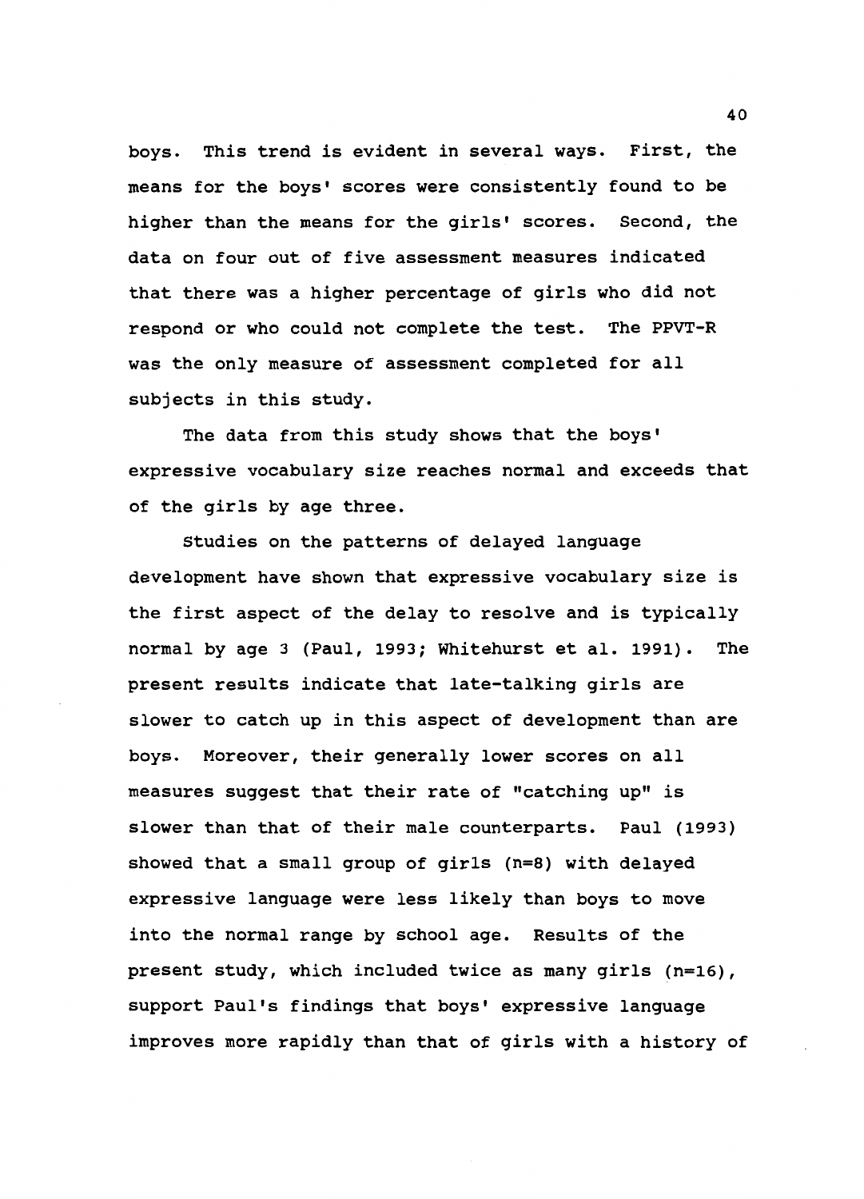boys. This trend is evident in several ways. First, the means for the boys' scores were consistently found to be higher than the means for the girls' scores. Second, the data on four out of five assessment measures indicated that there was a higher percentage of girls who did not respond or who could not complete the test. The PPVT-R was the only measure of assessment completed for all subjects in this study.

The data from this study shows that the boys' expressive vocabulary size reaches normal and exceeds that of the girls by age three.

Studies on the patterns of delayed language development have shown that expressive vocabulary size is the first aspect of the delay to resolve and is typically normal by age 3 (Paul, 1993; Whitehurst et al. 1991). The present results indicate that late-talking girls are slower to catch up in this aspect of development than are boys. Moreover, their generally lower scores on all measures suggest that their rate of "catching up" is slower than that of their male counterparts. Paul (1993) showed that a small group of girls (n=8) with delayed expressive language were less likely than boys to move into the normal range by school age. Results of the present study, which included twice as many girls (n=16), support Paul's findings that boys' expressive language improves more rapidly than that of girls with a history of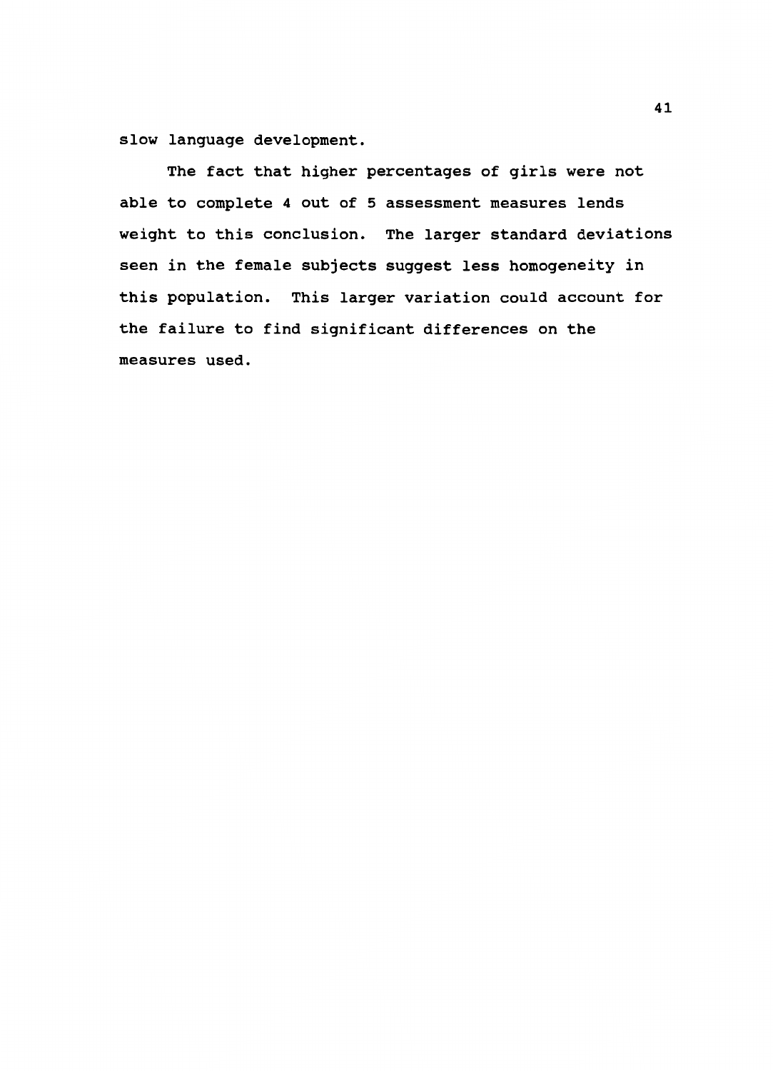slow language development.

The fact that higher percentages of girls were not able to complete 4 out of 5 assessment measures lends weight to this conclusion. The larger standard deviations seen in the female subjects suggest less homogeneity in this population. This larger variation could account for the failure to find significant differences on the measures used.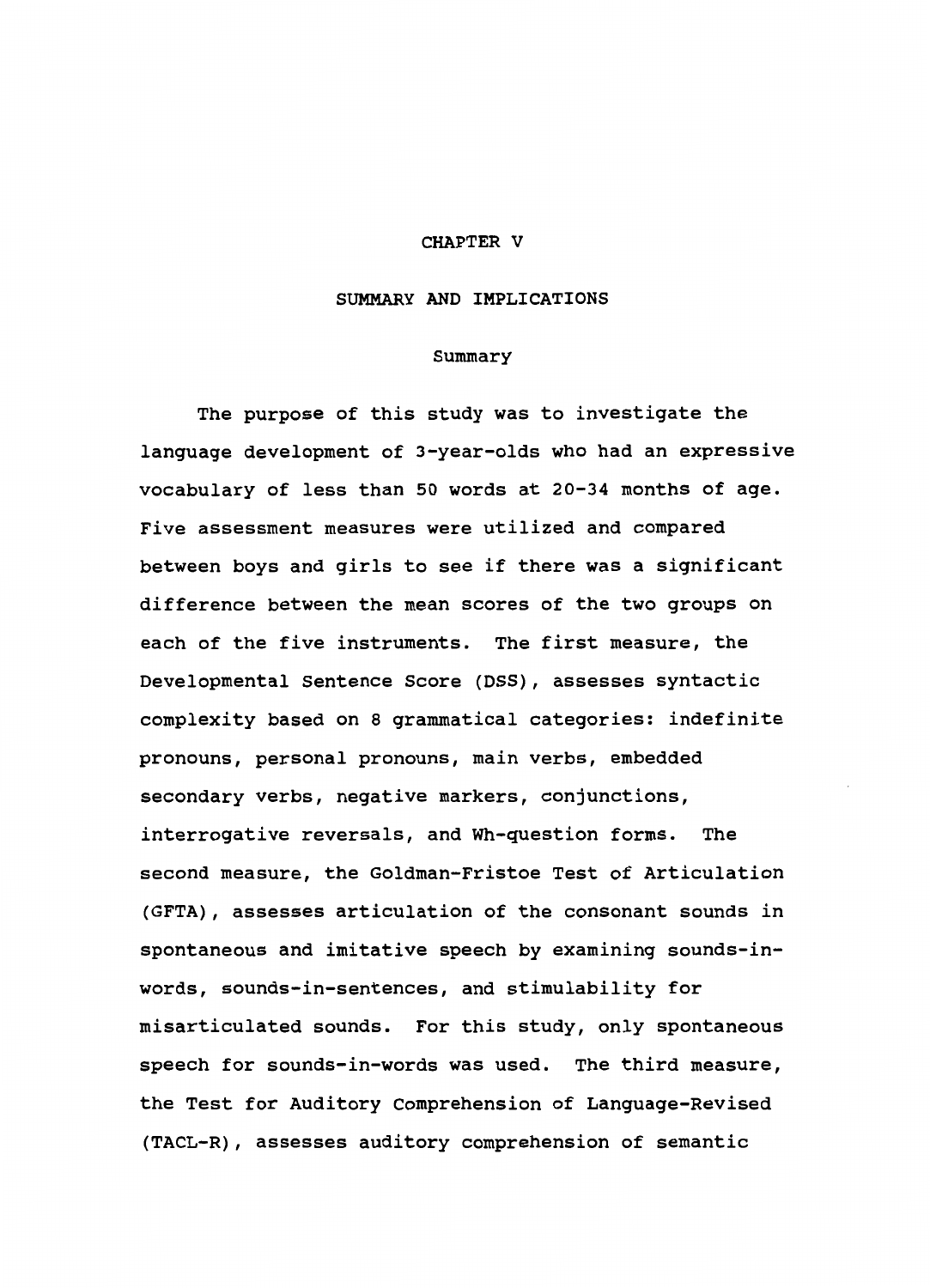# CHAPTER V

## SUMMARY AND IMPLICATIONS

### Summary

The purpose of this study was to investigate the language development of 3-year-olds who had an expressive vocabulary of less than 50 words at 20-34 months of age. Five assessment measures were utilized and compared between boys and girls to see if there was a significant difference between the mean scores of the two groups on each of the five instruments. The first measure, the Developmental Sentence Score (DSS), assesses syntactic complexity based on 8 grammatical categories: indefinite pronouns, personal pronouns, main verbs, embedded secondary verbs, negative markers, conjunctions, interrogative reversals, and Wh-question forms. The second measure, the Goldman-Fristoe Test of Articulation (GFTA), assesses articulation of the consonant sounds in spontaneous and imitative speech by examining sounds-in-words, sounds-in-sentences, and stimulability for misarticulated sounds. For this study, only spontaneous speech for sounds-in-words was used. The third measure, the Test for Auditory Comprehension of Language-Revised (TACL-R), assesses auditory comprehension of semantic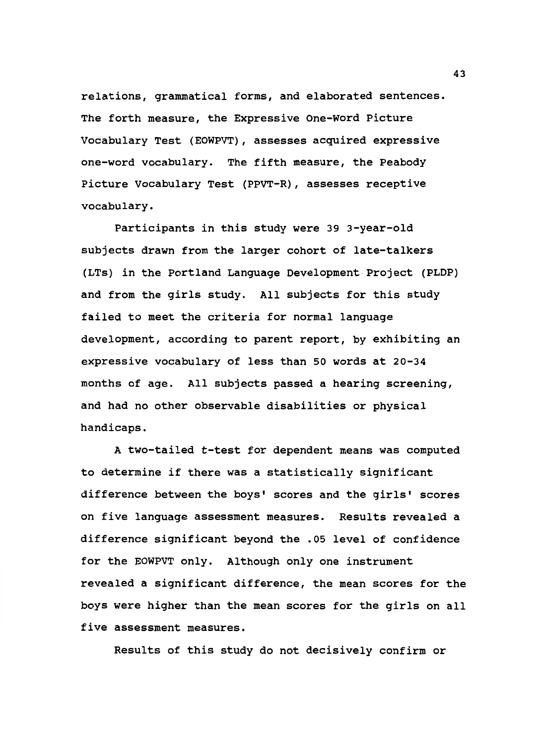relations, grammatical forms, and elaborated sentences. The forth measure, the Expressive One-Word Picture Vocabulary Test (EOWPVT), assesses acquired expressive one-word vocabulary. The fifth measure, the Peabody Picture Vocabulary Test (PPVT-R), assesses receptive vocabulary.

Participants in this study were 39 3-year-old subjects drawn from the larger cohort of late-talkers (LTs) in the Portland Language Development Project (PLDP) and from the girls study. All subjects for this study failed to meet the criteria for normal language development, according to parent report, by exhibiting an expressive vocabulary of less than 50 words at 20-34 months of age. All subjects passed a hearing screening, and had no other observable disabilities or physical handicaps.

A two-tailed $t$-test for dependent means was computed to determine if there was a statistically significant difference between the boys' scores and the girls' scores on five language assessment measures. Results revealed a difference significant beyond the .05 level of confidence for the EOWPVT only. Although only one instrument revealed a significant difference, the mean scores for the boys were higher than the mean scores for the girls on all five assessment measures.

Results of this study do not decisively confirm or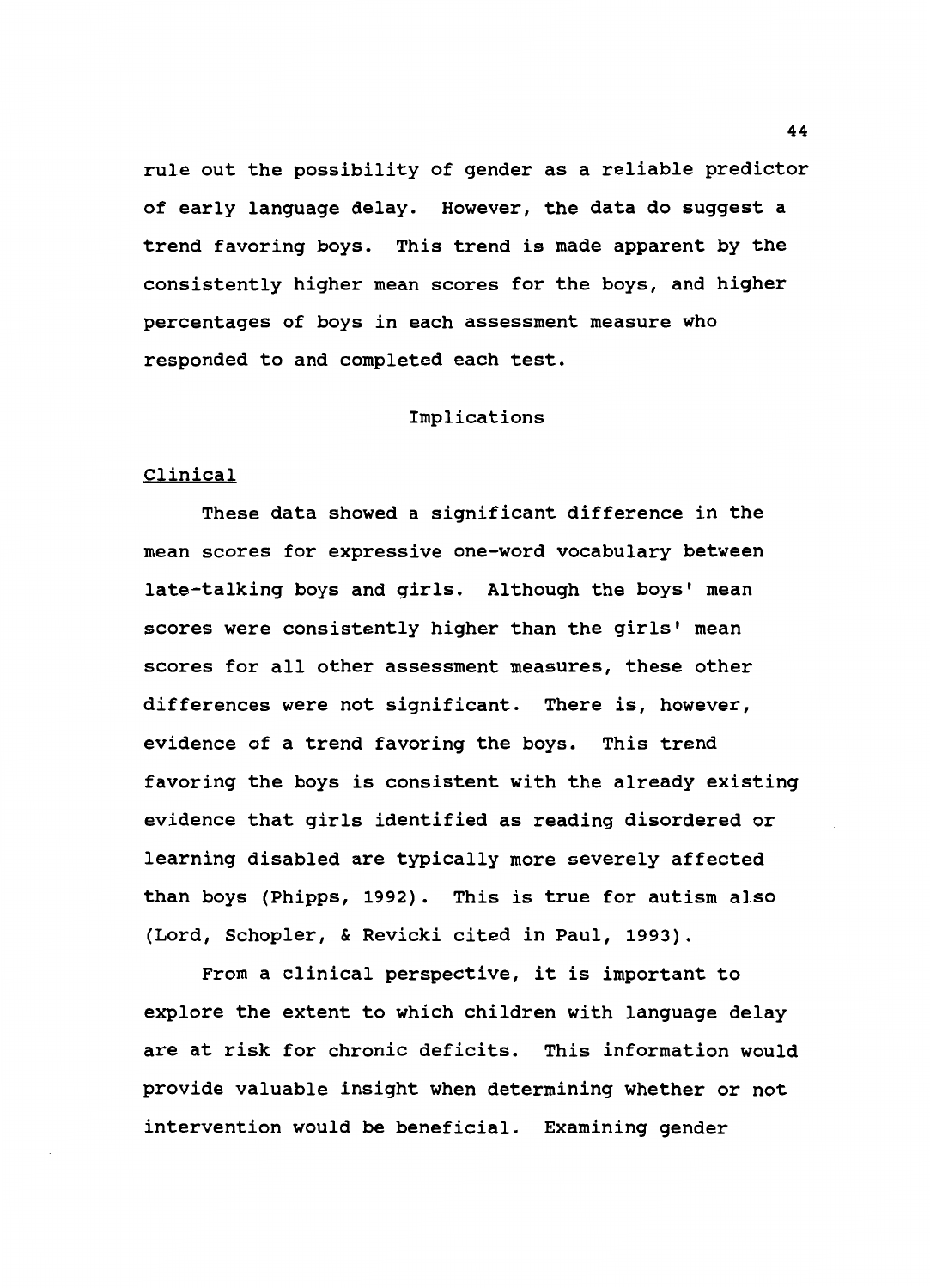rule out the possibility of gender as a reliable predictor of early language delay. However, the data do suggest a trend favoring boys. This trend is made apparent by the consistently higher mean scores for the boys, and higher percentages of boys in each assessment measure who responded to and completed each test.

## Implications

### Clinical

These data showed a significant difference in the mean scores for expressive one-word vocabulary between late-talking boys and girls. Although the boys' mean scores were consistently higher than the girls' mean scores for all other assessment measures, these other differences were not significant. There is, however, evidence of a trend favoring the boys. This trend favoring the boys is consistent with the already existing evidence that girls identified as reading disordered or learning disabled are typically more severely affected than boys (Phipps, 1992). This is true for autism also (Lord, Schopler, & Revicki cited in Paul, 1993).

From a clinical perspective, it is important to explore the extent to which children with language delay are at risk for chronic deficits. This information would provide valuable insight when determining whether or not intervention would be beneficial. Examining gender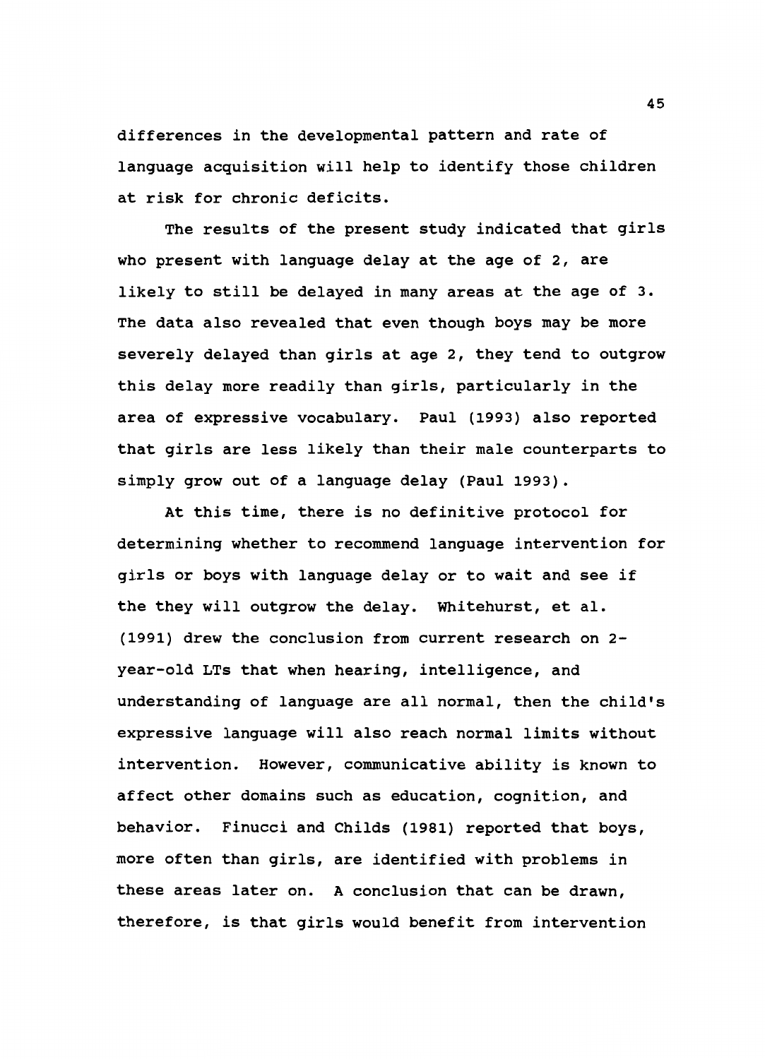differences in the developmental pattern and rate of language acquisition will help to identify those children at risk for chronic deficits.

The results of the present study indicated that girls who present with language delay at the age of 2, are likely to still be delayed in many areas at the age of 3. The data also revealed that even though boys may be more severely delayed than girls at age 2, they tend to outgrow this delay more readily than girls, particularly in the area of expressive vocabulary. Paul (1993) also reported that girls are less likely than their male counterparts to simply grow out of a language delay (Paul 1993).

At this time, there is no definitive protocol for determining whether to recommend language intervention for girls or boys with language delay or to wait and see if the they will outgrow the delay. Whitehurst, et al. (1991) drew the conclusion from current research on 2-year-old LTs that when hearing, intelligence, and understanding of language are all normal, then the child's expressive language will also reach normal limits without intervention. However, communicative ability is known to affect other domains such as education, cognition, and behavior. Finucci and Childs (1981) reported that boys, more often than girls, are identified with problems in these areas later on. A conclusion that can be drawn, therefore, is that girls would benefit from intervention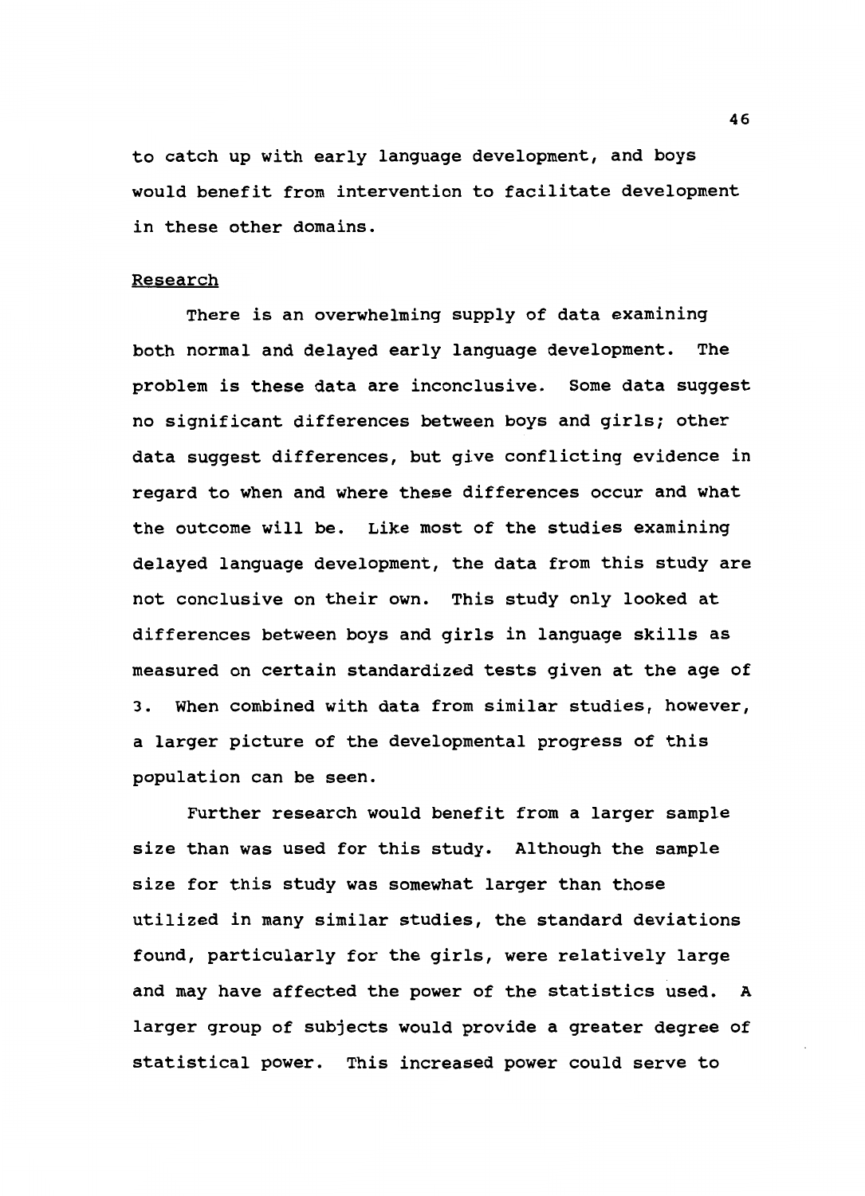to catch up with early language development, and boys would benefit from intervention to facilitate development in these other domains.

### Research

There is an overwhelming supply of data examining both normal and delayed early language development. The problem is these data are inconclusive. Some data suggest no significant differences between boys and girls; other data suggest differences, but give conflicting evidence in regard to when and where these differences occur and what the outcome will be. Like most of the studies examining delayed language development, the data from this study are not conclusive on their own. This study only looked at differences between boys and girls in language skills as measured on certain standardized tests given at the age of 3. When combined with data from similar studies, however, a larger picture of the developmental progress of this population can be seen.

Further research would benefit from a larger sample size than was used for this study. Although the sample size for this study was somewhat larger than those utilized in many similar studies, the standard deviations found, particularly for the girls, were relatively large and may have affected the power of the statistics used. A larger group of subjects would provide a greater degree of statistical power. This increased power could serve to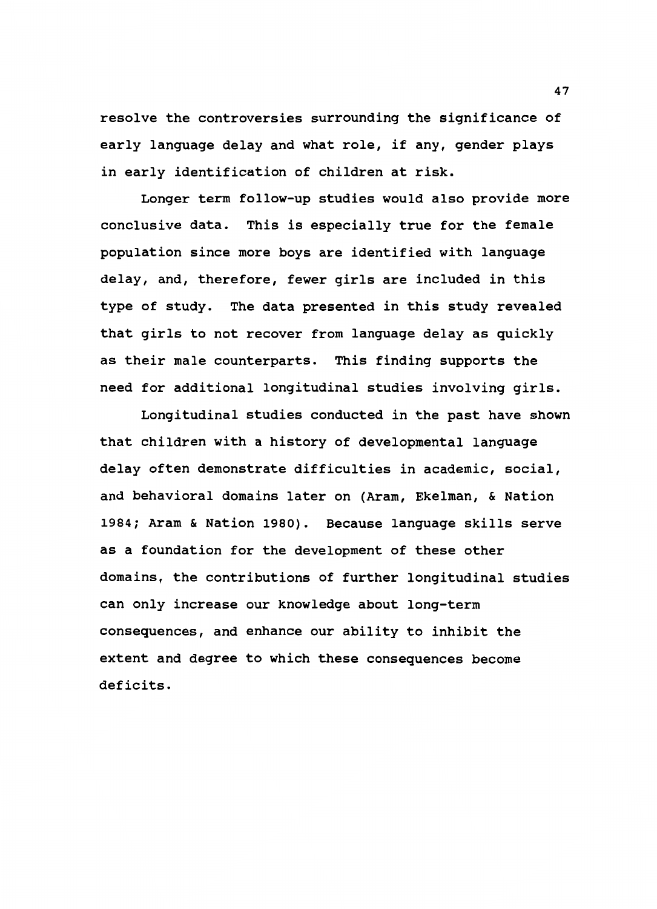resolve the controversies surrounding the significance of early language delay and what role, if any, gender plays in early identification of children at risk.

Longer term follow-up studies would also provide more conclusive data. This is especially true for the female population since more boys are identified with language delay, and, therefore, fewer girls are included in this type of study. The data presented in this study revealed that girls to not recover from language delay as quickly as their male counterparts. This finding supports the need for additional longitudinal studies involving girls.

Longitudinal studies conducted in the past have shown that children with a history of developmental language delay often demonstrate difficulties in academic, social, and behavioral domains later on (Aram, Ekelman, & Nation 1984; Aram & Nation 1980). Because language skills serve as a foundation for the development of these other domains, the contributions of further longitudinal studies can only increase our knowledge about long-term consequences, and enhance our ability to inhibit the extent and degree to which these consequences become deficits.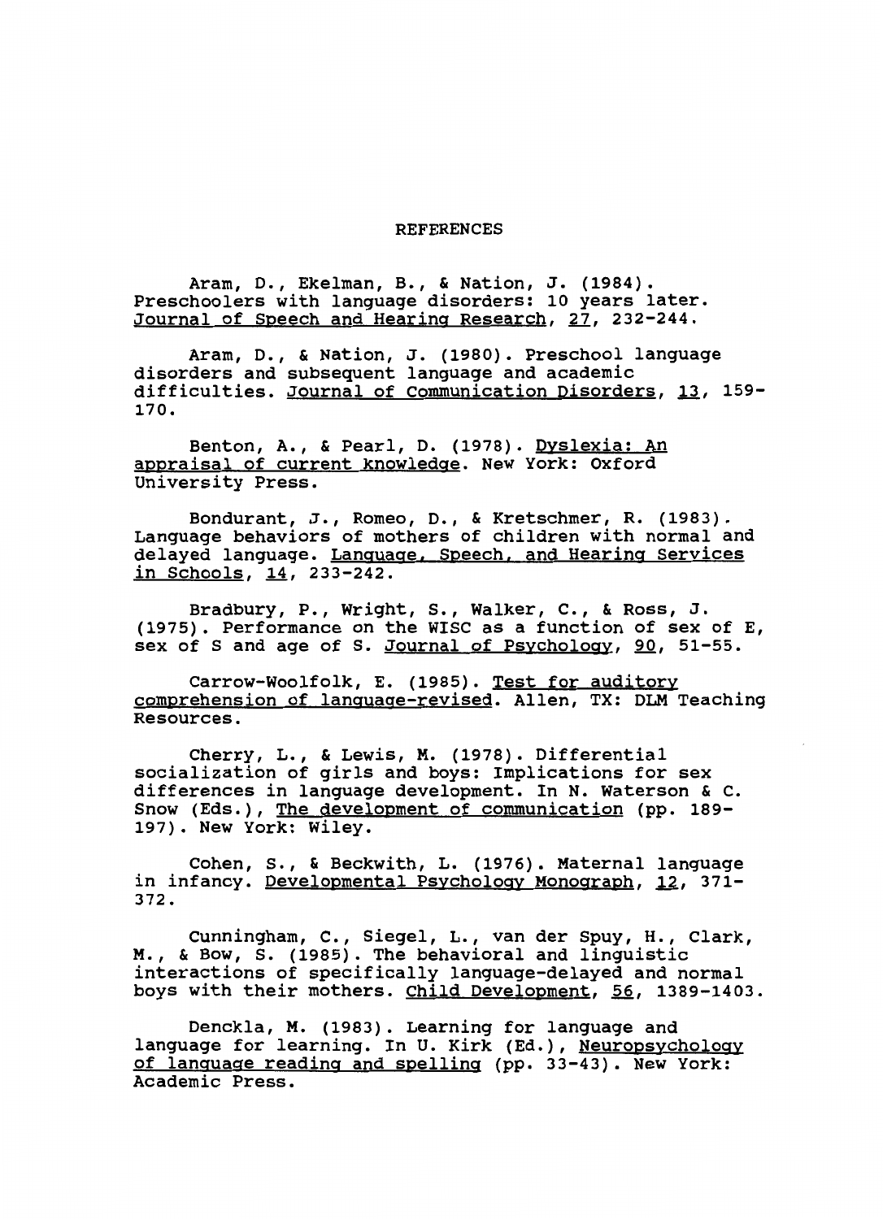# REFERENCES

Aram, D., Ekelman, B., & Nation, J. (1984). Preschoolers with language disorders: 10 years later. Journal of Speech and Hearing Research, 27, 232-244.

Aram, D., & Nation, J. (1980). Preschool language disorders and subsequent language and academic difficulties. Journal of Communication Disorders, 13, 159-170.

Benton, A., & Pearl, D. (1978). Dyslexia: An appraisal of current knowledge. New York: Oxford University Press.

Bondurant, J., Romeo, D., & Kretschmer, R. (1983). Language behaviors of mothers of children with normal and delayed language. Language, Speech, and Hearing Services in Schools, 14, 233-242.

Bradbury, P., Wright, S., Walker, C., & Ross, J. (1975). Performance on the WISC as a function of sex of E, sex of S and age of S. Journal of Psychology, 90, 51-55.

Carrow-Woolfolk, E. (1985). Test for auditory comprehension of language-revised. Allen, TX: DLM Teaching Resources.

Cherry, L., & Lewis, M. (1978). Differential socialization of girls and boys: Implications for sex differences in language development. In N. Waterson & C. Snow (Eds.), The development of communication (pp. 189-197). New York: Wiley.

Cohen, S., & Beckwith, L. (1976). Maternal language in infancy. Developmental Psychology Monograph, 12, 371-372.

Cunningham, C., Siegel, L., van der Spuy, H., Clark, M., & Bow, S. (1985). The behavioral and linguistic interactions of specifically language-delayed and normal boys with their mothers. Child Development, 56, 1389-1403.

Denckla, M. (1983). Learning for language and language for learning. In U. Kirk (Ed.), Neuropsychology of language reading and spelling (pp. 33-43). New York: Academic Press.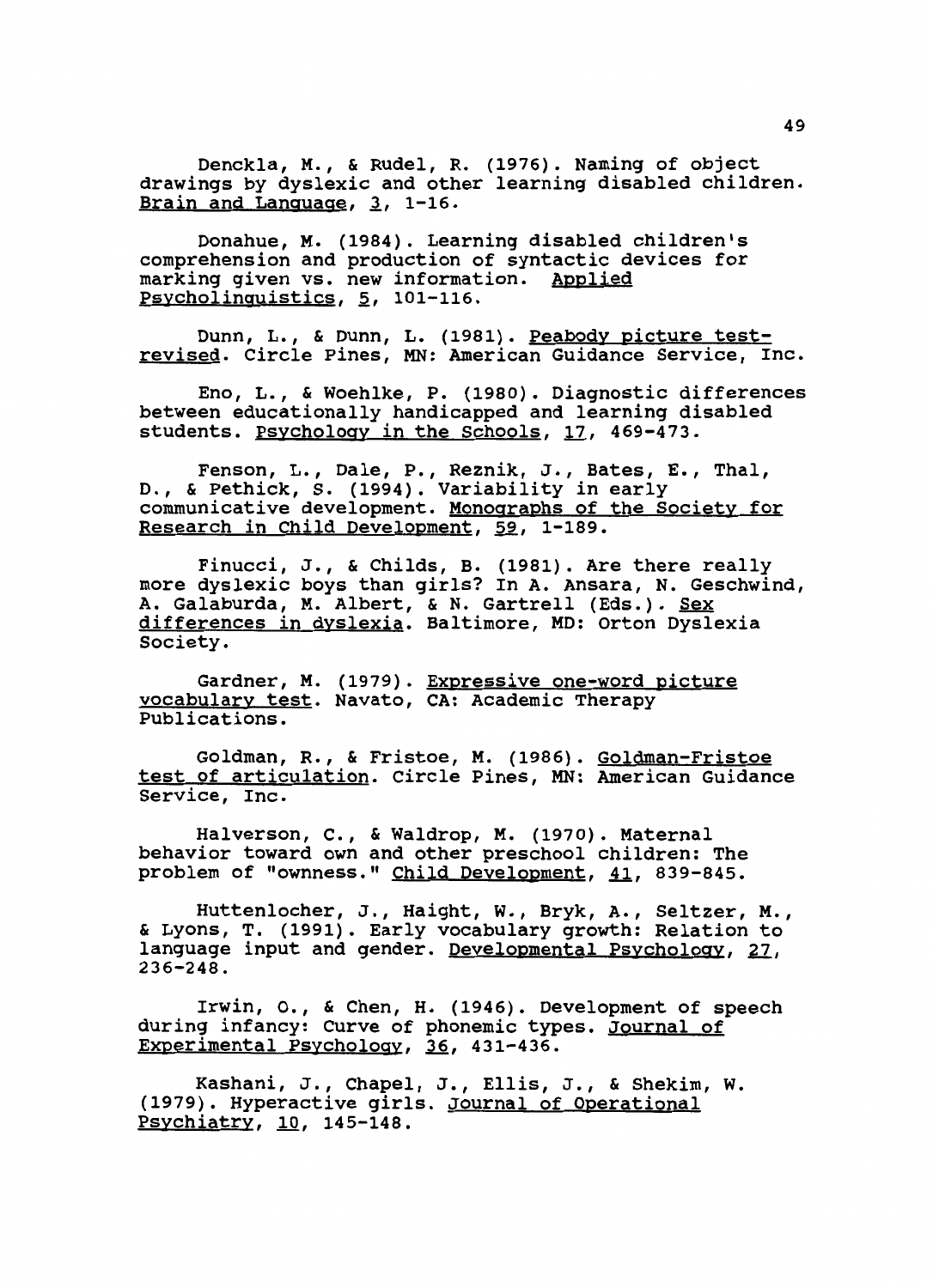Denckla, M., & Rudel, R. (1976). Naming of object drawings by dyslexic and other learning disabled children. Brain and Language, 3, 1-16.

Donahue, M. (1984). Learning disabled children's comprehension and production of syntactic devices for marking given vs. new information. Applied Psycholinguistics, 5, 101-116.

Dunn, L., & Dunn, L. (1981). Peabody picture test-revised. Circle Pines, MN: American Guidance Service, Inc.

Eno, L., & Woehlke, P. (1980). Diagnostic differences between educationally handicapped and learning disabled students. Psychology in the Schools, 17, 469-473.

Fenson, L., Dale, P., Reznik, J., Bates, E., Thal, D., & Pethick, S. (1994). Variability in early communicative development. Monographs of the Society for Research in Child Development, 59, 1-189.

Finucci, J., & Childs, B. (1981). Are there really more dyslexic boys than girls? In A. Ansara, N. Geschwind, A. Galaburda, M. Albert, & N. Gartrell (Eds.). Sex differences in dyslexia. Baltimore, MD: Orton Dyslexia Society.

Gardner, M. (1979). Expressive one-word picture vocabulary test. Navato, CA: Academic Therapy Publications.

Goldman, R., & Fristoe, M. (1986). Goldman-Fristoe test of articulation. Circle Pines, MN: American Guidance Service, Inc.

Halverson, C., & Waldrop, M. (1970). Maternal behavior toward own and other preschool children: The problem of "ownness." Child Development, 41, 839-845.

Huttenlocher, J., Haight, W., Bryk, A., Seltzer, M., & Lyons, T. (1991). Early vocabulary growth: Relation to language input and gender. Developmental Psychology, 27, 236-248.

Irwin, O., & Chen, H. (1946). Development of speech during infancy: Curve of phonemic types. Journal of Experimental Psychology, 36, 431-436.

Kashani, J., Chapel, J., Ellis, J., & Shekim, W. (1979). Hyperactive girls. Journal of Operational Psychiatry, 10, 145-148.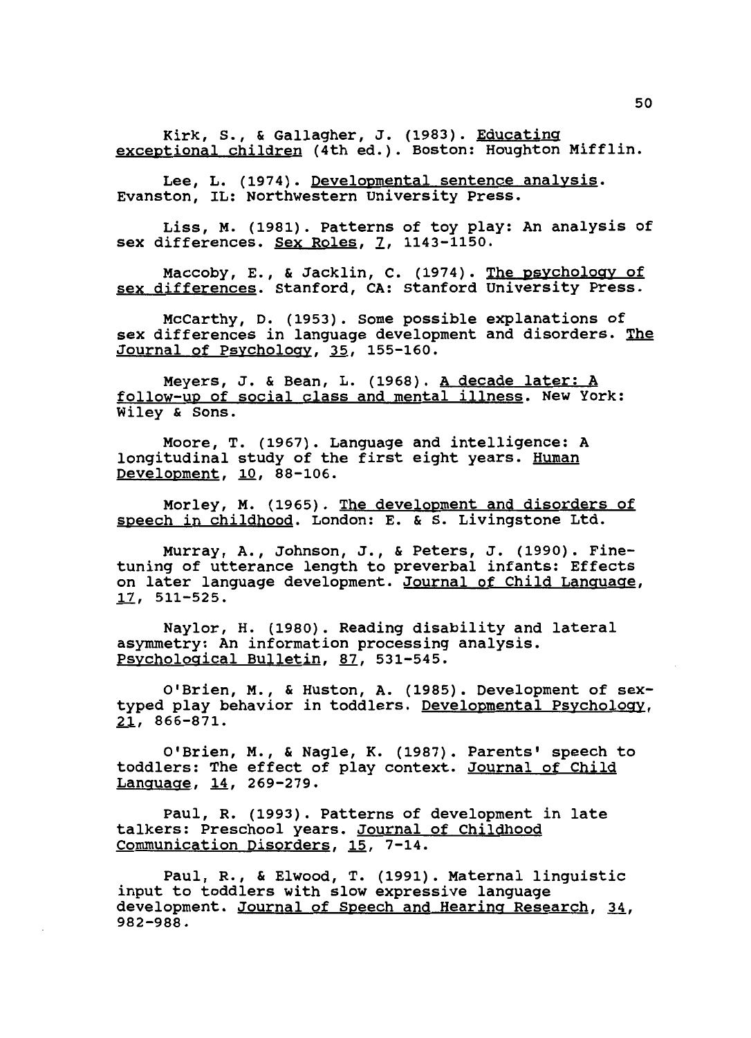Kirk, S., & Gallagher, J. (1983). Educating exceptional children (4th ed.). Boston: Houghton Mifflin.

Lee, L. (1974). Developmental sentence analysis. Evanston, IL: Northwestern University Press.

Liss, M. (1981). Patterns of toy play: An analysis of sex differences. Sex Roles, 7, 1143-1150.

Maccoby, E., & Jacklin, C. (1974). The psychology of sex differences. Stanford, CA: Stanford University Press.

McCarthy, D. (1953). Some possible explanations of sex differences in language development and disorders. The Journal of Psychology, 35, 155-160.

Meyers, J. & Bean, L. (1968). A decade later: A follow-up of social class and mental illness. New York: Wiley & Sons.

Moore, T. (1967). Language and intelligence: A longitudinal study of the first eight years. Human Development, 10, 88-106.

Morley, M. (1965). The development and disorders of speech in childhood. London: E. & S. Livingstone Ltd.

Murray, A., Johnson, J., & Peters, J. (1990). Fine-tuning of utterance length to preverbal infants: Effects on later language development. Journal of Child Language, 17, 511-525.

Naylor, H. (1980). Reading disability and lateral asymmetry: An information processing analysis. Psychological Bulletin, 87, 531-545.

O'Brien, M., & Huston, A. (1985). Development of sex-typed play behavior in toddlers. Developmental Psychology, 21, 866-871.

O'Brien, M., & Nagle, K. (1987). Parents' speech to toddlers: The effect of play context. Journal of Child Language, 14, 269-279.

Paul, R. (1993). Patterns of development in late talkers: Preschool years. Journal of Childhood Communication Disorders, 15, 7-14.

Paul, R., & Elwood, T. (1991). Maternal linguistic input to toddlers with slow expressive language development. Journal of Speech and Hearing Research, 34, 982-988.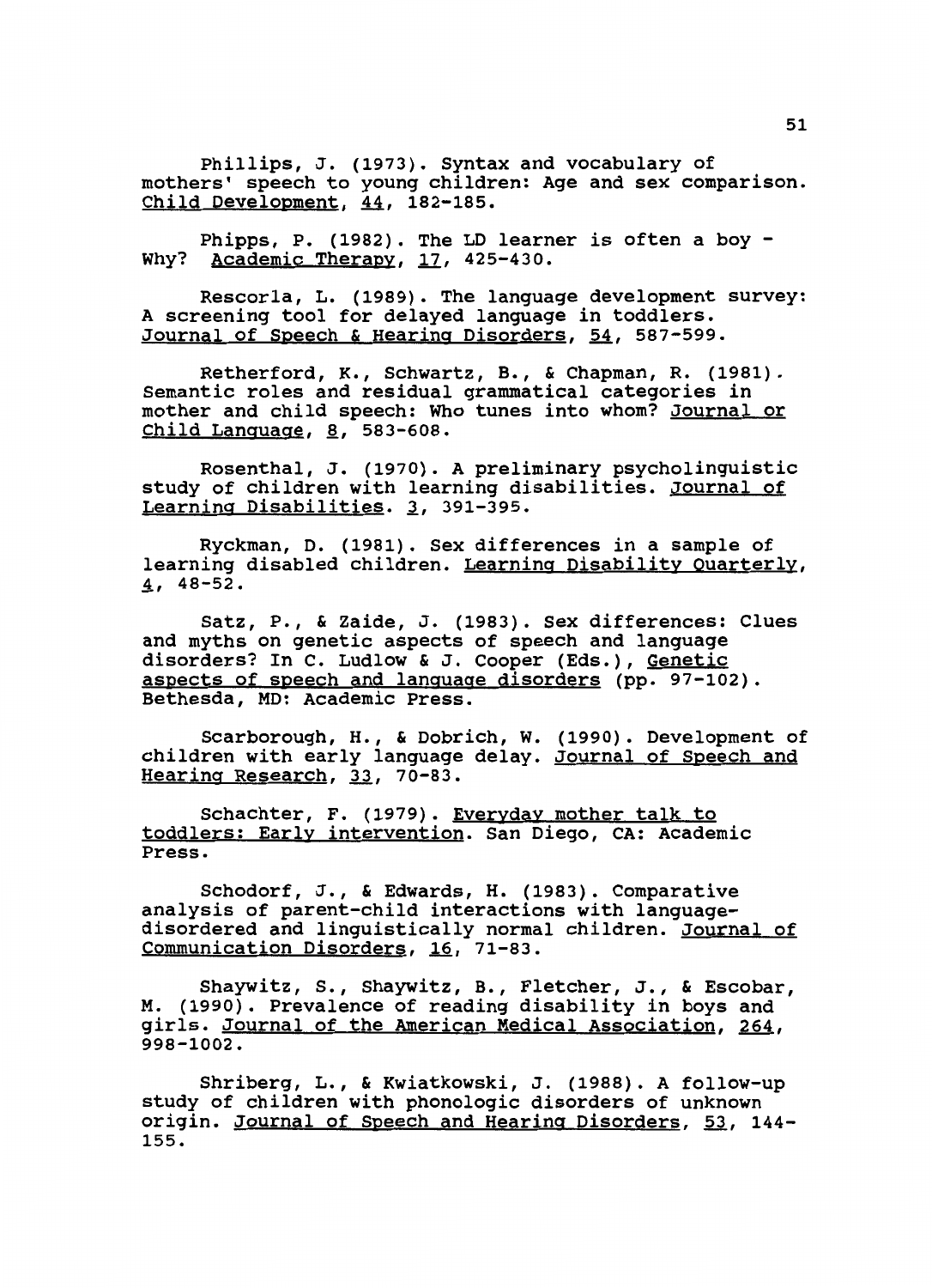Phillips, J. (1973). Syntax and vocabulary of mothers' speech to young children: Age and sex comparison. Child Development, 44, 182-185.

Phipps, P. (1982). The LD learner is often a boy - Why? Academic Therapy, 17, 425-430.

Rescorla, L. (1989). The language development survey: A screening tool for delayed language in toddlers. Journal of Speech & Hearing Disorders, 54, 587-599.

Retherford, K., Schwartz, B., & Chapman, R. (1981). Semantic roles and residual grammatical categories in mother and child speech: Who tunes into whom? Journal or Child Language, 8, 583-608.

Rosenthal, J. (1970). A preliminary psycholinguistic study of children with learning disabilities. Journal of Learning Disabilities. 3, 391-395.

Ryckman, D. (1981). Sex differences in a sample of learning disabled children. Learning Disability Quarterly, 4, 48-52.

Satz, P., & Zaide, J. (1983). Sex differences: Clues and myths on genetic aspects of speech and language disorders? In C. Ludlow & J. Cooper (Eds.), Genetic aspects of speech and language disorders (pp. 97-102). Bethesda, MD: Academic Press.

Scarborough, H., & Dobrich, W. (1990). Development of children with early language delay. Journal of Speech and Hearing Research, 33, 70-83.

Schachter, F. (1979). Everyday mother talk to toddlers: Early intervention. San Diego, CA: Academic Press.

Schodorf, J., & Edwards, H. (1983). Comparative analysis of parent-child interactions with language-disordered and linguistically normal children. Journal of Communication Disorders, 16, 71-83.

Shaywitz, S., Shaywitz, B., Fletcher, J., & Escobar, M. (1990). Prevalence of reading disability in boys and girls. Journal of the American Medical Association, 264, 998-1002.

Shriberg, L., & Kwiatkowski, J. (1988). A follow-up study of children with phonologic disorders of unknown origin. Journal of Speech and Hearing Disorders, 53, 144-155.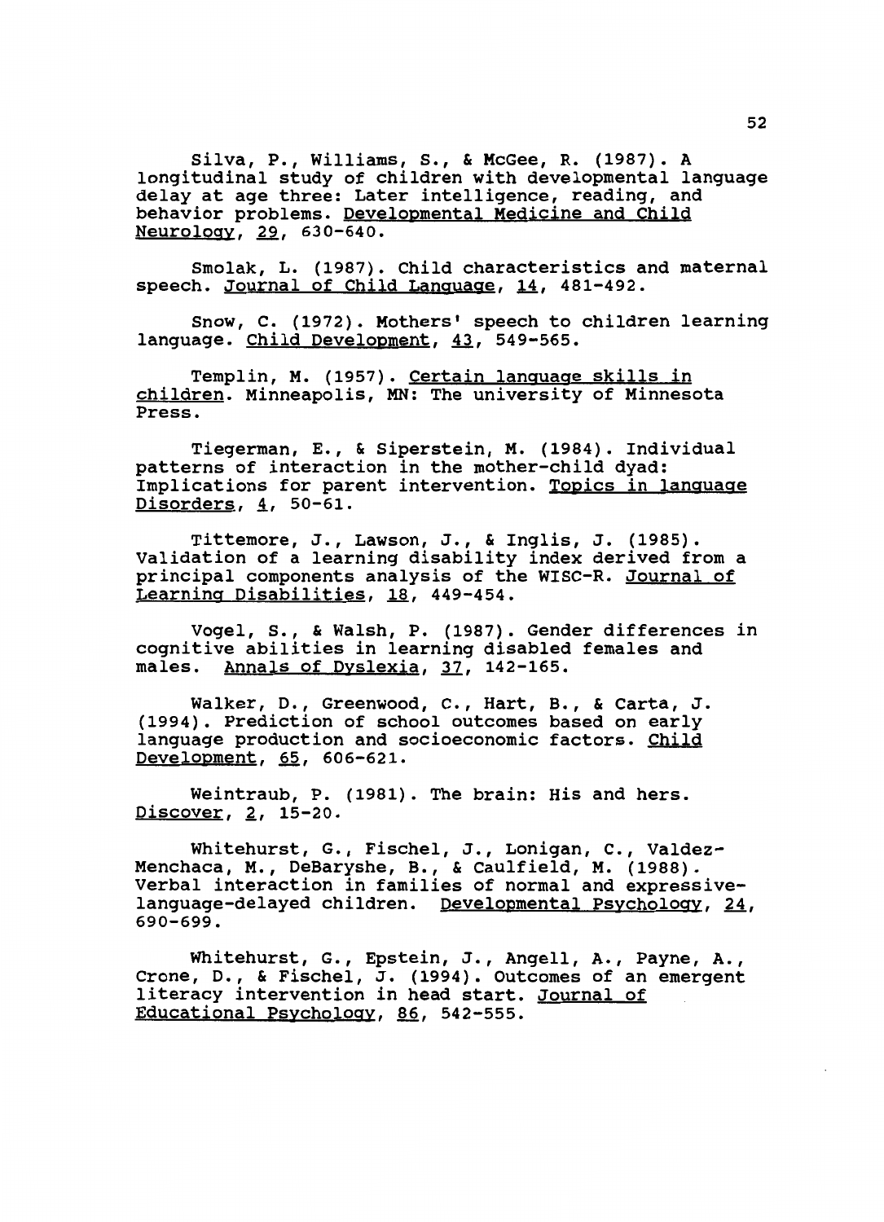Silva, P., Williams, S., & McGee, R. (1987). A longitudinal study of children with developmental language delay at age three: Later intelligence, reading, and behavior problems. Developmental Medicine and Child Neurology, 29, 630-640.

Smolak, L. (1987). Child characteristics and maternal speech. Journal of Child Language, 14, 481-492.

Snow, C. (1972). Mothers' speech to children learning language. Child Development, 43, 549-565.

Templin, M. (1957). Certain language skills in children. Minneapolis, MN: The university of Minnesota Press.

Tiegerman, E., & Siperstein, M. (1984). Individual patterns of interaction in the mother-child dyad: Implications for parent intervention. Topics in language Disorders, 4, 50-61.

Tittemore, J., Lawson, J., & Inglis, J. (1985). Validation of a learning disability index derived from a principal components analysis of the WISC-R. Journal of Learning Disabilities, 18, 449-454.

Vogel, S., & Walsh, P. (1987). Gender differences in cognitive abilities in learning disabled females and males. Annals of Dyslexia, 37, 142-165.

Walker, D., Greenwood, C., Hart, B., & Carta, J. (1994). Prediction of school outcomes based on early language production and socioeconomic factors. Child Development, 65, 606-621.

Weintraub, P. (1981). The brain: His and hers. Discover, 2, 15-20.

Whitehurst, G., Fischel, J., Lonigan, C., Valdez-Menchaca, M., DeBaryshe, B., & Caulfield, M. (1988). Verbal interaction in families of normal and expressive-language-delayed children. Developmental Psychology, 24, 690-699.

Whitehurst, G., Epstein, J., Angell, A., Payne, A., Crone, D., & Fischel, J. (1994). Outcomes of an emergent literacy intervention in head start. Journal of Educational Psychology, 86, 542-555.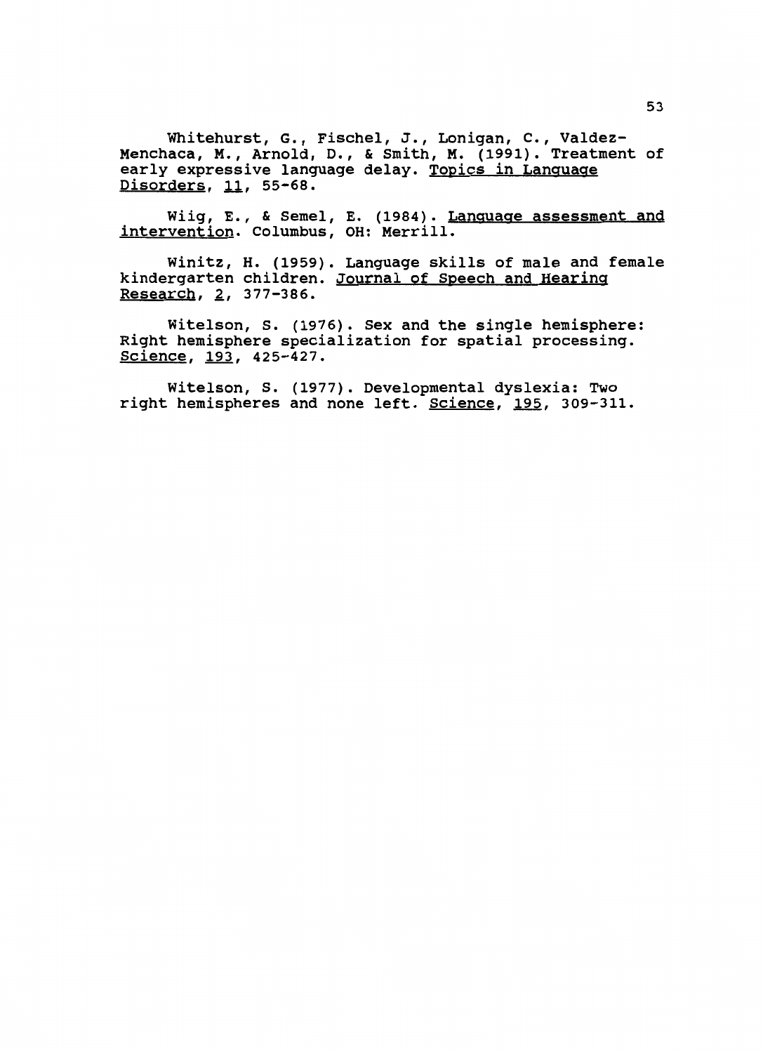Whitehurst, G., Fischel, J., Lonigan, C., Valdez-Menchaca, M., Arnold, D., & Smith, M. (1991). Treatment of early expressive language delay. Topics in Language Disorders, 11, 55-68.

Wiig, E., & Semel, E. (1984). Language assessment and intervention. Columbus, OH: Merrill.

Winitz, H. (1959). Language skills of male and female kindergarten children. Journal of Speech and Hearing Research, 2, 377-386.

Witelson, S. (1976). Sex and the single hemisphere: Right hemisphere specialization for spatial processing. Science, 193, 425-427.

Witelson, S. (1977). Developmental dyslexia: Two right hemispheres and none left. Science, 195, 309-311.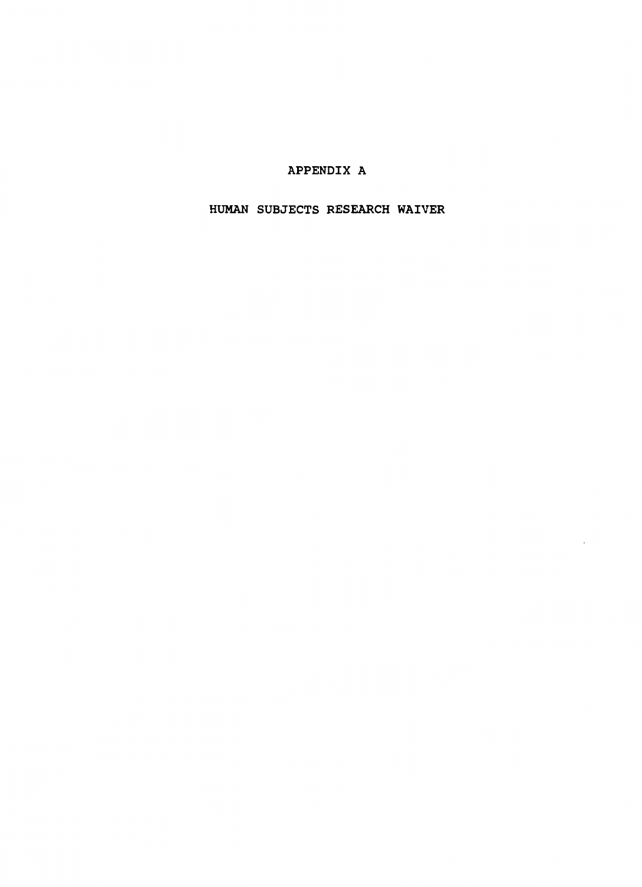# APPENDIX A

## HUMAN SUBJECTS RESEARCH WAIVER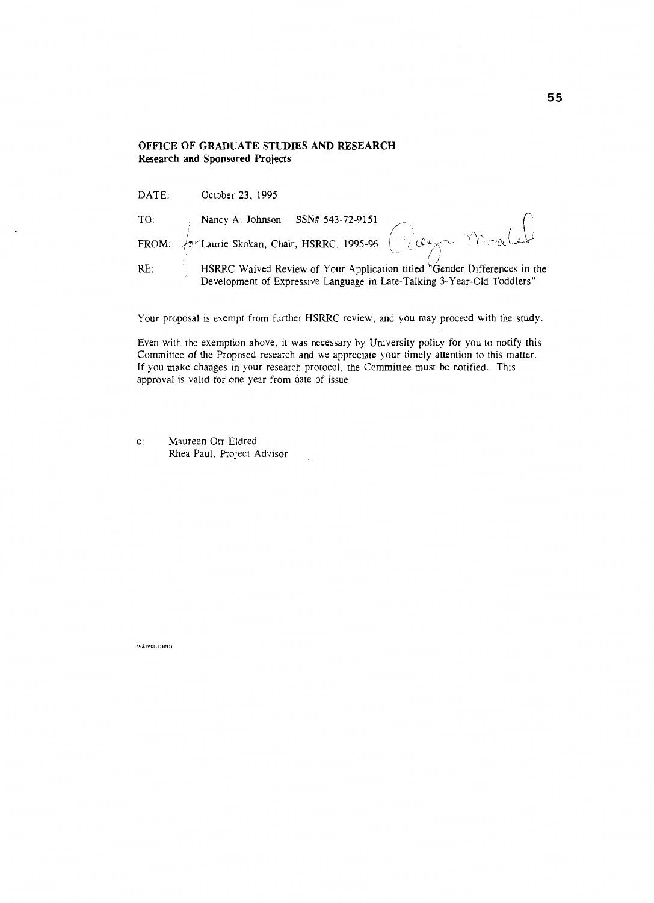**OFFICE OF GRADUATE STUDIES AND RESEARCH**
**Research and Sponsored Projects**

DATE: October 23, 1995

TO: Nancy A. Johnson SSN# 543-72-9151

FROM: Laurie Skokan, Chair, HSRRC, 1995-96

RE: HSRRC Waived Review of Your Application titled "Gender Differences in the Development of Expressive Language in Late-Talking 3-Year-Old Toddlers"

Your proposal is exempt from further HSRRC review, and you may proceed with the study.

Even with the exemption above, it was necessary by University policy for you to notify this Committee of the Proposed research and we appreciate your timely attention to this matter. If you make changes in your research protocol, the Committee must be notified. This approval is valid for one year from date of issue.

c: Maureen Orr Eldred
Rhea Paul, Project Advisor

waiver.mem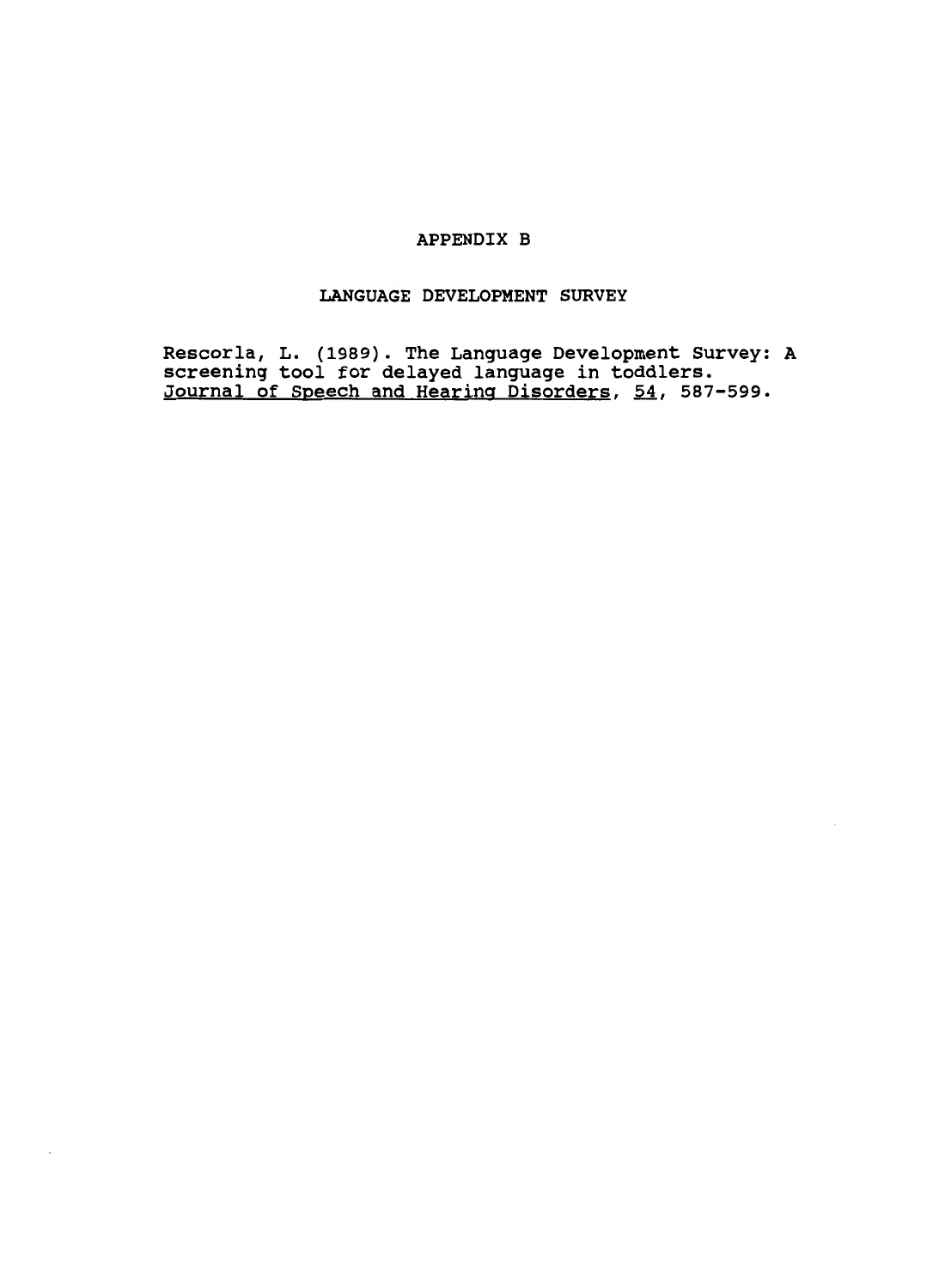# APPENDIX B

## LANGUAGE DEVELOPMENT SURVEY

Rescorla, L. (1989). The Language Development Survey: A screening tool for delayed language in toddlers. *Journal of Speech and Hearing Disorders*, *54*, 587-599.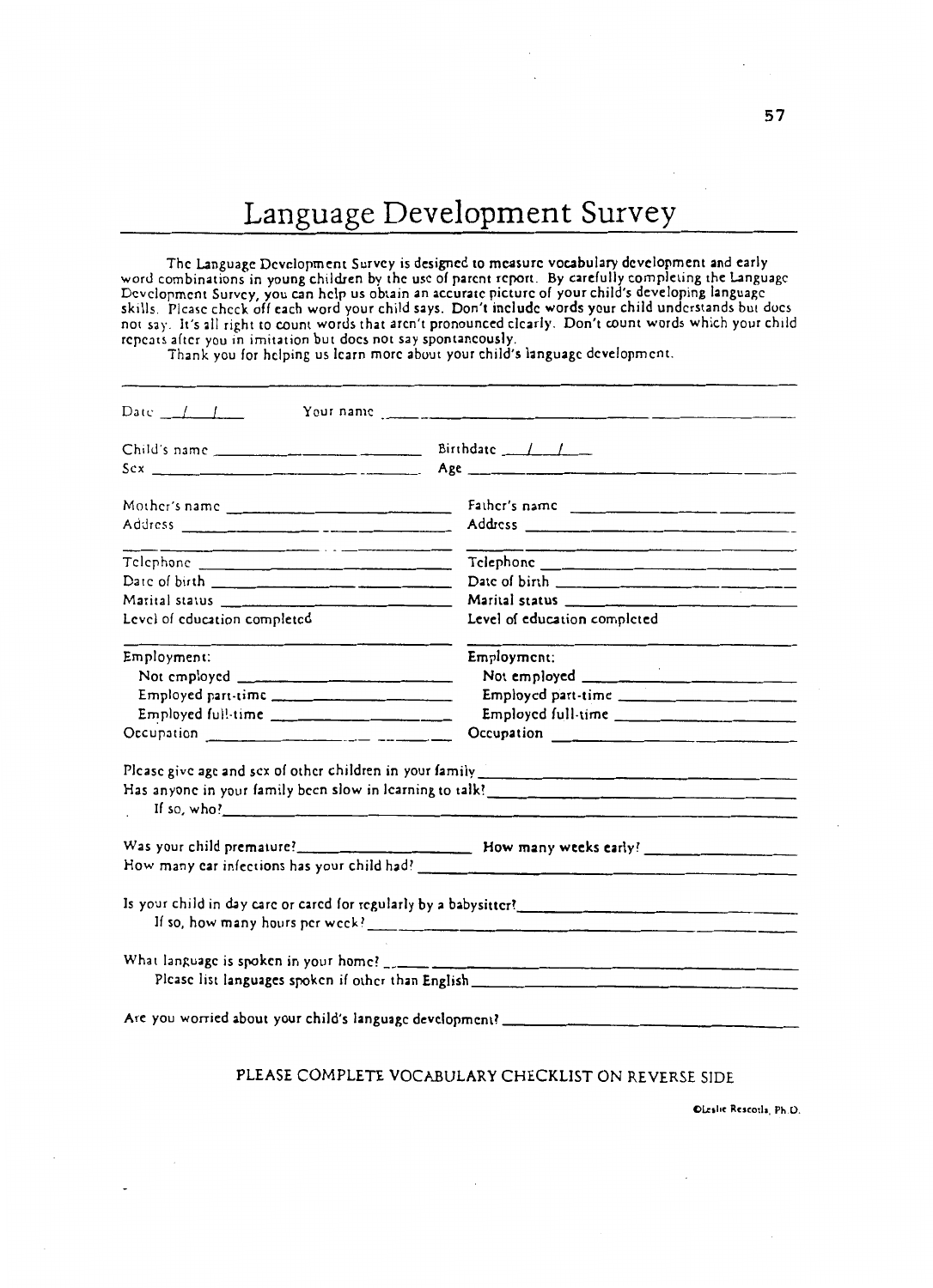# Language Development Survey

The Language Development Survey is designed to measure vocabulary development and early word combinations in young children by the use of parent report. By carefully completing the Language Development Survey, you can help us obtain an accurate picture of your child's developing language skills. Please check off each word your child says. Don't include words your child understands but does not say. It's all right to count words that aren't pronounced clearly. Don't count words which your child repeats after you in imitation but does not say spontaneously.

Thank you for helping us learn more about your child's language development.

---

Date \_\_\_/\_\_\_/\_\_\_ Your name \_\_\_\_\_\_\_\_\_\_\_\_\_\_\_\_\_\_\_\_

Child's name \_\_\_\_\_\_\_\_\_\_\_\_\_\_\_\_\_\_\_\_ Birthdate \_\_\_/\_\_\_/\_\_\_

Sex \_\_\_\_\_\_\_\_\_\_\_\_\_\_\_\_\_\_\_\_ Age \_\_\_\_\_\_\_\_\_\_\_\_\_\_\_\_\_\_\_\_

| | |
|---|---|
| Mother's name \_\_\_\_\_\_\_\_\_\_\_\_\_\_\_\_ | Father's name \_\_\_\_\_\_\_\_\_\_\_\_\_\_\_\_ |
| Address \_\_\_\_\_\_\_\_\_\_\_\_\_\_\_\_ | Address \_\_\_\_\_\_\_\_\_\_\_\_\_\_\_\_ |
| Telephone \_\_\_\_\_\_\_\_\_\_\_\_\_\_\_\_ | Telephone \_\_\_\_\_\_\_\_\_\_\_\_\_\_\_\_ |
| Date of birth \_\_\_\_\_\_\_\_\_\_\_\_\_\_\_\_ | Date of birth \_\_\_\_\_\_\_\_\_\_\_\_\_\_\_\_ |
| Marital status \_\_\_\_\_\_\_\_\_\_\_\_\_\_\_\_ | Marital status \_\_\_\_\_\_\_\_\_\_\_\_\_\_\_\_ |
| Level of education completed | Level of education completed |
| Employment: | Employment: |
| Not employed \_\_\_\_\_\_\_\_\_\_\_\_\_\_\_\_ | Not employed \_\_\_\_\_\_\_\_\_\_\_\_\_\_\_\_ |
| Employed part-time \_\_\_\_\_\_\_\_\_\_\_\_\_\_\_\_ | Employed part-time \_\_\_\_\_\_\_\_\_\_\_\_\_\_\_\_ |
| Employed full-time \_\_\_\_\_\_\_\_\_\_\_\_\_\_\_\_ | Employed full-time \_\_\_\_\_\_\_\_\_\_\_\_\_\_\_\_ |
| Occupation \_\_\_\_\_\_\_\_\_\_\_\_\_\_\_\_ | Occupation \_\_\_\_\_\_\_\_\_\_\_\_\_\_\_\_ |

Please give age and sex of other children in your family \_\_\_\_\_\_\_\_\_\_\_\_\_\_\_\_

Has anyone in your family been slow in learning to talk? \_\_\_\_\_\_\_\_\_\_\_\_\_\_\_\_

If so, who? \_\_\_\_\_\_\_\_\_\_\_\_\_\_\_\_

Was your child premature? \_\_\_\_\_\_\_\_\_\_\_\_\_\_\_\_ How many weeks early? \_\_\_\_\_\_\_\_\_\_\_\_\_\_\_\_

How many ear infections has your child had? \_\_\_\_\_\_\_\_\_\_\_\_\_\_\_\_

Is your child in day care or cared for regularly by a babysitter? \_\_\_\_\_\_\_\_\_\_\_\_\_\_\_\_

If so, how many hours per week? \_\_\_\_\_\_\_\_\_\_\_\_\_\_\_\_

What language is spoken in your home? \_\_\_\_\_\_\_\_\_\_\_\_\_\_\_\_

Please list languages spoken if other than English \_\_\_\_\_\_\_\_\_\_\_\_\_\_\_\_

Are you worried about your child's language development? \_\_\_\_\_\_\_\_\_\_\_\_\_\_\_\_

PLEASE COMPLETE VOCABULARY CHECKLIST ON REVERSE SIDE

©Leslie Rescorla, Ph.D.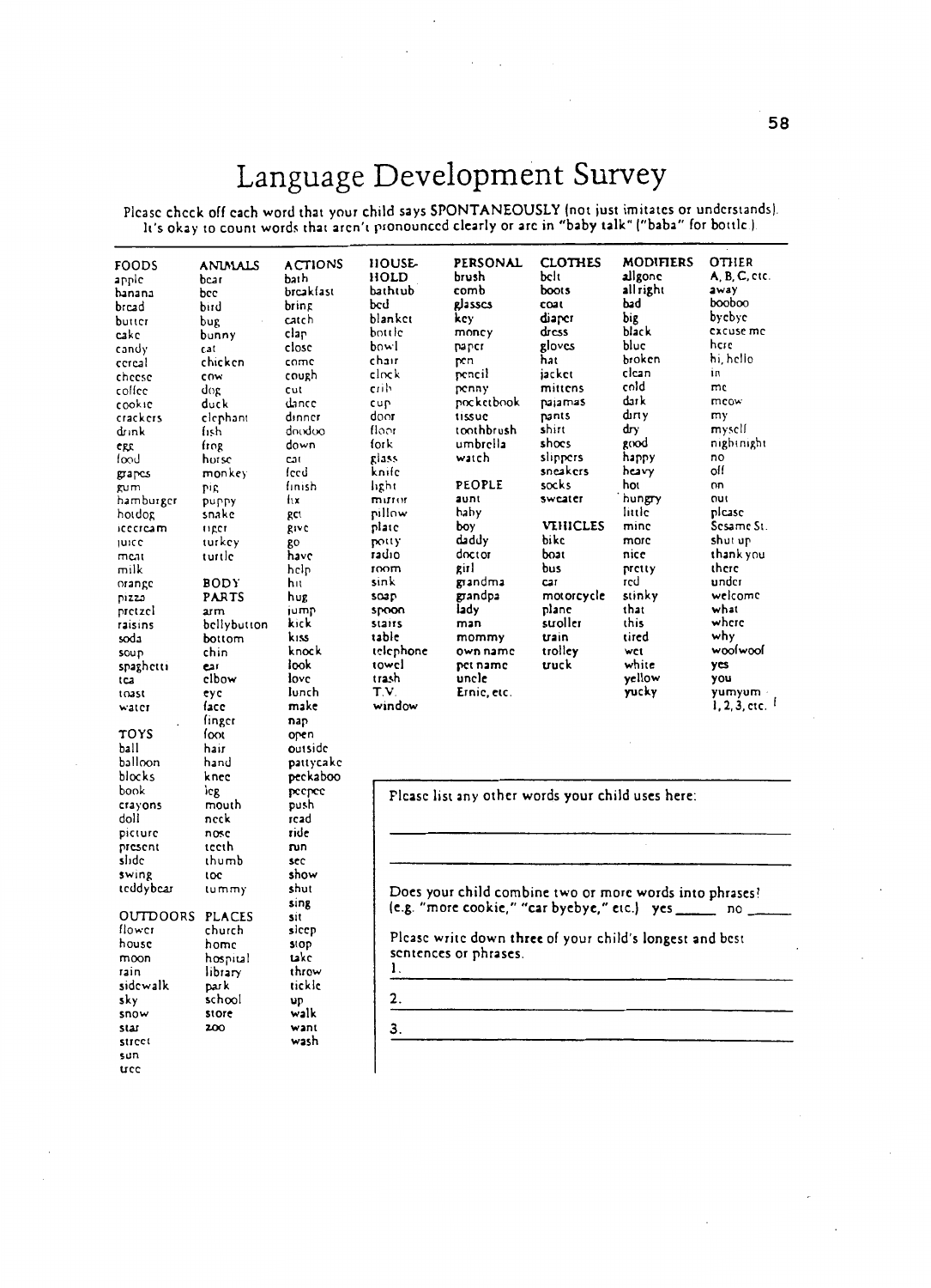# Language Development Survey

Please check off each word that your child says SPONTANEOUSLY (not just imitates or understands). It's okay to count words that aren't pronounced clearly or are in "baby talk" ("baba" for bottle).

**FOODS**
apple
banana
bread
butter
cake
candy
cereal
cheese
coffee
cookie
crackers
drink
egg
food
grapes
gum
hamburger
hotdog
icecream
juice
meat
milk
orange
pizza
pretzel
raisins
soda
soup
spaghetti
tea
toast
water

**TOYS**
ball
balloon
blocks
book
crayons
doll
picture
present
slide
swing
teddybear

**OUTDOORS**
flower
house
moon
rain
sidewalk
sky
snow
star
street
sun
tree

**ANIMALS**
bear
bee
bird
bug
bunny
cat
chicken
cow
dog
duck
elephant
fish
frog
horse
monkey
pig
puppy
snake
tiger
turkey
turtle

**BODY PARTS**
arm
bellybutton
bottom
chin
ear
elbow
eye
face
finger
foot
hair
hand
knee
leg
mouth
neck
nose
teeth
thumb
toe
tummy

**PLACES**
church
home
hospital
library
park
school
store
zoo

**ACTIONS**
bath
breakfast
bring
catch
clap
close
come
cough
cut
dance
dinner
doodoo
down
eat
feed
finish
fix
get
give
go
have
help
hit
hug
jump
kick
kiss
knock
look
love
lunch
make
nap
open
outside
pattycake
peekaboo
peepee
push
read
ride
run
see
show
shut
sing
sit
sleep
stop
take
throw
tickle
up
walk
want
wash

**HOUSEHOLD**
bathtub
bed
blanket
bottle
bowl
chair
clock
crib
cup
door
floor
fork
glass
knife
light
mirror
pillow
plate
potty
radio
room
sink
soap
spoon
stairs
table
telephone
towel
trash
T.V.
window

**PERSONAL**
brush
comb
glasses
key
money
paper
pen
pencil
penny
pocketbook
tissue
toothbrush
umbrella
watch

**PEOPLE**
aunt
baby
boy
daddy
doctor
girl
grandma
grandpa
lady
man
mommy
own name
pet name
uncle
Ernie, etc.

**CLOTHES**
belt
boots
coat
diaper
dress
gloves
hat
jacket
mittens
pajamas
pants
shirt
shoes
slippers
sneakers
socks
sweater

**VEHICLES**
bike
boat
bus
car
motorcycle
plane
stroller
train
trolley
truck

**MODIFIERS**
allgone
all right
bad
big
black
blue
broken
clean
cold
dark
dirty
dry
good
happy
heavy
hot
hungry
little
mine
more
nice
pretty
red
stinky
that
this
tired
wet
white
yellow
yucky

**OTHER**
A, B, C, etc.
away
booboo
byebye
excuse me
here
hi, hello
in
me
meow
my
myself
nightnight
no
off
on
out
please
Sesame St.
shut up
thank you
there
under
welcome
what
where
why
woofwoof
yes
you
yumyum
1, 2, 3, etc.

---

Please list any other words your child uses here:

\_\_\_\_\_\_\_\_\_\_\_\_\_\_\_\_\_\_\_\_\_\_\_\_\_\_\_\_\_\_\_\_\_\_\_\_\_\_\_\_

\_\_\_\_\_\_\_\_\_\_\_\_\_\_\_\_\_\_\_\_\_\_\_\_\_\_\_\_\_\_\_\_\_\_\_\_\_\_\_\_

Does your child combine two or more words into phrases? (e.g. "more cookie," "car byebye," etc.) yes \_\_\_\_\_ no \_\_\_\_\_

Please write down **three** of your child's longest and best sentences or phrases.

1. \_\_\_\_\_\_\_\_\_\_\_\_\_\_\_\_\_\_\_\_\_\_\_\_\_\_\_\_\_\_\_\_\_\_\_\_\_\_\_\_
2. \_\_\_\_\_\_\_\_\_\_\_\_\_\_\_\_\_\_\_\_\_\_\_\_\_\_\_\_\_\_\_\_\_\_\_\_\_\_\_\_
3. \_\_\_\_\_\_\_\_\_\_\_\_\_\_\_\_\_\_\_\_\_\_\_\_\_\_\_\_\_\_\_\_\_\_\_\_\_\_\_\_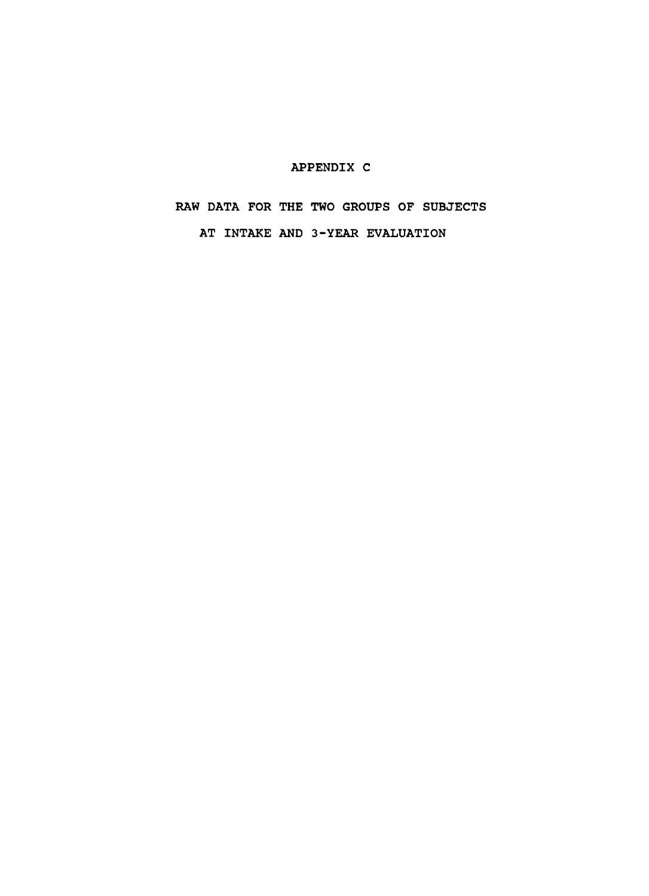# APPENDIX C

## RAW DATA FOR THE TWO GROUPS OF SUBJECTS AT INTAKE AND 3-YEAR EVALUATION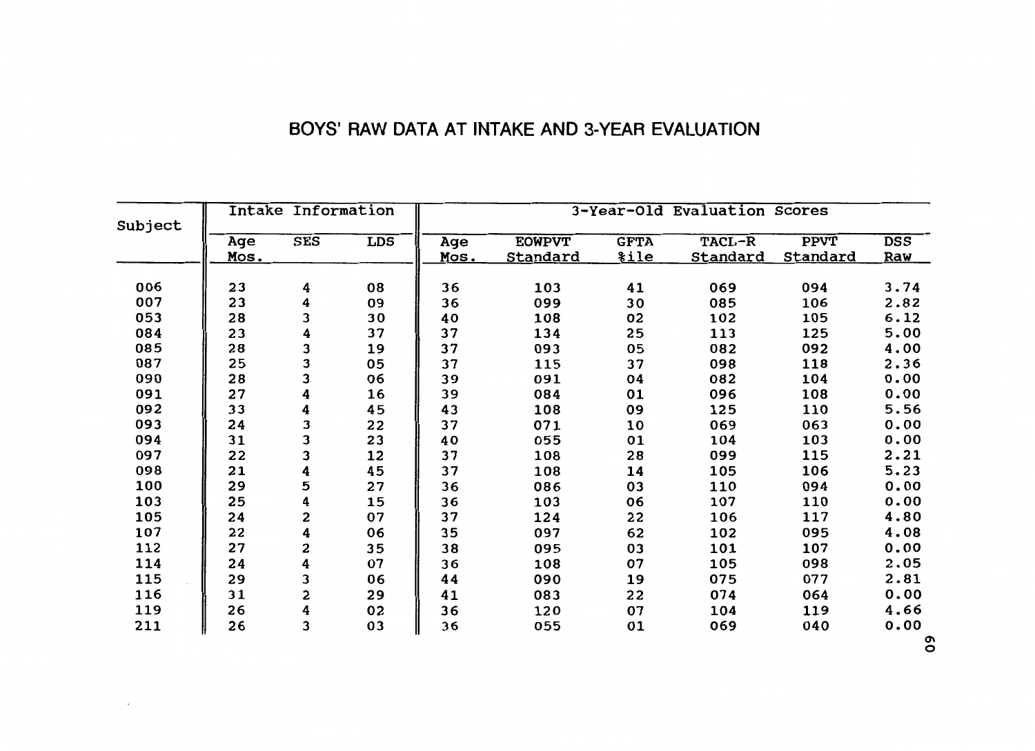## BOYS' RAW DATA AT INTAKE AND 3-YEAR EVALUATION

| Subject | Intake Information | | | 3-Year-Old Evaluation Scores | | | | | |
|---|---|---|---|---|---|---|---|---|---|
| | Age Mos. | SES | LDS | Age Mos. | EOWPVT Standard | GFTA %ile | TACL-R Standard | PPVT Standard | DSS Raw |
| 006 | 23 | 4 | 08 | 36 | 103 | 41 | 069 | 094 | 3.74 |
| 007 | 23 | 4 | 09 | 36 | 099 | 30 | 085 | 106 | 2.82 |
| 053 | 28 | 3 | 30 | 40 | 108 | 02 | 102 | 105 | 6.12 |
| 084 | 23 | 4 | 37 | 37 | 134 | 25 | 113 | 125 | 5.00 |
| 085 | 28 | 3 | 19 | 37 | 093 | 05 | 082 | 092 | 4.00 |
| 087 | 25 | 3 | 05 | 37 | 115 | 37 | 098 | 118 | 2.36 |
| 090 | 28 | 3 | 06 | 39 | 091 | 04 | 082 | 104 | 0.00 |
| 091 | 27 | 4 | 16 | 39 | 084 | 01 | 096 | 108 | 0.00 |
| 092 | 33 | 4 | 45 | 43 | 108 | 09 | 125 | 110 | 5.56 |
| 093 | 24 | 3 | 22 | 37 | 071 | 10 | 069 | 063 | 0.00 |
| 094 | 31 | 3 | 23 | 40 | 055 | 01 | 104 | 103 | 0.00 |
| 097 | 22 | 3 | 12 | 37 | 108 | 28 | 099 | 115 | 2.21 |
| 098 | 21 | 4 | 45 | 37 | 108 | 14 | 105 | 106 | 5.23 |
| 100 | 29 | 5 | 27 | 36 | 086 | 03 | 110 | 094 | 0.00 |
| 103 | 25 | 4 | 15 | 36 | 103 | 06 | 107 | 110 | 0.00 |
| 105 | 24 | 2 | 07 | 37 | 124 | 22 | 106 | 117 | 4.80 |
| 107 | 22 | 4 | 06 | 35 | 097 | 62 | 102 | 095 | 4.08 |
| 112 | 27 | 2 | 35 | 38 | 095 | 03 | 101 | 107 | 0.00 |
| 114 | 24 | 4 | 07 | 36 | 108 | 07 | 105 | 098 | 2.05 |
| 115 | 29 | 3 | 06 | 44 | 090 | 19 | 075 | 077 | 2.81 |
| 116 | 31 | 2 | 29 | 41 | 083 | 22 | 074 | 064 | 0.00 |
| 119 | 26 | 4 | 02 | 36 | 120 | 07 | 104 | 119 | 4.66 |
| 211 | 26 | 3 | 03 | 36 | 055 | 01 | 069 | 040 | 0.00 |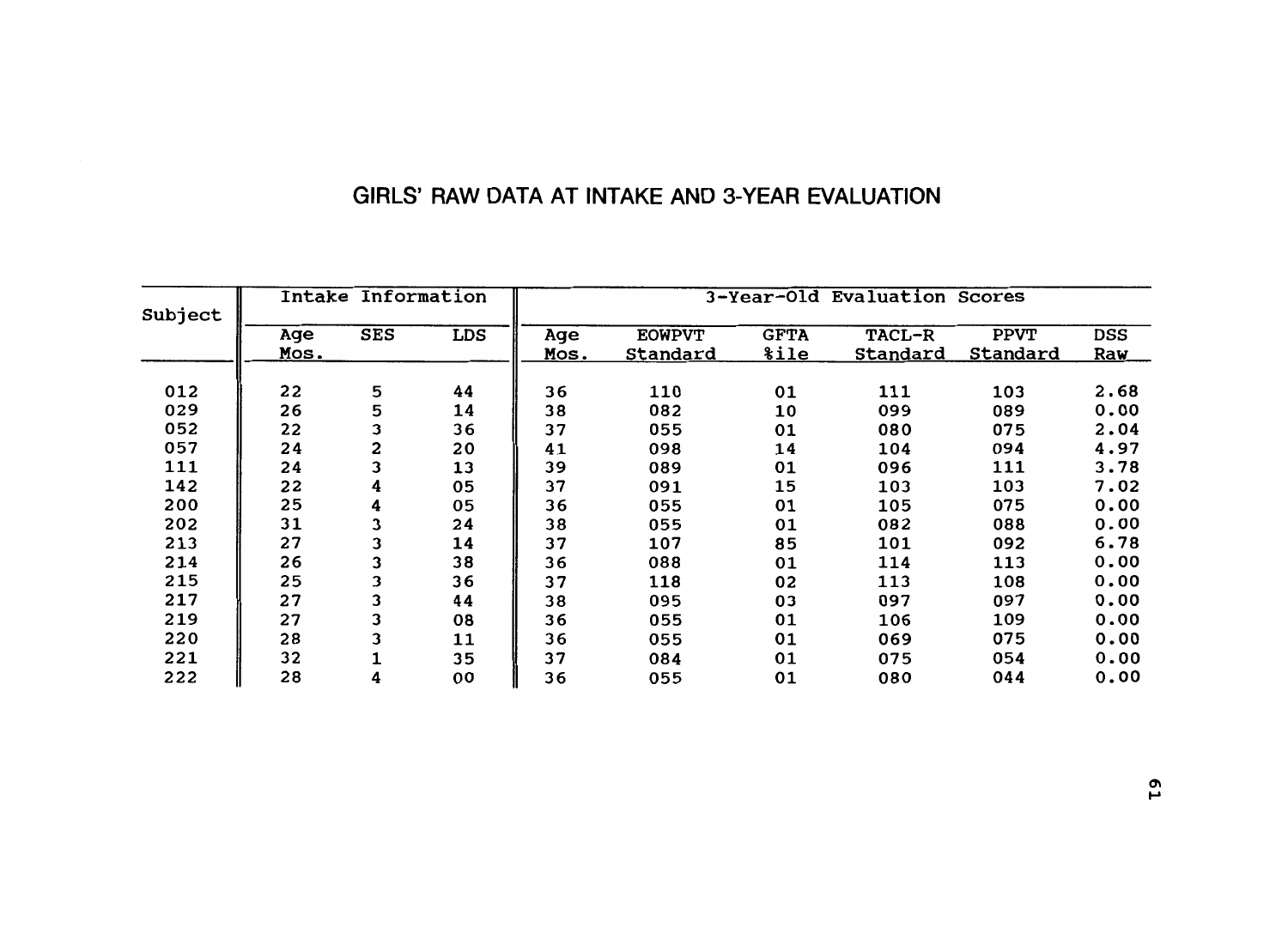## GIRLS' RAW DATA AT INTAKE AND 3-YEAR EVALUATION

| Subject | Intake Information | | | 3-Year-Old Evaluation Scores | | | | | |
|---|---|---|---|---|---|---|---|---|---|
| | Age Mos. | SES | LDS | Age Mos. | EOWPVT Standard | GFTA %ile | TACL-R Standard | PPVT Standard | DSS Raw |
| 012 | 22 | 5 | 44 | 36 | 110 | 01 | 111 | 103 | 2.68 |
| 029 | 26 | 5 | 14 | 38 | 082 | 10 | 099 | 089 | 0.00 |
| 052 | 22 | 3 | 36 | 37 | 055 | 01 | 080 | 075 | 2.04 |
| 057 | 24 | 2 | 20 | 41 | 098 | 14 | 104 | 094 | 4.97 |
| 111 | 24 | 3 | 13 | 39 | 089 | 01 | 096 | 111 | 3.78 |
| 142 | 22 | 4 | 05 | 37 | 091 | 15 | 103 | 103 | 7.02 |
| 200 | 25 | 4 | 05 | 36 | 055 | 01 | 105 | 075 | 0.00 |
| 202 | 31 | 3 | 24 | 38 | 055 | 01 | 082 | 088 | 0.00 |
| 213 | 27 | 3 | 14 | 37 | 107 | 85 | 101 | 092 | 6.78 |
| 214 | 26 | 3 | 38 | 36 | 088 | 01 | 114 | 113 | 0.00 |
| 215 | 25 | 3 | 36 | 37 | 118 | 02 | 113 | 108 | 0.00 |
| 217 | 27 | 3 | 44 | 38 | 095 | 03 | 097 | 097 | 0.00 |
| 219 | 27 | 3 | 08 | 36 | 055 | 01 | 106 | 109 | 0.00 |
| 220 | 28 | 3 | 11 | 36 | 055 | 01 | 069 | 075 | 0.00 |
| 221 | 32 | 1 | 35 | 37 | 084 | 01 | 075 | 054 | 0.00 |
| 222 | 28 | 4 | 00 | 36 | 055 | 01 | 080 | 044 | 0.00 |